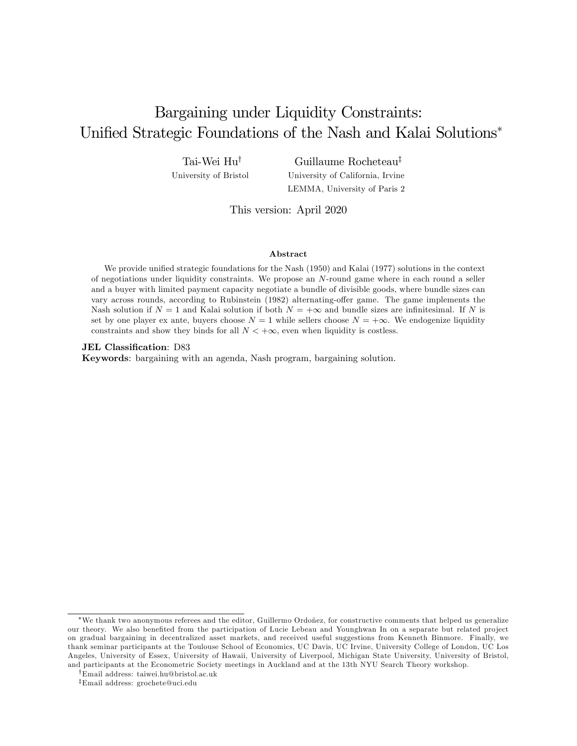# Bargaining under Liquidity Constraints: Unified Strategic Foundations of the Nash and Kalai Solutions[*]

Tai-Wei Hu[†]
University of Bristol

Guillaume Rocheteau[‡]
University of California, Irvine
LEMMA, University of Paris 2

This version: April 2020

### Abstract

We provide unified strategic foundations for the Nash (1950) and Kalai (1977) solutions in the context of negotiations under liquidity constraints. We propose an $N$-round game where in each round a seller and a buyer with limited payment capacity negotiate a bundle of divisible goods, where bundle sizes can vary across rounds, according to Rubinstein (1982) alternating-offer game. The game implements the Nash solution if $N = 1$ and Kalai solution if both $N = +\infty$ and bundle sizes are infinitesimal. If $N$ is set by one player ex ante, buyers choose $N = 1$ while sellers choose $N = +\infty$. We endogenize liquidity constraints and show they binds for all $N < +\infty$, even when liquidity is costless.

**JEL Classification**: D83

**Keywords**: bargaining with an agenda, Nash program, bargaining solution.

---

[*] We thank two anonymous referees and the editor, Guillermo Ordoñez, for constructive comments that helped us generalize our theory. We also benefited from the participation of Lucie Lebeau and Younghwan In on a separate but related project on gradual bargaining in decentralized asset markets, and received useful suggestions from Kenneth Binmore. Finally, we thank seminar participants at the Toulouse School of Economics, UC Davis, UC Irvine, University College of London, UC Los Angeles, University of Essex, University of Hawaii, University of Liverpool, Michigan State University, University of Bristol, and participants at the Econometric Society meetings in Auckland and at the 13th NYU Search Theory workshop.

[†] Email address: taiwei.hu@bristol.ac.uk

[‡] Email address: grochete@uci.edu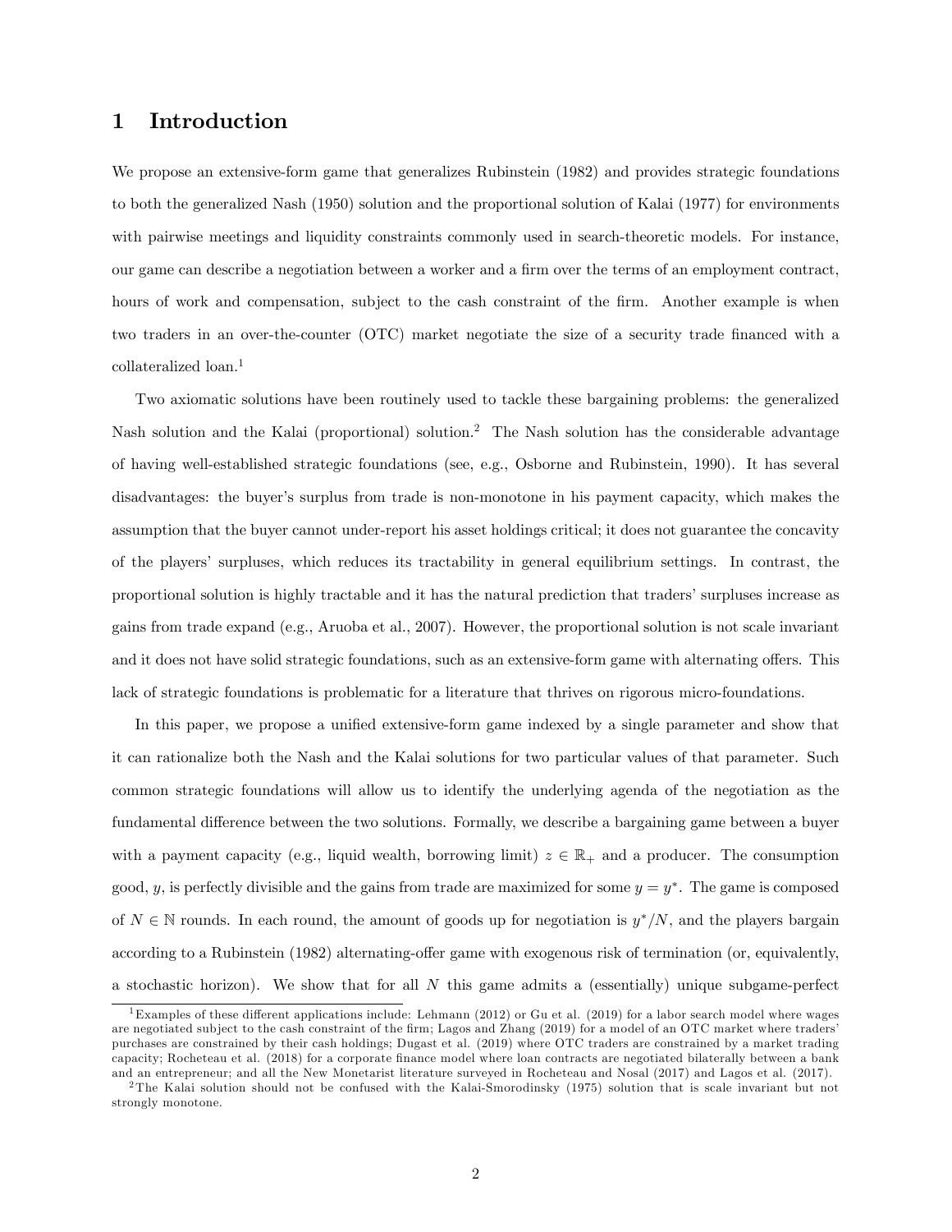# 1 Introduction

We propose an extensive-form game that generalizes Rubinstein (1982) and provides strategic foundations to both the generalized Nash (1950) solution and the proportional solution of Kalai (1977) for environments with pairwise meetings and liquidity constraints commonly used in search-theoretic models. For instance, our game can describe a negotiation between a worker and a firm over the terms of an employment contract, hours of work and compensation, subject to the cash constraint of the firm. Another example is when two traders in an over-the-counter (OTC) market negotiate the size of a security trade financed with a collateralized loan.[1]

Two axiomatic solutions have been routinely used to tackle these bargaining problems: the generalized Nash solution and the Kalai (proportional) solution.[2] The Nash solution has the considerable advantage of having well-established strategic foundations (see, e.g., Osborne and Rubinstein, 1990). It has several disadvantages: the buyer's surplus from trade is non-monotone in his payment capacity, which makes the assumption that the buyer cannot under-report his asset holdings critical; it does not guarantee the concavity of the players' surpluses, which reduces its tractability in general equilibrium settings. In contrast, the proportional solution is highly tractable and it has the natural prediction that traders' surpluses increase as gains from trade expand (e.g., Aruoba et al., 2007). However, the proportional solution is not scale invariant and it does not have solid strategic foundations, such as an extensive-form game with alternating offers. This lack of strategic foundations is problematic for a literature that thrives on rigorous micro-foundations.

In this paper, we propose a unified extensive-form game indexed by a single parameter and show that it can rationalize both the Nash and the Kalai solutions for two particular values of that parameter. Such common strategic foundations will allow us to identify the underlying agenda of the negotiation as the fundamental difference between the two solutions. Formally, we describe a bargaining game between a buyer with a payment capacity (e.g., liquid wealth, borrowing limit) $z \in \mathbb{R}_+$ and a producer. The consumption good, $y$, is perfectly divisible and the gains from trade are maximized for some $y = y^*$. The game is composed of $N \in \mathbb{N}$ rounds. In each round, the amount of goods up for negotiation is $y^*/N$, and the players bargain according to a Rubinstein (1982) alternating-offer game with exogenous risk of termination (or, equivalently, a stochastic horizon). We show that for all $N$ this game admits a (essentially) unique subgame-perfect

[1] Examples of these different applications include: Lehmann (2012) or Gu et al. (2019) for a labor search model where wages are negotiated subject to the cash constraint of the firm; Lagos and Zhang (2019) for a model of an OTC market where traders' purchases are constrained by their cash holdings; Dugast et al. (2019) where OTC traders are constrained by a market trading capacity; Rocheteau et al. (2018) for a corporate finance model where loan contracts are negotiated bilaterally between a bank and an entrepreneur; and all the New Monetarist literature surveyed in Rocheteau and Nosal (2017) and Lagos et al. (2017).

[2] The Kalai solution should not be confused with the Kalai-Smorodinsky (1975) solution that is scale invariant but not strongly monotone.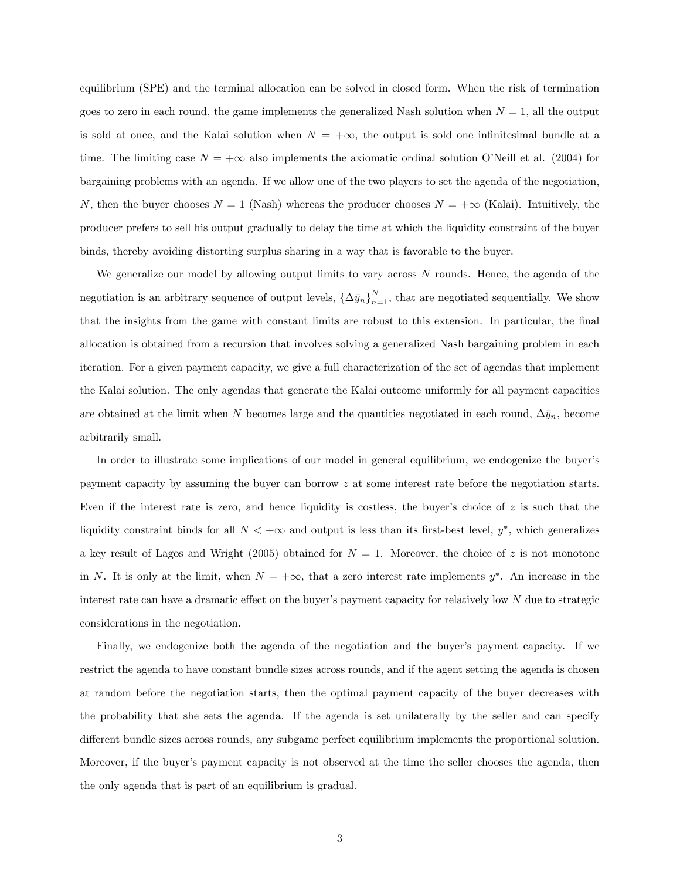equilibrium (SPE) and the terminal allocation can be solved in closed form. When the risk of termination goes to zero in each round, the game implements the generalized Nash solution when $N = 1$, all the output is sold at once, and the Kalai solution when $N = +\infty$, the output is sold one infinitesimal bundle at a time. The limiting case $N = +\infty$ also implements the axiomatic ordinal solution O'Neill et al. (2004) for bargaining problems with an agenda. If we allow one of the two players to set the agenda of the negotiation, $N$, then the buyer chooses $N = 1$ (Nash) whereas the producer chooses $N = +\infty$ (Kalai). Intuitively, the producer prefers to sell his output gradually to delay the time at which the liquidity constraint of the buyer binds, thereby avoiding distorting surplus sharing in a way that is favorable to the buyer.

We generalize our model by allowing output limits to vary across $N$ rounds. Hence, the agenda of the negotiation is an arbitrary sequence of output levels, $\{\Delta \bar{y}_n\}_{n=1}^{N}$, that are negotiated sequentially. We show that the insights from the game with constant limits are robust to this extension. In particular, the final allocation is obtained from a recursion that involves solving a generalized Nash bargaining problem in each iteration. For a given payment capacity, we give a full characterization of the set of agendas that implement the Kalai solution. The only agendas that generate the Kalai outcome uniformly for all payment capacities are obtained at the limit when $N$ becomes large and the quantities negotiated in each round, $\Delta \bar{y}_n$, become arbitrarily small.

In order to illustrate some implications of our model in general equilibrium, we endogenize the buyer's payment capacity by assuming the buyer can borrow $z$ at some interest rate before the negotiation starts. Even if the interest rate is zero, and hence liquidity is costless, the buyer's choice of $z$ is such that the liquidity constraint binds for all $N < +\infty$ and output is less than its first-best level, $y^*$, which generalizes a key result of Lagos and Wright (2005) obtained for $N = 1$. Moreover, the choice of $z$ is not monotone in $N$. It is only at the limit, when $N = +\infty$, that a zero interest rate implements $y^*$. An increase in the interest rate can have a dramatic effect on the buyer's payment capacity for relatively low $N$ due to strategic considerations in the negotiation.

Finally, we endogenize both the agenda of the negotiation and the buyer's payment capacity. If we restrict the agenda to have constant bundle sizes across rounds, and if the agent setting the agenda is chosen at random before the negotiation starts, then the optimal payment capacity of the buyer decreases with the probability that she sets the agenda. If the agenda is set unilaterally by the seller and can specify different bundle sizes across rounds, any subgame perfect equilibrium implements the proportional solution. Moreover, if the buyer's payment capacity is not observed at the time the seller chooses the agenda, then the only agenda that is part of an equilibrium is gradual.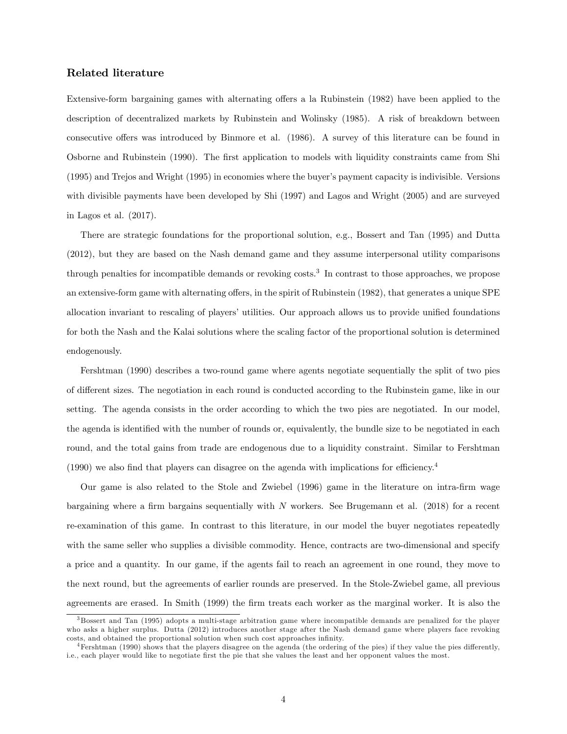### Related literature

Extensive-form bargaining games with alternating offers a la Rubinstein (1982) have been applied to the description of decentralized markets by Rubinstein and Wolinsky (1985). A risk of breakdown between consecutive offers was introduced by Binmore et al. (1986). A survey of this literature can be found in Osborne and Rubinstein (1990). The first application to models with liquidity constraints came from Shi (1995) and Trejos and Wright (1995) in economies where the buyer's payment capacity is indivisible. Versions with divisible payments have been developed by Shi (1997) and Lagos and Wright (2005) and are surveyed in Lagos et al. (2017).

There are strategic foundations for the proportional solution, e.g., Bossert and Tan (1995) and Dutta (2012), but they are based on the Nash demand game and they assume interpersonal utility comparisons through penalties for incompatible demands or revoking costs.[3] In contrast to those approaches, we propose an extensive-form game with alternating offers, in the spirit of Rubinstein (1982), that generates a unique SPE allocation invariant to rescaling of players' utilities. Our approach allows us to provide unified foundations for both the Nash and the Kalai solutions where the scaling factor of the proportional solution is determined endogenously.

Fershtman (1990) describes a two-round game where agents negotiate sequentially the split of two pies of different sizes. The negotiation in each round is conducted according to the Rubinstein game, like in our setting. The agenda consists in the order according to which the two pies are negotiated. In our model, the agenda is identified with the number of rounds or, equivalently, the bundle size to be negotiated in each round, and the total gains from trade are endogenous due to a liquidity constraint. Similar to Fershtman (1990) we also find that players can disagree on the agenda with implications for efficiency.[4]

Our game is also related to the Stole and Zwiebel (1996) game in the literature on intra-firm wage bargaining where a firm bargains sequentially with $N$ workers. See Brugemann et al. (2018) for a recent re-examination of this game. In contrast to this literature, in our model the buyer negotiates repeatedly with the same seller who supplies a divisible commodity. Hence, contracts are two-dimensional and specify a price and a quantity. In our game, if the agents fail to reach an agreement in one round, they move to the next round, but the agreements of earlier rounds are preserved. In the Stole-Zwiebel game, all previous agreements are erased. In Smith (1999) the firm treats each worker as the marginal worker. It is also the

[3] Bossert and Tan (1995) adopts a multi-stage arbitration game where incompatible demands are penalized for the player who asks a higher surplus. Dutta (2012) introduces another stage after the Nash demand game where players face revoking costs, and obtained the proportional solution when such cost approaches infinity.

[4] Fershtman (1990) shows that the players disagree on the agenda (the ordering of the pies) if they value the pies differently, i.e., each player would like to negotiate first the pie that she values the least and her opponent values the most.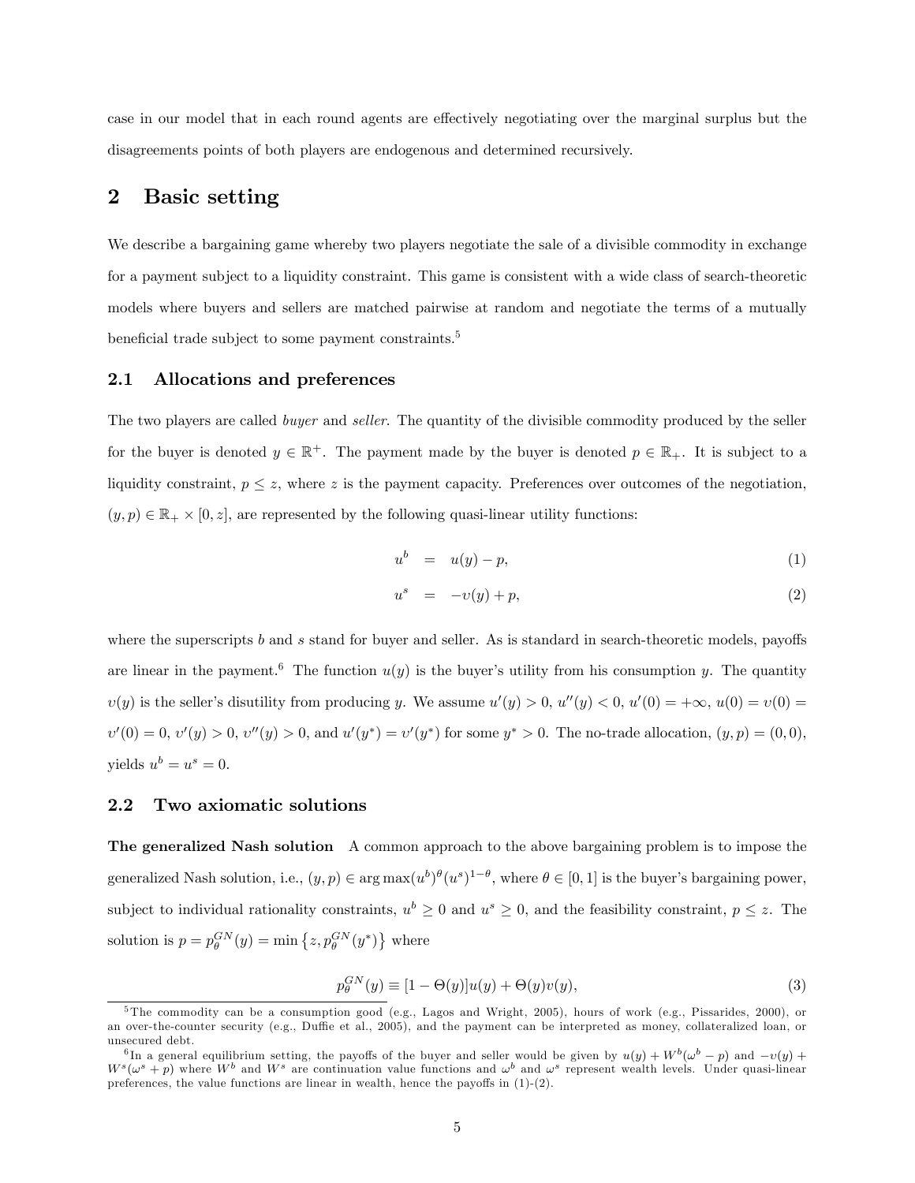case in our model that in each round agents are effectively negotiating over the marginal surplus but the disagreements points of both players are endogenous and determined recursively.

# 2 Basic setting

We describe a bargaining game whereby two players negotiate the sale of a divisible commodity in exchange for a payment subject to a liquidity constraint. This game is consistent with a wide class of search-theoretic models where buyers and sellers are matched pairwise at random and negotiate the terms of a mutually beneficial trade subject to some payment constraints.[5]

## 2.1 Allocations and preferences

The two players are called *buyer* and *seller*. The quantity of the divisible commodity produced by the seller for the buyer is denoted $y \in \mathbb{R}^{+}$. The payment made by the buyer is denoted $p \in \mathbb{R}_{+}$. It is subject to a liquidity constraint, $p \leq z$, where $z$ is the payment capacity. Preferences over outcomes of the negotiation, $(y, p) \in \mathbb{R}_{+} \times [0, z]$, are represented by the following quasi-linear utility functions:

$$u^{b} = u(y) - p, \tag{1}$$

$$u^{s} = -\upsilon(y) + p, \tag{2}$$

where the superscripts $b$ and $s$ stand for buyer and seller. As is standard in search-theoretic models, payoffs are linear in the payment.[6] The function $u(y)$ is the buyer's utility from his consumption $y$. The quantity $\upsilon(y)$ is the seller's disutility from producing $y$. We assume $u'(y) > 0$, $u''(y) < 0$, $u'(0) = +\infty$, $u(0) = \upsilon(0) = \upsilon'(0) = 0$, $\upsilon'(y) > 0$, $\upsilon''(y) > 0$, and $u'(y^{*}) = \upsilon'(y^{*})$ for some $y^{*} > 0$. The no-trade allocation, $(y, p) = (0, 0)$, yields $u^{b} = u^{s} = 0$.

## 2.2 Two axiomatic solutions

**The generalized Nash solution** A common approach to the above bargaining problem is to impose the generalized Nash solution, i.e., $(y, p) \in \arg\max (u^{b})^{\theta} (u^{s})^{1-\theta}$, where $\theta \in [0, 1]$ is the buyer's bargaining power, subject to individual rationality constraints, $u^{b} \geq 0$ and $u^{s} \geq 0$, and the feasibility constraint, $p \leq z$. The solution is $p = p_{\theta}^{GN}(y) = \min\left\{z, p_{\theta}^{GN}(y^{*})\right\}$ where

$$p_{\theta}^{GN}(y) \equiv [1 - \Theta(y)] u(y) + \Theta(y) \upsilon(y), \tag{3}$$

---

[5] The commodity can be a consumption good (e.g., Lagos and Wright, 2005), hours of work (e.g., Pissarides, 2000), or an over-the-counter security (e.g., Duffie et al., 2005), and the payment can be interpreted as money, collateralized loan, or unsecured debt.

[6] In a general equilibrium setting, the payoffs of the buyer and seller would be given by $u(y) + W^{b}(\omega^{b} - p)$ and $-\upsilon(y) + W^{s}(\omega^{s} + p)$ where $W^{b}$ and $W^{s}$ are continuation value functions and $\omega^{b}$ and $\omega^{s}$ represent wealth levels. Under quasi-linear preferences, the value functions are linear in wealth, hence the payoffs in (1)-(2).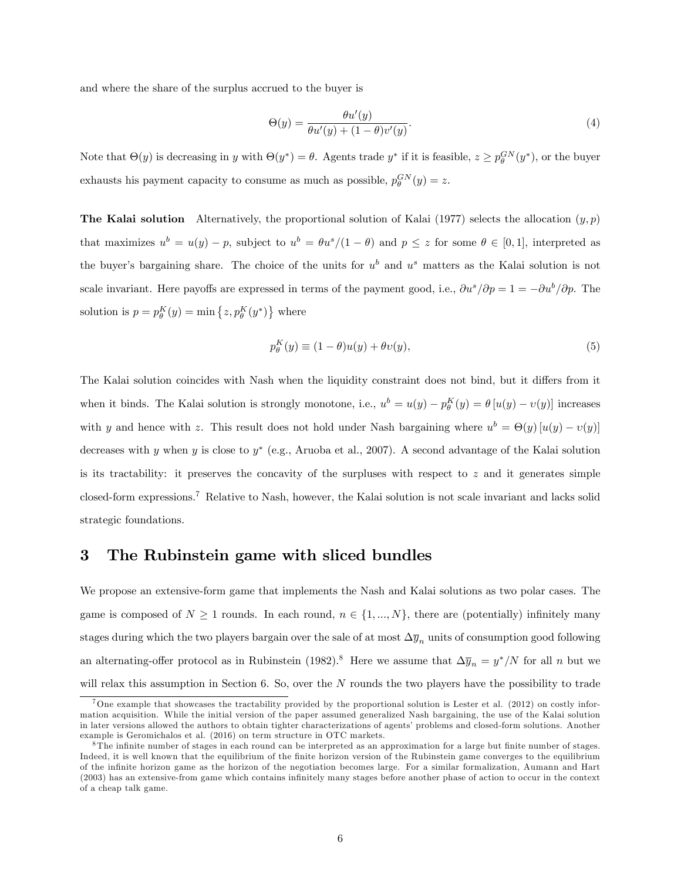and where the share of the surplus accrued to the buyer is

$$\Theta(y) = \frac{\theta u'(y)}{\theta u'(y) + (1-\theta)v'(y)}. \tag{4}$$

Note that $\Theta(y)$ is decreasing in $y$ with $\Theta(y^*) = \theta$. Agents trade $y^*$ if it is feasible, $z \geq p_\theta^{GN}(y^*)$, or the buyer exhausts his payment capacity to consume as much as possible, $p_\theta^{GN}(y) = z$.

**The Kalai solution** Alternatively, the proportional solution of Kalai (1977) selects the allocation $(y,p)$ that maximizes $u^b = u(y) - p$, subject to $u^b = \theta u^s/(1-\theta)$ and $p \leq z$ for some $\theta \in [0,1]$, interpreted as the buyer's bargaining share. The choice of the units for $u^b$ and $u^s$ matters as the Kalai solution is not scale invariant. Here payoffs are expressed in terms of the payment good, i.e., $\partial u^s/\partial p = 1 = -\partial u^b/\partial p$. The solution is $p = p_\theta^K(y) = \min\left\{z, p_\theta^K(y^*)\right\}$ where

$$p_\theta^K(y) \equiv (1-\theta)u(y) + \theta v(y), \tag{5}$$

The Kalai solution coincides with Nash when the liquidity constraint does not bind, but it differs from it when it binds. The Kalai solution is strongly monotone, i.e., $u^b = u(y) - p_\theta^K(y) = \theta\left[u(y) - v(y)\right]$ increases with $y$ and hence with $z$. This result does not hold under Nash bargaining where $u^b = \Theta(y)\left[u(y) - v(y)\right]$ decreases with $y$ when $y$ is close to $y^*$ (e.g., Aruoba et al., 2007). A second advantage of the Kalai solution is its tractability: it preserves the concavity of the surpluses with respect to $z$ and it generates simple closed-form expressions.[7] Relative to Nash, however, the Kalai solution is not scale invariant and lacks solid strategic foundations.

## 3 The Rubinstein game with sliced bundles

We propose an extensive-form game that implements the Nash and Kalai solutions as two polar cases. The game is composed of $N \geq 1$ rounds. In each round, $n \in \{1, ..., N\}$, there are (potentially) infinitely many stages during which the two players bargain over the sale of at most $\Delta\overline{y}_n$ units of consumption good following an alternating-offer protocol as in Rubinstein (1982).[8] Here we assume that $\Delta\overline{y}_n = y^*/N$ for all $n$ but we will relax this assumption in Section 6. So, over the $N$ rounds the two players have the possibility to trade

---

[7] One example that showcases the tractability provided by the proportional solution is Lester et al. (2012) on costly information acquisition. While the initial version of the paper assumed generalized Nash bargaining, the use of the Kalai solution in later versions allowed the authors to obtain tighter characterizations of agents' problems and closed-form solutions. Another example is Geromichalos et al. (2016) on term structure in OTC markets.

[8] The infinite number of stages in each round can be interpreted as an approximation for a large but finite number of stages. Indeed, it is well known that the equilibrium of the finite horizon version of the Rubinstein game converges to the equilibrium of the infinite horizon game as the horizon of the negotiation becomes large. For a similar formalization, Aumann and Hart (2003) has an extensive-from game which contains infinitely many stages before another phase of action to occur in the context of a cheap talk game.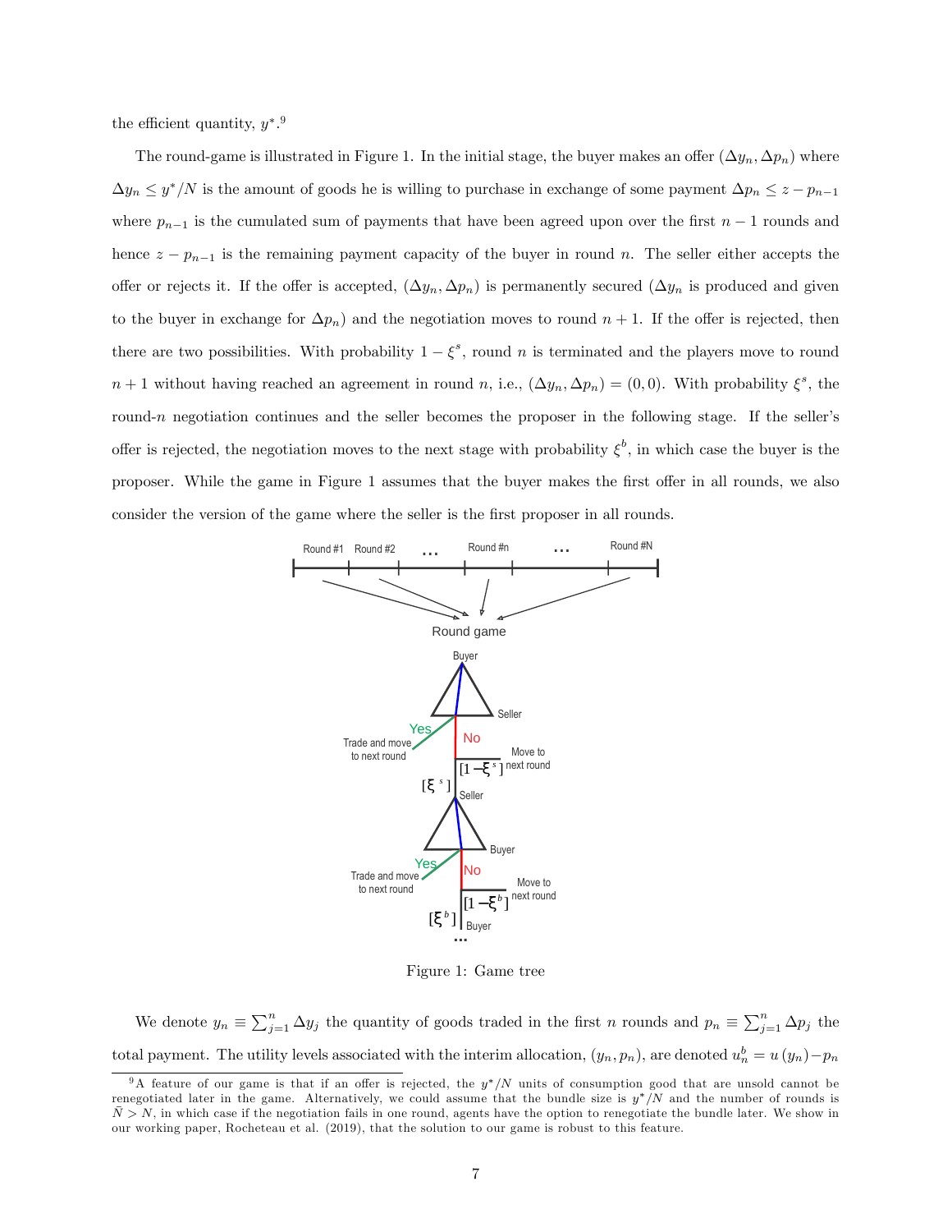the efficient quantity, $y^*$.[9]

The round-game is illustrated in Figure 1. In the initial stage, the buyer makes an offer $(\Delta y_n, \Delta p_n)$ where $\Delta y_n \leq y^*/N$ is the amount of goods he is willing to purchase in exchange of some payment $\Delta p_n \leq z - p_{n-1}$ where $p_{n-1}$ is the cumulated sum of payments that have been agreed upon over the first $n-1$ rounds and hence $z - p_{n-1}$ is the remaining payment capacity of the buyer in round $n$. The seller either accepts the offer or rejects it. If the offer is accepted, $(\Delta y_n, \Delta p_n)$ is permanently secured ($\Delta y_n$ is produced and given to the buyer in exchange for $\Delta p_n$) and the negotiation moves to round $n+1$. If the offer is rejected, then there are two possibilities. With probability $1 - \xi^s$, round $n$ is terminated and the players move to round $n+1$ without having reached an agreement in round $n$, i.e., $(\Delta y_n, \Delta p_n) = (0, 0)$. With probability $\xi^s$, the round-$n$ negotiation continues and the seller becomes the proposer in the following stage. If the seller's offer is rejected, the negotiation moves to the next stage with probability $\xi^b$, in which case the buyer is the proposer. While the game in Figure 1 assumes that the buyer makes the first offer in all rounds, we also consider the version of the game where the seller is the first proposer in all rounds.

Figure 1: Game tree

We denote $y_n \equiv \sum_{j=1}^{n} \Delta y_j$ the quantity of goods traded in the first $n$ rounds and $p_n \equiv \sum_{j=1}^{n} \Delta p_j$ the total payment. The utility levels associated with the interim allocation, $(y_n, p_n)$, are denoted $u_n^b = u(y_n) - p_n$

[9] A feature of our game is that if an offer is rejected, the $y^*/N$ units of consumption good that are unsold cannot be renegotiated later in the game. Alternatively, we could assume that the bundle size is $y^*/N$ and the number of rounds is $\bar{N} > N$, in which case if the negotiation fails in one round, agents have the option to renegotiate the bundle later. We show in our working paper, Rocheteau et al. (2019), that the solution to our game is robust to this feature.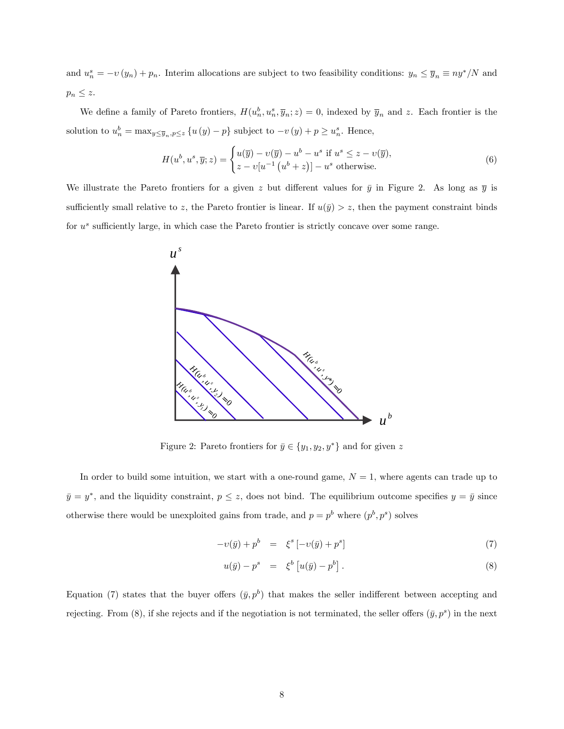and $u_n^s = -v(y_n) + p_n$. Interim allocations are subject to two feasibility conditions: $y_n \leq \overline{y}_n \equiv ny^*/N$ and $p_n \leq z$.

We define a family of Pareto frontiers, $H(u_n^b, u_n^s, \overline{y}_n; z) = 0$, indexed by $\overline{y}_n$ and $z$. Each frontier is the solution to $u_n^b = \max_{y \leq \overline{y}_n, p \leq z} \{u(y) - p\}$ subject to $-v(y) + p \geq u_n^s$. Hence,

$$H(u^b, u^s, \overline{y}; z) = \begin{cases} u(\overline{y}) - v(\overline{y}) - u^b - u^s \text{ if } u^s \leq z - v(\overline{y}), \\ z - v[u^{-1}(u^b + z)] - u^s \text{ otherwise.} \end{cases} \tag{6}$$

We illustrate the Pareto frontiers for a given $z$ but different values for $\bar{y}$ in Figure 2. As long as $\overline{y}$ is sufficiently small relative to $z$, the Pareto frontier is linear. If $u(\bar{y}) > z$, then the payment constraint binds for $u^s$ sufficiently large, in which case the Pareto frontier is strictly concave over some range.

Figure 2: Pareto frontiers for $\bar{y} \in \{y_1, y_2, y^*\}$ and for given $z$

In order to build some intuition, we start with a one-round game, $N = 1$, where agents can trade up to $\bar{y} = y^*$, and the liquidity constraint, $p \leq z$, does not bind. The equilibrium outcome specifies $y = \bar{y}$ since otherwise there would be unexploited gains from trade, and $p = p^b$ where $(p^b, p^s)$ solves

$$-v(\bar{y}) + p^b = \xi^s \left[-v(\bar{y}) + p^s\right] \tag{7}$$

$$u(\bar{y}) - p^s = \xi^b \left[u(\bar{y}) - p^b\right]. \tag{8}$$

Equation (7) states that the buyer offers $(\bar{y}, p^b)$ that makes the seller indifferent between accepting and rejecting. From (8), if she rejects and if the negotiation is not terminated, the seller offers $(\bar{y}, p^s)$ in the next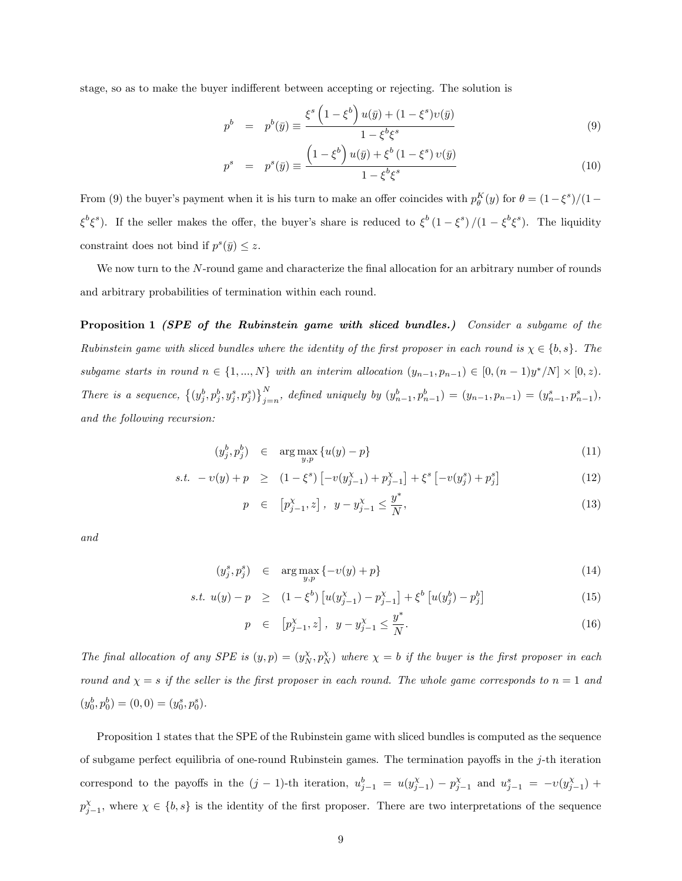stage, so as to make the buyer indifferent between accepting or rejecting. The solution is

$$
\begin{aligned}
p^b &= p^b(\bar{y}) \equiv \frac{\xi^s\left(1-\xi^b\right)u(\bar{y}) + (1-\xi^s)\upsilon(\bar{y})}{1-\xi^b\xi^s} && (9)\\
p^s &= p^s(\bar{y}) \equiv \frac{\left(1-\xi^b\right)u(\bar{y}) + \xi^b\left(1-\xi^s\right)\upsilon(\bar{y})}{1-\xi^b\xi^s} && (10)
\end{aligned}
$$

From (9) the buyer's payment when it is his turn to make an offer coincides with $p^K_\theta(y)$ for $\theta = (1-\xi^s)/(1-\xi^b\xi^s)$. If the seller makes the offer, the buyer's share is reduced to $\xi^b\left(1-\xi^s\right)/(1-\xi^b\xi^s)$. The liquidity constraint does not bind if $p^s(\bar{y}) \leq z$.

We now turn to the $N$-round game and characterize the final allocation for an arbitrary number of rounds and arbitrary probabilities of termination within each round.

**Proposition 1** ***(SPE of the Rubinstein game with sliced bundles.)*** *Consider a subgame of the Rubinstein game with sliced bundles where the identity of the first proposer in each round is $\chi \in \{b,s\}$. The subgame starts in round $n \in \{1,...,N\}$ with an interim allocation $(y_{n-1}, p_{n-1}) \in [0,(n-1)y^*/N] \times [0,z)$. There is a sequence, $\left\{(y^b_j, p^b_j, y^s_j, p^s_j)\right\}_{j=n}^N$, defined uniquely by $(y^b_{n-1}, p^b_{n-1}) = (y_{n-1}, p_{n-1}) = (y^s_{n-1}, p^s_{n-1})$, and the following recursion:*

$$
\begin{aligned}
(y^b_j, p^b_j) &\in \arg\max_{y,p}\left\{u(y) - p\right\} && (11)\\
\text{s.t.}\ -\upsilon(y) + p &\geq (1-\xi^s)\left[-\upsilon(y^\chi_{j-1}) + p^\chi_{j-1}\right] + \xi^s\left[-\upsilon(y^s_j) + p^s_j\right] && (12)\\
p &\in \left[p^\chi_{j-1}, z\right],\ \ y - y^\chi_{j-1} \leq \frac{y^*}{N}, && (13)
\end{aligned}
$$

*and*

$$
\begin{aligned}
(y^s_j, p^s_j) &\in \arg\max_{y,p}\left\{-\upsilon(y) + p\right\} && (14)\\
\text{s.t.}\ u(y) - p &\geq (1-\xi^b)\left[u(y^\chi_{j-1}) - p^\chi_{j-1}\right] + \xi^b\left[u(y^b_j) - p^b_j\right] && (15)\\
p &\in \left[p^\chi_{j-1}, z\right],\ \ y - y^\chi_{j-1} \leq \frac{y^*}{N}. && (16)
\end{aligned}
$$

*The final allocation of any SPE is $(y,p) = (y^\chi_N, p^\chi_N)$ where $\chi = b$ if the buyer is the first proposer in each round and $\chi = s$ if the seller is the first proposer in each round. The whole game corresponds to $n = 1$ and $(y^b_0, p^b_0) = (0,0) = (y^s_0, p^s_0)$.*

Proposition 1 states that the SPE of the Rubinstein game with sliced bundles is computed as the sequence of subgame perfect equilibria of one-round Rubinstein games. The termination payoffs in the $j$-th iteration correspond to the payoffs in the $(j-1)$-th iteration, $u^b_{j-1} = u(y^\chi_{j-1}) - p^\chi_{j-1}$ and $u^s_{j-1} = -\upsilon(y^\chi_{j-1}) + p^\chi_{j-1}$, where $\chi \in \{b,s\}$ is the identity of the first proposer. There are two interpretations of the sequence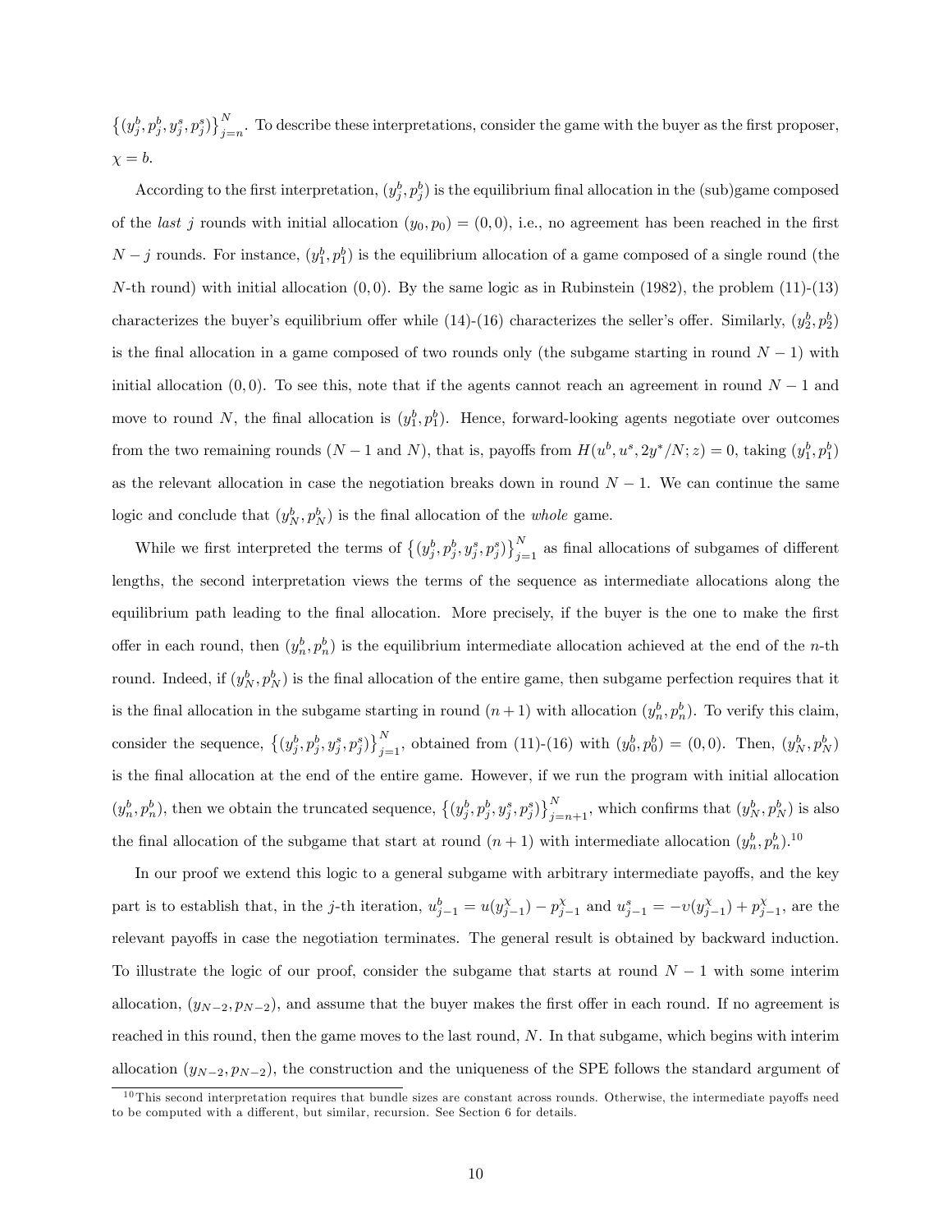$\left\{(y_j^b, p_j^b, y_j^s, p_j^s)\right\}_{j=n}^N$. To describe these interpretations, consider the game with the buyer as the first proposer, $\chi = b$.

According to the first interpretation, $(y_j^b, p_j^b)$ is the equilibrium final allocation in the (sub)game composed of the *last* $j$ rounds with initial allocation $(y_0, p_0) = (0, 0)$, i.e., no agreement has been reached in the first $N - j$ rounds. For instance, $(y_1^b, p_1^b)$ is the equilibrium allocation of a game composed of a single round (the $N$-th round) with initial allocation $(0, 0)$. By the same logic as in Rubinstein (1982), the problem (11)-(13) characterizes the buyer's equilibrium offer while (14)-(16) characterizes the seller's offer. Similarly, $(y_2^b, p_2^b)$ is the final allocation in a game composed of two rounds only (the subgame starting in round $N - 1$) with initial allocation $(0, 0)$. To see this, note that if the agents cannot reach an agreement in round $N - 1$ and move to round $N$, the final allocation is $(y_1^b, p_1^b)$. Hence, forward-looking agents negotiate over outcomes from the two remaining rounds ($N - 1$ and $N$), that is, payoffs from $H(u^b, u^s, 2y^*/N; z) = 0$, taking $(y_1^b, p_1^b)$ as the relevant allocation in case the negotiation breaks down in round $N - 1$. We can continue the same logic and conclude that $(y_N^b, p_N^b)$ is the final allocation of the *whole* game.

While we first interpreted the terms of $\left\{(y_j^b, p_j^b, y_j^s, p_j^s)\right\}_{j=1}^N$ as final allocations of subgames of different lengths, the second interpretation views the terms of the sequence as intermediate allocations along the equilibrium path leading to the final allocation. More precisely, if the buyer is the one to make the first offer in each round, then $(y_n^b, p_n^b)$ is the equilibrium intermediate allocation achieved at the end of the $n$-th round. Indeed, if $(y_N^b, p_N^b)$ is the final allocation of the entire game, then subgame perfection requires that it is the final allocation in the subgame starting in round $(n + 1)$ with allocation $(y_n^b, p_n^b)$. To verify this claim, consider the sequence, $\left\{(y_j^b, p_j^b, y_j^s, p_j^s)\right\}_{j=1}^N$, obtained from (11)-(16) with $(y_0^b, p_0^b) = (0, 0)$. Then, $(y_N^b, p_N^b)$ is the final allocation at the end of the entire game. However, if we run the program with initial allocation $(y_n^b, p_n^b)$, then we obtain the truncated sequence, $\left\{(y_j^b, p_j^b, y_j^s, p_j^s)\right\}_{j=n+1}^N$, which confirms that $(y_N^b, p_N^b)$ is also the final allocation of the subgame that start at round $(n + 1)$ with intermediate allocation $(y_n^b, p_n^b)$.[10]

In our proof we extend this logic to a general subgame with arbitrary intermediate payoffs, and the key part is to establish that, in the $j$-th iteration, $u_{j-1}^b = u(y_{j-1}^\chi) - p_{j-1}^\chi$ and $u_{j-1}^s = -\upsilon(y_{j-1}^\chi) + p_{j-1}^\chi$, are the relevant payoffs in case the negotiation terminates. The general result is obtained by backward induction. To illustrate the logic of our proof, consider the subgame that starts at round $N - 1$ with some interim allocation, $(y_{N-2}, p_{N-2})$, and assume that the buyer makes the first offer in each round. If no agreement is reached in this round, then the game moves to the last round, $N$. In that subgame, which begins with interim allocation $(y_{N-2}, p_{N-2})$, the construction and the uniqueness of the SPE follows the standard argument of

[10] This second interpretation requires that bundle sizes are constant across rounds. Otherwise, the intermediate payoffs need to be computed with a different, but similar, recursion. See Section 6 for details.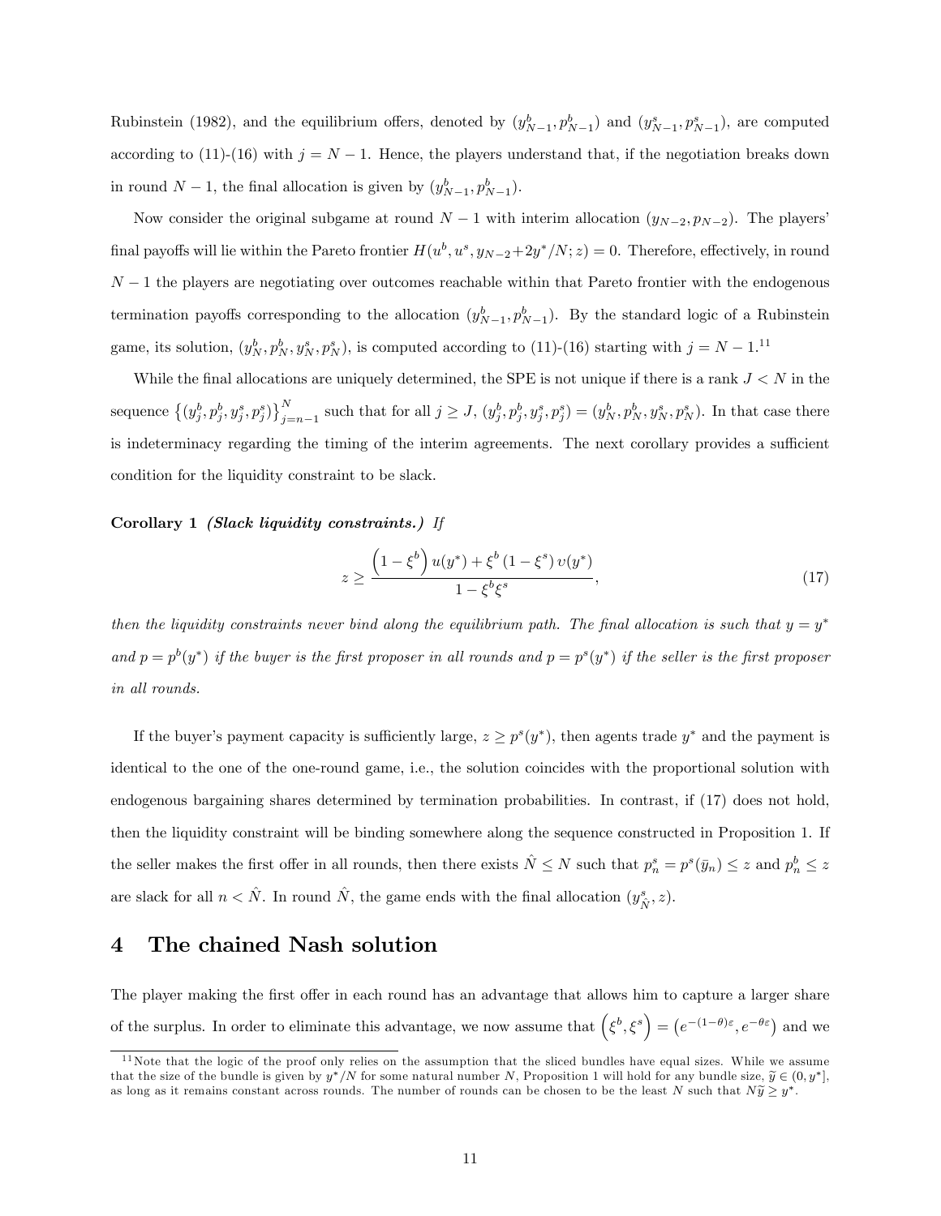Rubinstein (1982), and the equilibrium offers, denoted by $(y^b_{N-1}, p^b_{N-1})$ and $(y^s_{N-1}, p^s_{N-1})$, are computed according to (11)-(16) with $j = N-1$. Hence, the players understand that, if the negotiation breaks down in round $N-1$, the final allocation is given by $(y^b_{N-1}, p^b_{N-1})$.

Now consider the original subgame at round $N-1$ with interim allocation $(y_{N-2}, p_{N-2})$. The players' final payoffs will lie within the Pareto frontier $H(u^b, u^s, y_{N-2}+2y^*/N; z) = 0$. Therefore, effectively, in round $N-1$ the players are negotiating over outcomes reachable within that Pareto frontier with the endogenous termination payoffs corresponding to the allocation $(y^b_{N-1}, p^b_{N-1})$. By the standard logic of a Rubinstein game, its solution, $(y^b_N, p^b_N, y^s_N, p^s_N)$, is computed according to (11)-(16) starting with $j = N-1$.[11]

While the final allocations are uniquely determined, the SPE is not unique if there is a rank $J < N$ in the sequence $\left\{(y^b_j, p^b_j, y^s_j, p^s_j)\right\}_{j=n-1}^{N}$ such that for all $j \geq J$, $(y^b_j, p^b_j, y^s_j, p^s_j) = (y^b_N, p^b_N, y^s_N, p^s_N)$. In that case there is indeterminacy regarding the timing of the interim agreements. The next corollary provides a sufficient condition for the liquidity constraint to be slack.

**Corollary 1** ***(Slack liquidity constraints.)*** *If*

$$z \geq \frac{\left(1-\xi^b\right)u(y^*) + \xi^b\left(1-\xi^s\right)\upsilon(y^*)}{1-\xi^b\xi^s}, \tag{17}$$

*then the liquidity constraints never bind along the equilibrium path. The final allocation is such that $y = y^*$ and $p = p^b(y^*)$ if the buyer is the first proposer in all rounds and $p = p^s(y^*)$ if the seller is the first proposer in all rounds.*

If the buyer's payment capacity is sufficiently large, $z \geq p^s(y^*)$, then agents trade $y^*$ and the payment is identical to the one of the one-round game, i.e., the solution coincides with the proportional solution with endogenous bargaining shares determined by termination probabilities. In contrast, if (17) does not hold, then the liquidity constraint will be binding somewhere along the sequence constructed in Proposition 1. If the seller makes the first offer in all rounds, then there exists $\hat{N} \leq N$ such that $p^s_n = p^s(\bar{y}_n) \leq z$ and $p^b_n \leq z$ are slack for all $n < \hat{N}$. In round $\hat{N}$, the game ends with the final allocation $(y^s_{\hat{N}}, z)$.

# 4 The chained Nash solution

The player making the first offer in each round has an advantage that allows him to capture a larger share of the surplus. In order to eliminate this advantage, we now assume that $\left(\xi^b, \xi^s\right) = \left(e^{-(1-\theta)\varepsilon}, e^{-\theta\varepsilon}\right)$ and we

[11] Note that the logic of the proof only relies on the assumption that the sliced bundles have equal sizes. While we assume that the size of the bundle is given by $y^*/N$ for some natural number $N$, Proposition 1 will hold for any bundle size, $\widetilde{y} \in (0, y^*]$, as long as it remains constant across rounds. The number of rounds can be chosen to be the least $N$ such that $N\widetilde{y} \geq y^*$.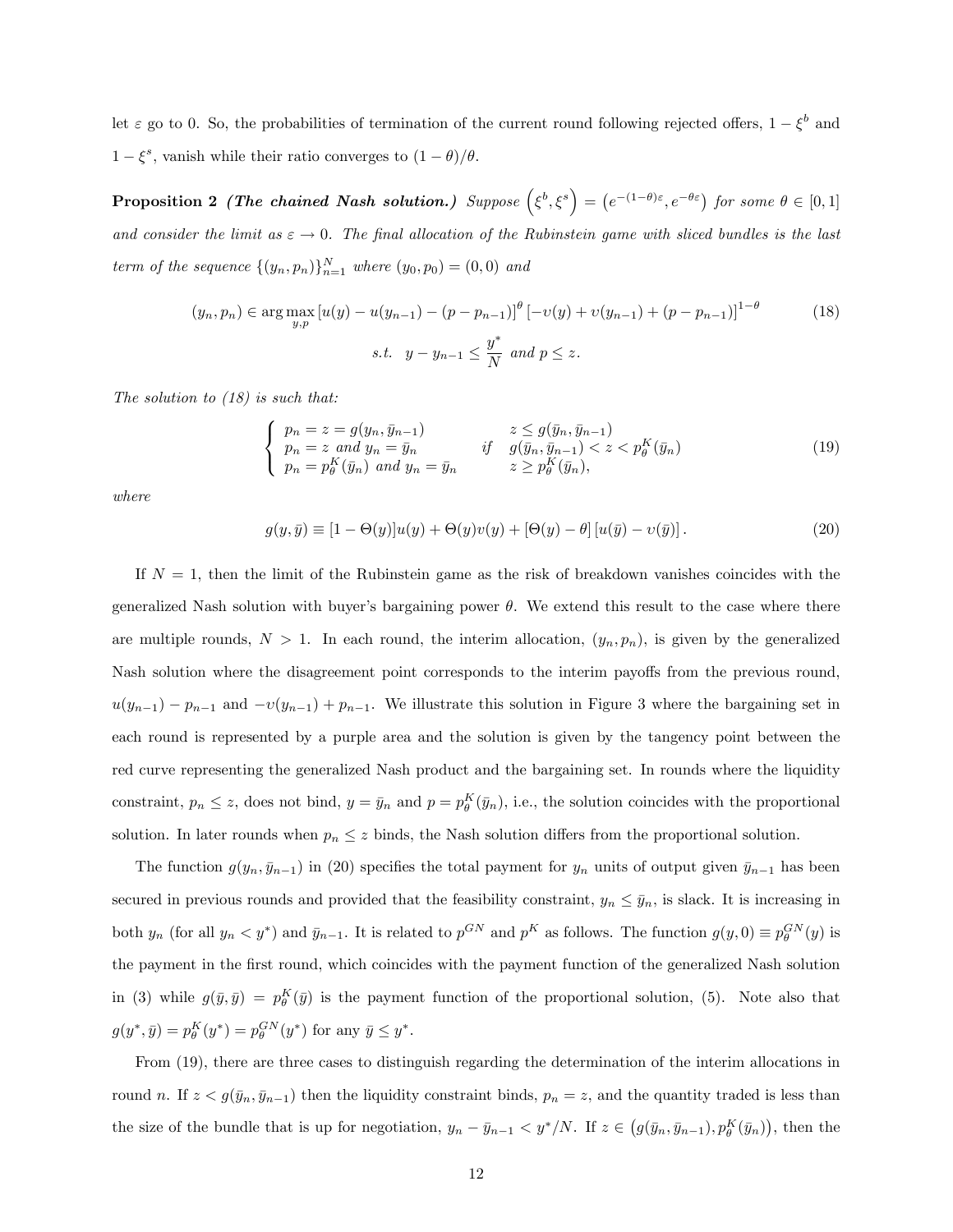let $\varepsilon$ go to 0. So, the probabilities of termination of the current round following rejected offers, $1 - \xi^b$ and $1 - \xi^s$, vanish while their ratio converges to $(1-\theta)/\theta$.

**Proposition 2** ***(The chained Nash solution.)*** *Suppose $\left(\xi^b, \xi^s\right) = \left(e^{-(1-\theta)\varepsilon}, e^{-\theta\varepsilon}\right)$ for some $\theta \in [0,1]$ and consider the limit as $\varepsilon \to 0$. The final allocation of the Rubinstein game with sliced bundles is the last term of the sequence $\{(y_n, p_n)\}_{n=1}^N$ where $(y_0, p_0) = (0,0)$ and*

$$(y_n, p_n) \in \arg\max_{y,p} \left[u(y) - u(y_{n-1}) - (p - p_{n-1})\right]^\theta \left[-\upsilon(y) + \upsilon(y_{n-1}) + (p - p_{n-1})\right]^{1-\theta} \tag{18}$$
$$\text{s.t.} \quad y - y_{n-1} \leq \frac{y^*}{N} \text{ and } p \leq z.$$

*The solution to (18) is such that:*

$$\begin{cases} p_n = z = g(y_n, \bar{y}_{n-1}) & \\ p_n = z \text{ and } y_n = \bar{y}_n & \text{if} \\ p_n = p_\theta^K(\bar{y}_n) \text{ and } y_n = \bar{y}_n & \end{cases} \begin{array}{l} z \leq g(\bar{y}_n, \bar{y}_{n-1}) \\ g(\bar{y}_n, \bar{y}_{n-1}) < z < p_\theta^K(\bar{y}_n) \\ z \geq p_\theta^K(\bar{y}_n), \end{array} \tag{19}$$

*where*

$$g(y, \bar{y}) \equiv [1 - \Theta(y)]u(y) + \Theta(y)\upsilon(y) + [\Theta(y) - \theta]\left[u(\bar{y}) - \upsilon(\bar{y})\right]. \tag{20}$$

If $N = 1$, then the limit of the Rubinstein game as the risk of breakdown vanishes coincides with the generalized Nash solution with buyer's bargaining power $\theta$. We extend this result to the case where there are multiple rounds, $N > 1$. In each round, the interim allocation, $(y_n, p_n)$, is given by the generalized Nash solution where the disagreement point corresponds to the interim payoffs from the previous round, $u(y_{n-1}) - p_{n-1}$ and $-\upsilon(y_{n-1}) + p_{n-1}$. We illustrate this solution in Figure 3 where the bargaining set in each round is represented by a purple area and the solution is given by the tangency point between the red curve representing the generalized Nash product and the bargaining set. In rounds where the liquidity constraint, $p_n \leq z$, does not bind, $y = \bar{y}_n$ and $p = p_\theta^K(\bar{y}_n)$, i.e., the solution coincides with the proportional solution. In later rounds when $p_n \leq z$ binds, the Nash solution differs from the proportional solution.

The function $g(y_n, \bar{y}_{n-1})$ in (20) specifies the total payment for $y_n$ units of output given $\bar{y}_{n-1}$ has been secured in previous rounds and provided that the feasibility constraint, $y_n \leq \bar{y}_n$, is slack. It is increasing in both $y_n$ (for all $y_n < y^*$) and $\bar{y}_{n-1}$. It is related to $p^{GN}$ and $p^K$ as follows. The function $g(y, 0) \equiv p_\theta^{GN}(y)$ is the payment in the first round, which coincides with the payment function of the generalized Nash solution in (3) while $g(\bar{y}, \bar{y}) = p_\theta^K(\bar{y})$ is the payment function of the proportional solution, (5). Note also that $g(y^*, \bar{y}) = p_\theta^K(y^*) = p_\theta^{GN}(y^*)$ for any $\bar{y} \leq y^*$.

From (19), there are three cases to distinguish regarding the determination of the interim allocations in round $n$. If $z < g(\bar{y}_n, \bar{y}_{n-1})$ then the liquidity constraint binds, $p_n = z$, and the quantity traded is less than the size of the bundle that is up for negotiation, $y_n - \bar{y}_{n-1} < y^*/N$. If $z \in \left(g(\bar{y}_n, \bar{y}_{n-1}), p_\theta^K(\bar{y}_n)\right)$, then the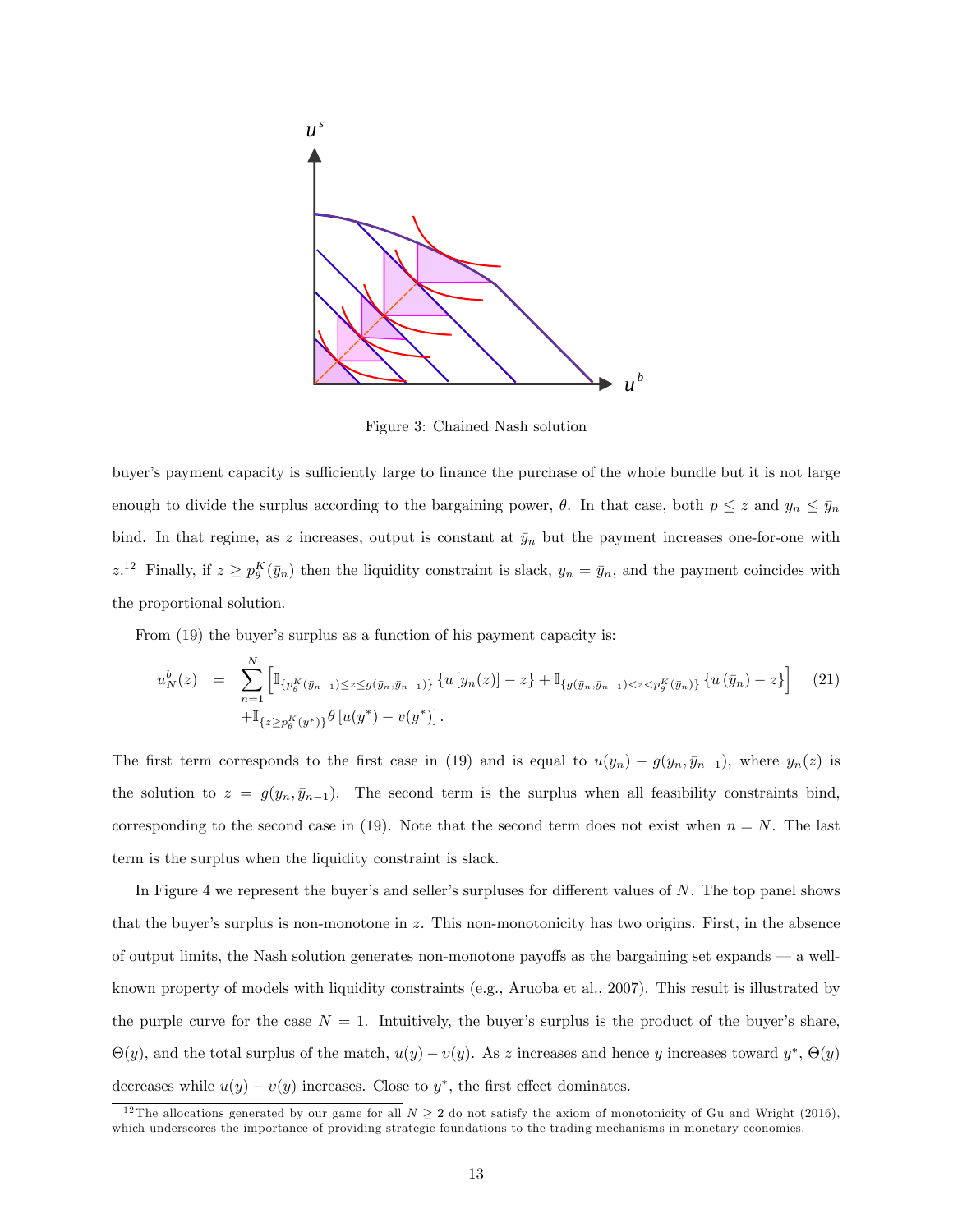Figure 3: Chained Nash solution

buyer's payment capacity is sufficiently large to finance the purchase of the whole bundle but it is not large enough to divide the surplus according to the bargaining power, $\theta$. In that case, both $p \leq z$ and $y_n \leq \bar{y}_n$ bind. In that regime, as $z$ increases, output is constant at $\bar{y}_n$ but the payment increases one-for-one with $z$.[12] Finally, if $z \geq p^K_\theta(\bar{y}_n)$ then the liquidity constraint is slack, $y_n = \bar{y}_n$, and the payment coincides with the proportional solution.

From (19) the buyer's surplus as a function of his payment capacity is:

$$u^b_N(z) = \sum_{n=1}^{N} \left[ \mathbb{I}_{\{p^K_\theta(\bar{y}_{n-1}) \leq z \leq g(\bar{y}_n, \bar{y}_{n-1})\}} \left\{ u\left[y_n(z)\right] - z \right\} + \mathbb{I}_{\{g(\bar{y}_n, \bar{y}_{n-1}) < z < p^K_\theta(\bar{y}_n)\}} \left\{ u\left(\bar{y}_n\right) - z \right\} \right] \tag{21}$$
$$+ \mathbb{I}_{\{z \geq p^K_\theta(y^*)\}} \theta \left[ u(y^*) - v(y^*) \right].$$

The first term corresponds to the first case in (19) and is equal to $u(y_n) - g(y_n, \bar{y}_{n-1})$, where $y_n(z)$ is the solution to $z = g(y_n, \bar{y}_{n-1})$. The second term is the surplus when all feasibility constraints bind, corresponding to the second case in (19). Note that the second term does not exist when $n = N$. The last term is the surplus when the liquidity constraint is slack.

In Figure 4 we represent the buyer's and seller's surpluses for different values of $N$. The top panel shows that the buyer's surplus is non-monotone in $z$. This non-monotonicity has two origins. First, in the absence of output limits, the Nash solution generates non-monotone payoffs as the bargaining set expands — a well-known property of models with liquidity constraints (e.g., Aruoba et al., 2007). This result is illustrated by the purple curve for the case $N = 1$. Intuitively, the buyer's surplus is the product of the buyer's share, $\Theta(y)$, and the total surplus of the match, $u(y) - v(y)$. As $z$ increases and hence $y$ increases toward $y^*$, $\Theta(y)$ decreases while $u(y) - v(y)$ increases. Close to $y^*$, the first effect dominates.

[12] The allocations generated by our game for all $N \geq 2$ do not satisfy the axiom of monotonicity of Gu and Wright (2016), which underscores the importance of providing strategic foundations to the trading mechanisms in monetary economies.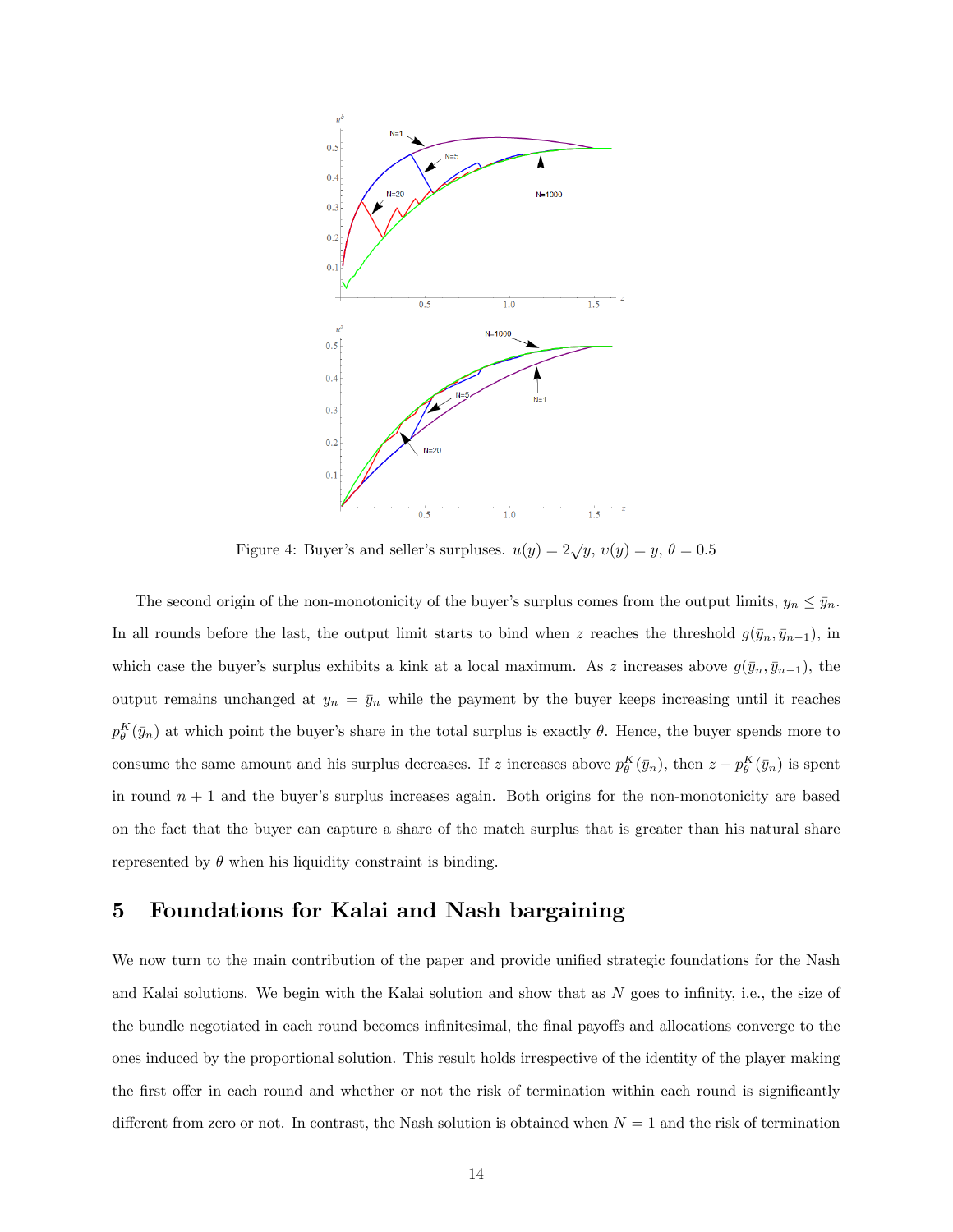Figure 4: Buyer's and seller's surpluses. $u(y) = 2\sqrt{y}$, $v(y) = y$, $\theta = 0.5$

The second origin of the non-monotonicity of the buyer's surplus comes from the output limits, $y_n \leq \bar{y}_n$. In all rounds before the last, the output limit starts to bind when $z$ reaches the threshold $g(\bar{y}_n, \bar{y}_{n-1})$, in which case the buyer's surplus exhibits a kink at a local maximum. As $z$ increases above $g(\bar{y}_n, \bar{y}_{n-1})$, the output remains unchanged at $y_n = \bar{y}_n$ while the payment by the buyer keeps increasing until it reaches $p^K_\theta(\bar{y}_n)$ at which point the buyer's share in the total surplus is exactly $\theta$. Hence, the buyer spends more to consume the same amount and his surplus decreases. If $z$ increases above $p^K_\theta(\bar{y}_n)$, then $z - p^K_\theta(\bar{y}_n)$ is spent in round $n+1$ and the buyer's surplus increases again. Both origins for the non-monotonicity are based on the fact that the buyer can capture a share of the match surplus that is greater than his natural share represented by $\theta$ when his liquidity constraint is binding.

## 5 Foundations for Kalai and Nash bargaining

We now turn to the main contribution of the paper and provide unified strategic foundations for the Nash and Kalai solutions. We begin with the Kalai solution and show that as $N$ goes to infinity, i.e., the size of the bundle negotiated in each round becomes infinitesimal, the final payoffs and allocations converge to the ones induced by the proportional solution. This result holds irrespective of the identity of the player making the first offer in each round and whether or not the risk of termination within each round is significantly different from zero or not. In contrast, the Nash solution is obtained when $N = 1$ and the risk of termination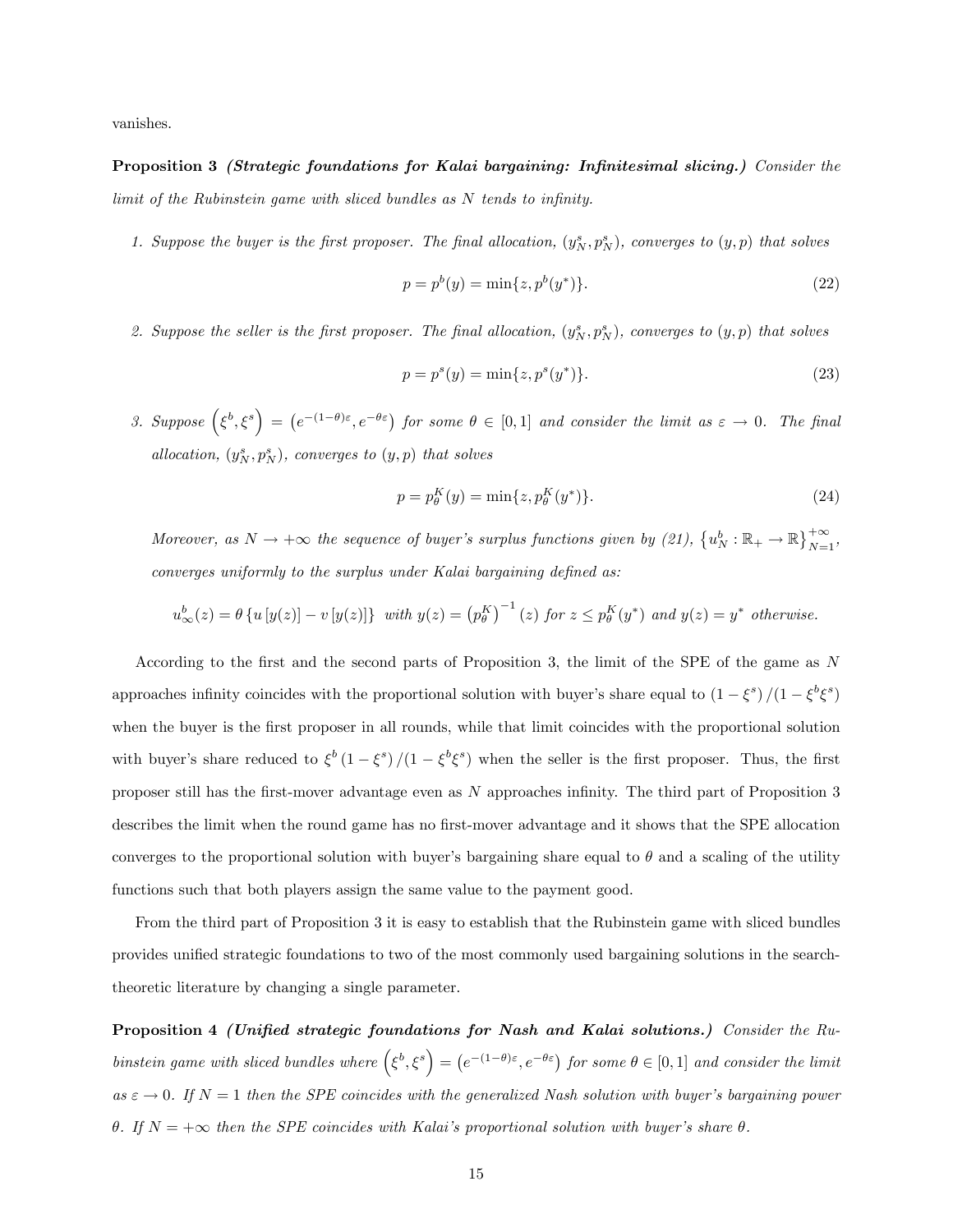vanishes.

**Proposition 3** ***(Strategic foundations for Kalai bargaining: Infinitesimal slicing.)*** *Consider the limit of the Rubinstein game with sliced bundles as $N$ tends to infinity.*

1. *Suppose the buyer is the first proposer. The final allocation, $(y_N^s, p_N^s)$, converges to $(y, p)$ that solves*

$$p = p^b(y) = \min\{z, p^b(y^*)\}. \tag{22}$$

2. *Suppose the seller is the first proposer. The final allocation, $(y_N^s, p_N^s)$, converges to $(y, p)$ that solves*

$$p = p^s(y) = \min\{z, p^s(y^*)\}. \tag{23}$$

3. *Suppose $\left(\xi^b, \xi^s\right) = \left(e^{-(1-\theta)\varepsilon}, e^{-\theta\varepsilon}\right)$ for some $\theta \in [0,1]$ and consider the limit as $\varepsilon \to 0$. The final allocation, $(y_N^s, p_N^s)$, converges to $(y, p)$ that solves*

$$p = p_\theta^K(y) = \min\{z, p_\theta^K(y^*)\}. \tag{24}$$

*Moreover, as $N \to +\infty$ the sequence of buyer's surplus functions given by (21), $\left\{u_N^b : \mathbb{R}_+ \to \mathbb{R}\right\}_{N=1}^{+\infty}$, converges uniformly to the surplus under Kalai bargaining defined as:*

$$u_\infty^b(z) = \theta\left\{u\left[y(z)\right] - v\left[y(z)\right]\right\} \text{ with } y(z) = \left(p_\theta^K\right)^{-1}(z) \text{ for } z \leq p_\theta^K(y^*) \text{ and } y(z) = y^* \text{ otherwise.}$$

According to the first and the second parts of Proposition 3, the limit of the SPE of the game as $N$ approaches infinity coincides with the proportional solution with buyer's share equal to $(1-\xi^s)/(1-\xi^b\xi^s)$ when the buyer is the first proposer in all rounds, while that limit coincides with the proportional solution with buyer's share reduced to $\xi^b(1-\xi^s)/(1-\xi^b\xi^s)$ when the seller is the first proposer. Thus, the first proposer still has the first-mover advantage even as $N$ approaches infinity. The third part of Proposition 3 describes the limit when the round game has no first-mover advantage and it shows that the SPE allocation converges to the proportional solution with buyer's bargaining share equal to $\theta$ and a scaling of the utility functions such that both players assign the same value to the payment good.

From the third part of Proposition 3 it is easy to establish that the Rubinstein game with sliced bundles provides unified strategic foundations to two of the most commonly used bargaining solutions in the search-theoretic literature by changing a single parameter.

**Proposition 4** ***(Unified strategic foundations for Nash and Kalai solutions.)*** *Consider the Rubinstein game with sliced bundles where $\left(\xi^b, \xi^s\right) = \left(e^{-(1-\theta)\varepsilon}, e^{-\theta\varepsilon}\right)$ for some $\theta \in [0,1]$ and consider the limit as $\varepsilon \to 0$. If $N = 1$ then the SPE coincides with the generalized Nash solution with buyer's bargaining power $\theta$. If $N = +\infty$ then the SPE coincides with Kalai's proportional solution with buyer's share $\theta$.*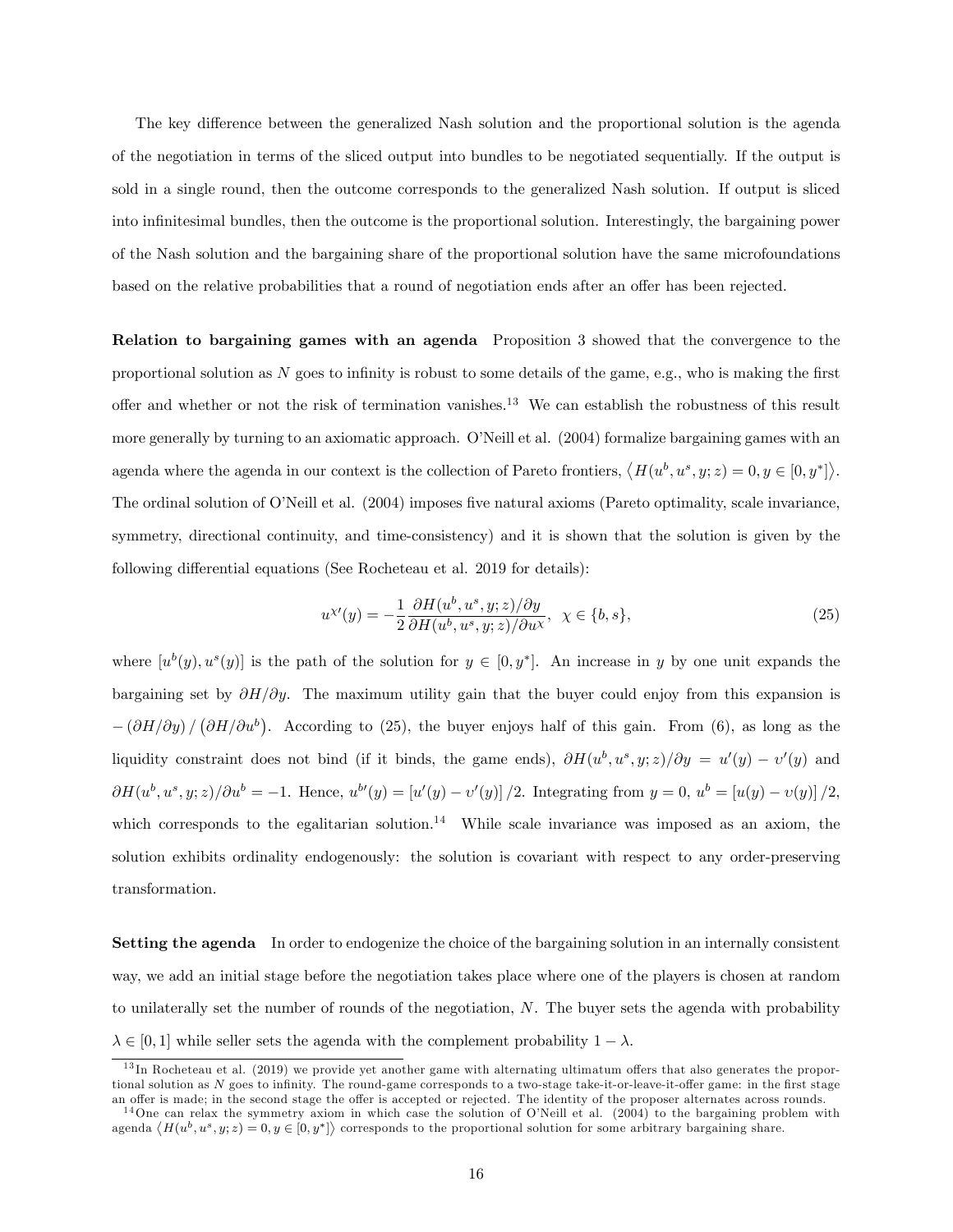The key difference between the generalized Nash solution and the proportional solution is the agenda of the negotiation in terms of the sliced output into bundles to be negotiated sequentially. If the output is sold in a single round, then the outcome corresponds to the generalized Nash solution. If output is sliced into infinitesimal bundles, then the outcome is the proportional solution. Interestingly, the bargaining power of the Nash solution and the bargaining share of the proportional solution have the same microfoundations based on the relative probabilities that a round of negotiation ends after an offer has been rejected.

**Relation to bargaining games with an agenda** Proposition 3 showed that the convergence to the proportional solution as $N$ goes to infinity is robust to some details of the game, e.g., who is making the first offer and whether or not the risk of termination vanishes.[13] We can establish the robustness of this result more generally by turning to an axiomatic approach. O'Neill et al. (2004) formalize bargaining games with an agenda where the agenda in our context is the collection of Pareto frontiers, $\langle H(u^b, u^s, y; z) = 0, y \in [0, y^*] \rangle$. The ordinal solution of O'Neill et al. (2004) imposes five natural axioms (Pareto optimality, scale invariance, symmetry, directional continuity, and time-consistency) and it is shown that the solution is given by the following differential equations (See Rocheteau et al. 2019 for details):

$$u^{\chi\prime}(y) = -\frac{1}{2} \frac{\partial H(u^b, u^s, y; z)/\partial y}{\partial H(u^b, u^s, y; z)/\partial u^\chi}, \ \ \chi \in \{b, s\}, \tag{25}$$

where $[u^b(y), u^s(y)]$ is the path of the solution for $y \in [0, y^*]$. An increase in $y$ by one unit expands the bargaining set by $\partial H/\partial y$. The maximum utility gain that the buyer could enjoy from this expansion is $-\left(\partial H/\partial y\right) / \left(\partial H/\partial u^b\right)$. According to (25), the buyer enjoys half of this gain. From (6), as long as the liquidity constraint does not bind (if it binds, the game ends), $\partial H(u^b, u^s, y; z)/\partial y = u'(y) - v'(y)$ and $\partial H(u^b, u^s, y; z)/\partial u^b = -1$. Hence, $u^{b\prime}(y) = [u'(y) - v'(y)]/2$. Integrating from $y = 0$, $u^b = [u(y) - v(y)]/2$, which corresponds to the egalitarian solution.[14] While scale invariance was imposed as an axiom, the solution exhibits ordinality endogenously: the solution is covariant with respect to any order-preserving transformation.

**Setting the agenda** In order to endogenize the choice of the bargaining solution in an internally consistent way, we add an initial stage before the negotiation takes place where one of the players is chosen at random to unilaterally set the number of rounds of the negotiation, $N$. The buyer sets the agenda with probability $\lambda \in [0, 1]$ while seller sets the agenda with the complement probability $1 - \lambda$.

[13] In Rocheteau et al. (2019) we provide yet another game with alternating ultimatum offers that also generates the proportional solution as $N$ goes to infinity. The round-game corresponds to a two-stage take-it-or-leave-it-offer game: in the first stage an offer is made; in the second stage the offer is accepted or rejected. The identity of the proposer alternates across rounds.

[14] One can relax the symmetry axiom in which case the solution of O'Neill et al. (2004) to the bargaining problem with agenda $\langle H(u^b, u^s, y; z) = 0, y \in [0, y^*] \rangle$ corresponds to the proportional solution for some arbitrary bargaining share.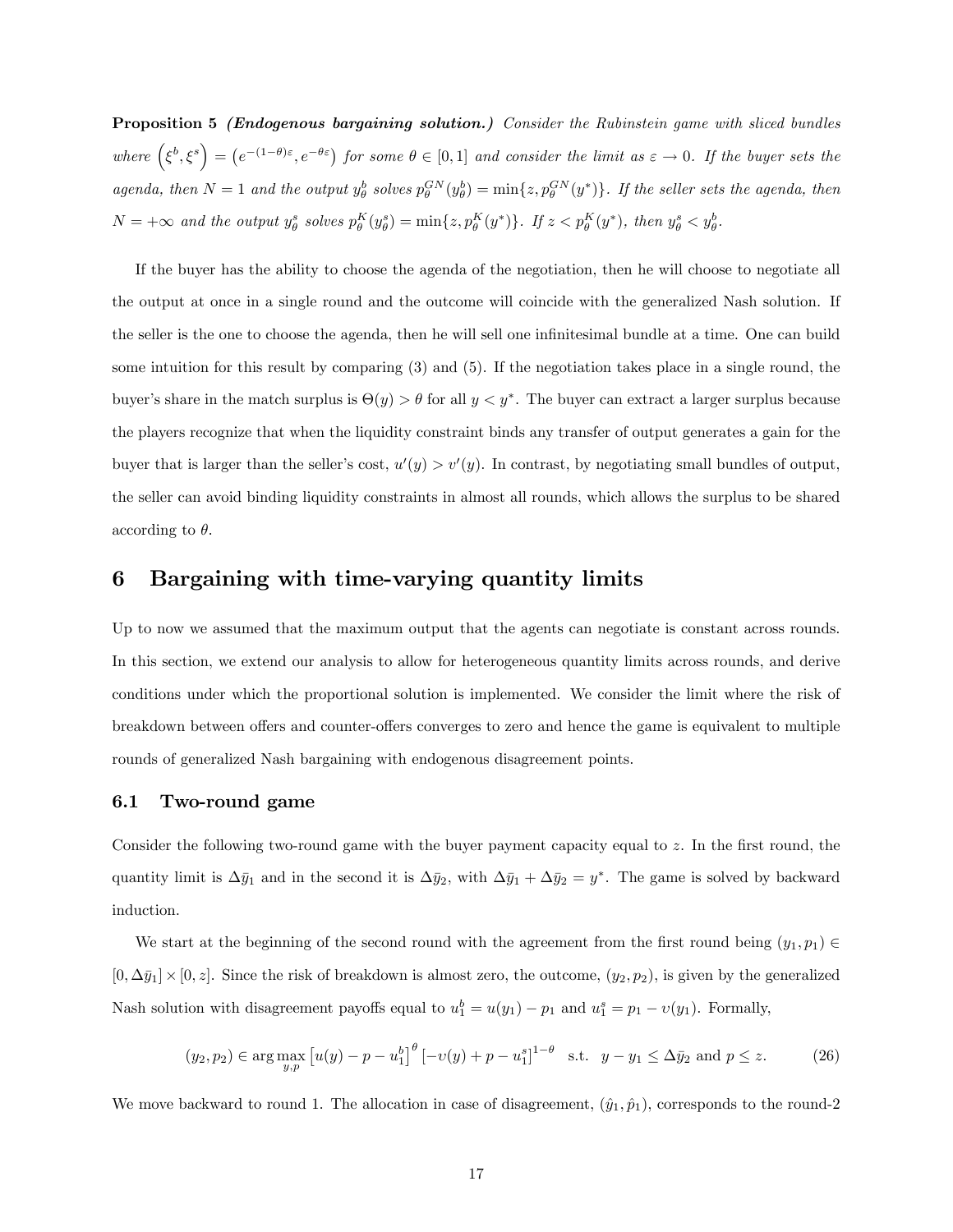**Proposition 5** ***(Endogenous bargaining solution.)*** *Consider the Rubinstein game with sliced bundles where* $\left(\xi^b, \xi^s\right) = \left(e^{-(1-\theta)\varepsilon}, e^{-\theta\varepsilon}\right)$ *for some* $\theta \in [0,1]$ *and consider the limit as* $\varepsilon \to 0$*. If the buyer sets the agenda, then* $N = 1$ *and the output* $y^b_\theta$ *solves* $p^{GN}_\theta(y^b_\theta) = \min\{z, p^{GN}_\theta(y^*)\}$*. If the seller sets the agenda, then* $N = +\infty$ *and the output* $y^s_\theta$ *solves* $p^K_\theta(y^s_\theta) = \min\{z, p^K_\theta(y^*)\}$*. If* $z < p^K_\theta(y^*)$*, then* $y^s_\theta < y^b_\theta$*.*

If the buyer has the ability to choose the agenda of the negotiation, then he will choose to negotiate all the output at once in a single round and the outcome will coincide with the generalized Nash solution. If the seller is the one to choose the agenda, then he will sell one infinitesimal bundle at a time. One can build some intuition for this result by comparing (3) and (5). If the negotiation takes place in a single round, the buyer's share in the match surplus is $\Theta(y) > \theta$ for all $y < y^*$. The buyer can extract a larger surplus because the players recognize that when the liquidity constraint binds any transfer of output generates a gain for the buyer that is larger than the seller's cost, $u'(y) > v'(y)$. In contrast, by negotiating small bundles of output, the seller can avoid binding liquidity constraints in almost all rounds, which allows the surplus to be shared according to $\theta$.

# 6 Bargaining with time-varying quantity limits

Up to now we assumed that the maximum output that the agents can negotiate is constant across rounds. In this section, we extend our analysis to allow for heterogeneous quantity limits across rounds, and derive conditions under which the proportional solution is implemented. We consider the limit where the risk of breakdown between offers and counter-offers converges to zero and hence the game is equivalent to multiple rounds of generalized Nash bargaining with endogenous disagreement points.

## 6.1 Two-round game

Consider the following two-round game with the buyer payment capacity equal to $z$. In the first round, the quantity limit is $\Delta\bar{y}_1$ and in the second it is $\Delta\bar{y}_2$, with $\Delta\bar{y}_1 + \Delta\bar{y}_2 = y^*$. The game is solved by backward induction.

We start at the beginning of the second round with the agreement from the first round being $(y_1, p_1) \in [0, \Delta\bar{y}_1] \times [0, z]$. Since the risk of breakdown is almost zero, the outcome, $(y_2, p_2)$, is given by the generalized Nash solution with disagreement payoffs equal to $u^b_1 = u(y_1) - p_1$ and $u^s_1 = p_1 - v(y_1)$. Formally,

$$(y_2, p_2) \in \arg\max_{y,p} \left[u(y) - p - u^b_1\right]^\theta \left[-v(y) + p - u^s_1\right]^{1-\theta} \quad \text{s.t.} \quad y - y_1 \leq \Delta\bar{y}_2 \text{ and } p \leq z. \tag{26}$$

We move backward to round 1. The allocation in case of disagreement, $(\hat{y}_1, \hat{p}_1)$, corresponds to the round-2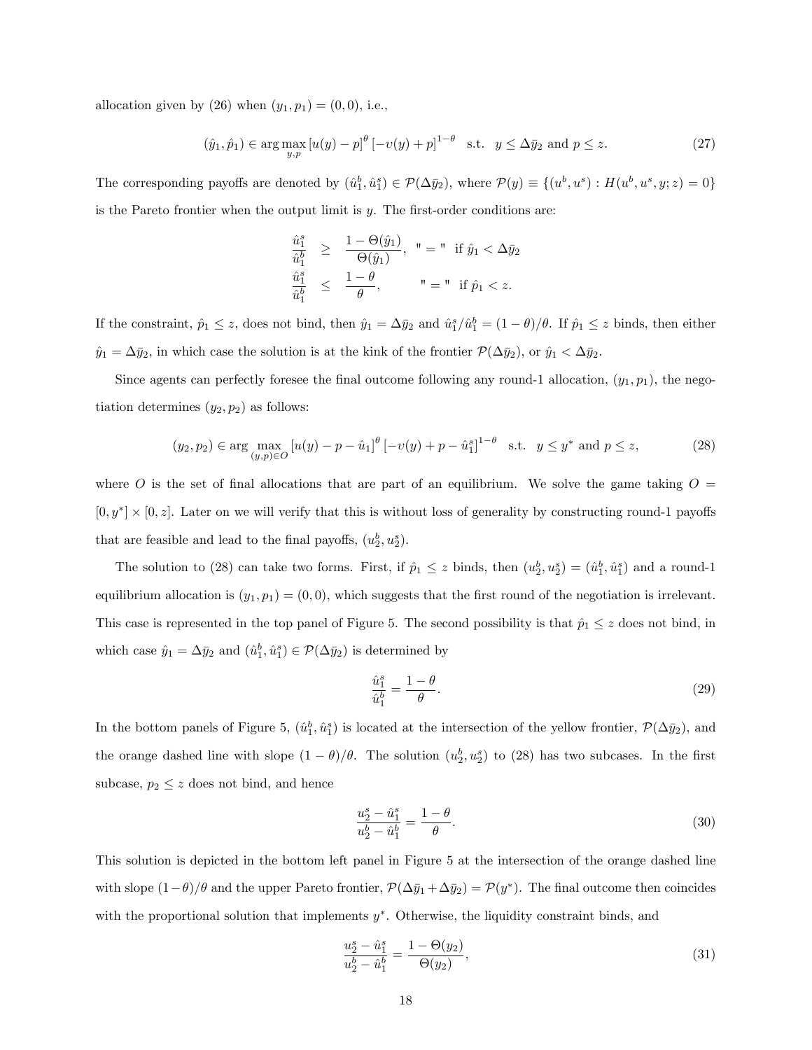allocation given by (26) when $(y_1, p_1) = (0, 0)$, i.e.,

$$(\hat{y}_1, \hat{p}_1) \in \arg\max_{y,p} [u(y) - p]^{\theta} [-\upsilon(y) + p]^{1-\theta} \quad \text{s.t.} \quad y \le \Delta\bar{y}_2 \text{ and } p \le z. \tag{27}$$

The corresponding payoffs are denoted by $(\hat{u}_1^b, \hat{u}_1^s) \in \mathcal{P}(\Delta\bar{y}_2)$, where $\mathcal{P}(y) \equiv \{(u^b, u^s) : H(u^b, u^s, y; z) = 0\}$ is the Pareto frontier when the output limit is $y$. The first-order conditions are:

$$\begin{aligned}
\frac{\hat{u}_1^s}{\hat{u}_1^b} &\ge \frac{1 - \Theta(\hat{y}_1)}{\Theta(\hat{y}_1)}, \quad \text{"} = \text{"} \text{ if } \hat{y}_1 < \Delta\bar{y}_2 \\
\frac{\hat{u}_1^s}{\hat{u}_1^b} &\le \frac{1-\theta}{\theta}, \qquad\quad \text{"} = \text{"} \text{ if } \hat{p}_1 < z.
\end{aligned}$$

If the constraint, $\hat{p}_1 \le z$, does not bind, then $\hat{y}_1 = \Delta\bar{y}_2$ and $\hat{u}_1^s / \hat{u}_1^b = (1-\theta)/\theta$. If $\hat{p}_1 \le z$ binds, then either $\hat{y}_1 = \Delta\bar{y}_2$, in which case the solution is at the kink of the frontier $\mathcal{P}(\Delta\bar{y}_2)$, or $\hat{y}_1 < \Delta\bar{y}_2$.

Since agents can perfectly foresee the final outcome following any round-1 allocation, $(y_1, p_1)$, the negotiation determines $(y_2, p_2)$ as follows:

$$(y_2, p_2) \in \arg\max_{(y,p) \in O} [u(y) - p - \hat{u}_1]^{\theta} [-\upsilon(y) + p - \hat{u}_1^s]^{1-\theta} \quad \text{s.t.} \quad y \le y^* \text{ and } p \le z, \tag{28}$$

where $O$ is the set of final allocations that are part of an equilibrium. We solve the game taking $O = [0, y^*] \times [0, z]$. Later on we will verify that this is without loss of generality by constructing round-1 payoffs that are feasible and lead to the final payoffs, $(u_2^b, u_2^s)$.

The solution to (28) can take two forms. First, if $\hat{p}_1 \le z$ binds, then $(u_2^b, u_2^s) = (\hat{u}_1^b, \hat{u}_1^s)$ and a round-1 equilibrium allocation is $(y_1, p_1) = (0, 0)$, which suggests that the first round of the negotiation is irrelevant. This case is represented in the top panel of Figure 5. The second possibility is that $\hat{p}_1 \le z$ does not bind, in which case $\hat{y}_1 = \Delta\bar{y}_2$ and $(\hat{u}_1^b, \hat{u}_1^s) \in \mathcal{P}(\Delta\bar{y}_2)$ is determined by

$$\frac{\hat{u}_1^s}{\hat{u}_1^b} = \frac{1-\theta}{\theta}. \tag{29}$$

In the bottom panels of Figure 5, $(\hat{u}_1^b, \hat{u}_1^s)$ is located at the intersection of the yellow frontier, $\mathcal{P}(\Delta\bar{y}_2)$, and the orange dashed line with slope $(1-\theta)/\theta$. The solution $(u_2^b, u_2^s)$ to (28) has two subcases. In the first subcase, $p_2 \le z$ does not bind, and hence

$$\frac{u_2^s - \hat{u}_1^s}{u_2^b - \hat{u}_1^b} = \frac{1-\theta}{\theta}. \tag{30}$$

This solution is depicted in the bottom left panel in Figure 5 at the intersection of the orange dashed line with slope $(1-\theta)/\theta$ and the upper Pareto frontier, $\mathcal{P}(\Delta\bar{y}_1 + \Delta\bar{y}_2) = \mathcal{P}(y^*)$. The final outcome then coincides with the proportional solution that implements $y^*$. Otherwise, the liquidity constraint binds, and

$$\frac{u_2^s - \hat{u}_1^s}{u_2^b - \hat{u}_1^b} = \frac{1 - \Theta(y_2)}{\Theta(y_2)}, \tag{31}$$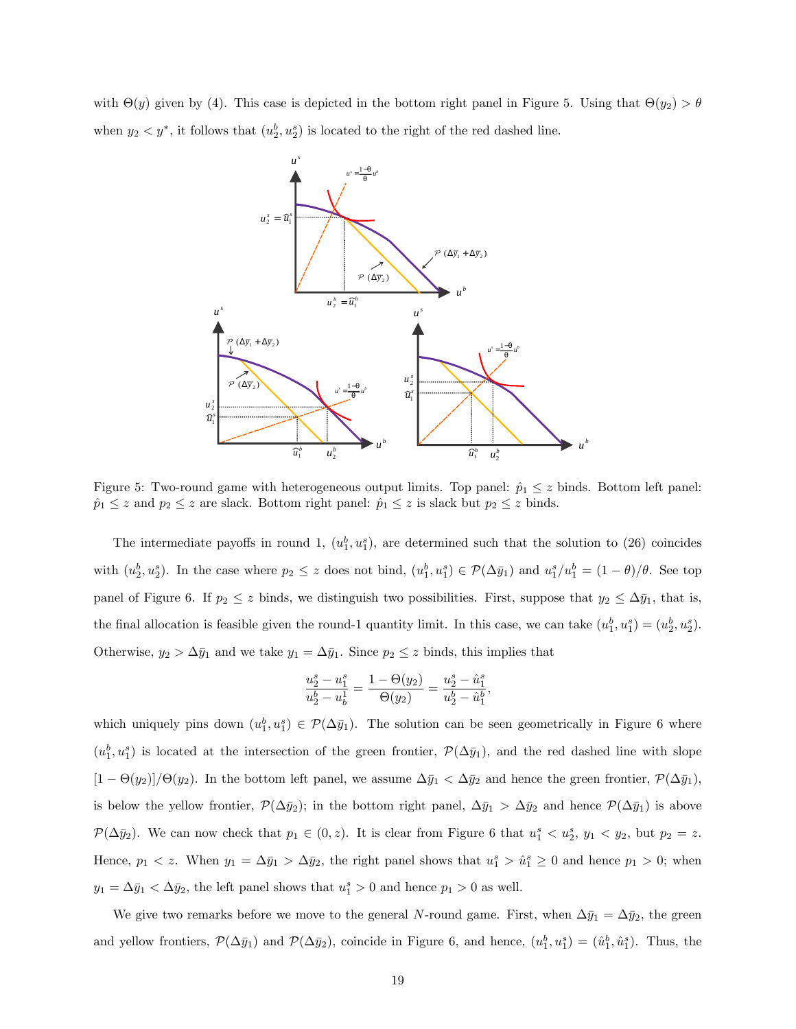with $\Theta(y)$ given by (4). This case is depicted in the bottom right panel in Figure 5. Using that $\Theta(y_2) > \theta$ when $y_2 < y^*$, it follows that $(u_2^b, u_2^s)$ is located to the right of the red dashed line.

Figure 5: Two-round game with heterogeneous output limits. Top panel: $\hat{p}_1 \leq z$ binds. Bottom left panel: $\hat{p}_1 \leq z$ and $p_2 \leq z$ are slack. Bottom right panel: $\hat{p}_1 \leq z$ is slack but $p_2 \leq z$ binds.

The intermediate payoffs in round 1, $(u_1^b, u_1^s)$, are determined such that the solution to (26) coincides with $(u_2^b, u_2^s)$. In the case where $p_2 \leq z$ does not bind, $(u_1^b, u_1^s) \in \mathcal{P}(\Delta\bar{y}_1)$ and $u_1^s/u_1^b = (1-\theta)/\theta$. See top panel of Figure 6. If $p_2 \leq z$ binds, we distinguish two possibilities. First, suppose that $y_2 \leq \Delta\bar{y}_1$, that is, the final allocation is feasible given the round-1 quantity limit. In this case, we can take $(u_1^b, u_1^s) = (u_2^b, u_2^s)$. Otherwise, $y_2 > \Delta\bar{y}_1$ and we take $y_1 = \Delta\bar{y}_1$. Since $p_2 \leq z$ binds, this implies that

$$\frac{u_2^s - u_1^s}{u_2^b - u_b^1} = \frac{1 - \Theta(y_2)}{\Theta(y_2)} = \frac{u_2^s - \hat{u}_1^s}{u_2^b - \hat{u}_1^b},$$

which uniquely pins down $(u_1^b, u_1^s) \in \mathcal{P}(\Delta\bar{y}_1)$. The solution can be seen geometrically in Figure 6 where $(u_1^b, u_1^s)$ is located at the intersection of the green frontier, $\mathcal{P}(\Delta\bar{y}_1)$, and the red dashed line with slope $[1 - \Theta(y_2)]/\Theta(y_2)$. In the bottom left panel, we assume $\Delta\bar{y}_1 < \Delta\bar{y}_2$ and hence the green frontier, $\mathcal{P}(\Delta\bar{y}_1)$, is below the yellow frontier, $\mathcal{P}(\Delta\bar{y}_2)$; in the bottom right panel, $\Delta\bar{y}_1 > \Delta\bar{y}_2$ and hence $\mathcal{P}(\Delta\bar{y}_1)$ is above $\mathcal{P}(\Delta\bar{y}_2)$. We can now check that $p_1 \in (0, z)$. It is clear from Figure 6 that $u_1^s < u_2^s$, $y_1 < y_2$, but $p_2 = z$. Hence, $p_1 < z$. When $y_1 = \Delta\bar{y}_1 > \Delta\bar{y}_2$, the right panel shows that $u_1^s > \hat{u}_1^s \geq 0$ and hence $p_1 > 0$; when $y_1 = \Delta\bar{y}_1 < \Delta\bar{y}_2$, the left panel shows that $u_1^s > 0$ and hence $p_1 > 0$ as well.

We give two remarks before we move to the general $N$-round game. First, when $\Delta\bar{y}_1 = \Delta\bar{y}_2$, the green and yellow frontiers, $\mathcal{P}(\Delta\bar{y}_1)$ and $\mathcal{P}(\Delta\bar{y}_2)$, coincide in Figure 6, and hence, $(u_1^b, u_1^s) = (\hat{u}_1^b, \hat{u}_1^s)$. Thus, the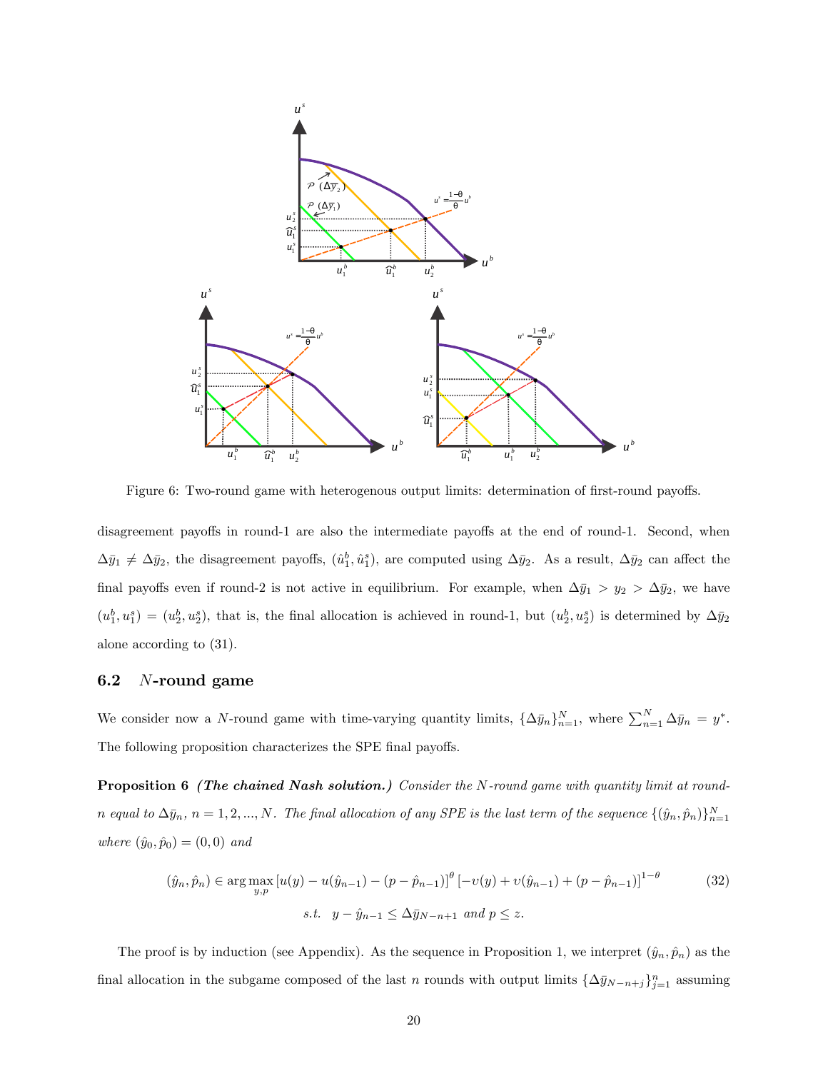Figure 6: Two-round game with heterogenous output limits: determination of first-round payoffs.

disagreement payoffs in round-1 are also the intermediate payoffs at the end of round-1. Second, when $\Delta\bar{y}_1 \neq \Delta\bar{y}_2$, the disagreement payoffs, $(\hat{u}_1^b, \hat{u}_1^s)$, are computed using $\Delta\bar{y}_2$. As a result, $\Delta\bar{y}_2$ can affect the final payoffs even if round-2 is not active in equilibrium. For example, when $\Delta\bar{y}_1 > y_2 > \Delta\bar{y}_2$, we have $(u_1^b, u_1^s) = (u_2^b, u_2^s)$, that is, the final allocation is achieved in round-1, but $(u_2^b, u_2^s)$ is determined by $\Delta\bar{y}_2$ alone according to (31).

### 6.2 $N$-round game

We consider now a $N$-round game with time-varying quantity limits, $\{\Delta\bar{y}_n\}_{n=1}^N$, where $\sum_{n=1}^N \Delta\bar{y}_n = y^*$. The following proposition characterizes the SPE final payoffs.

**Proposition 6** ***(The chained Nash solution.)*** *Consider the $N$-round game with quantity limit at round-$n$ equal to $\Delta\bar{y}_n$, $n = 1, 2, ..., N$. The final allocation of any SPE is the last term of the sequence $\{(\hat{y}_n, \hat{p}_n)\}_{n=1}^N$ where $(\hat{y}_0, \hat{p}_0) = (0, 0)$ and*

$$(\hat{y}_n, \hat{p}_n) \in \arg\max_{y,p} \left[u(y) - u(\hat{y}_{n-1}) - (p - \hat{p}_{n-1})\right]^\theta \left[-\upsilon(y) + \upsilon(\hat{y}_{n-1}) + (p - \hat{p}_{n-1})\right]^{1-\theta} \tag{32}$$

$$s.t. \quad y - \hat{y}_{n-1} \leq \Delta\bar{y}_{N-n+1} \text{ and } p \leq z.$$

The proof is by induction (see Appendix). As the sequence in Proposition 1, we interpret $(\hat{y}_n, \hat{p}_n)$ as the final allocation in the subgame composed of the last $n$ rounds with output limits $\{\Delta\bar{y}_{N-n+j}\}_{j=1}^n$ assuming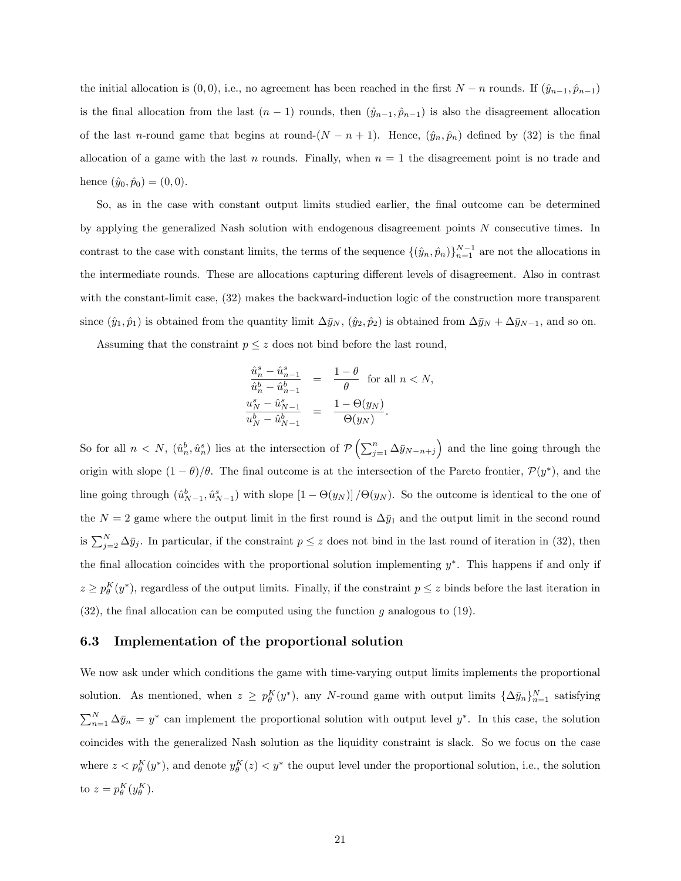the initial allocation is $(0,0)$, i.e., no agreement has been reached in the first $N-n$ rounds. If $(\hat{y}_{n-1}, \hat{p}_{n-1})$ is the final allocation from the last $(n-1)$ rounds, then $(\hat{y}_{n-1}, \hat{p}_{n-1})$ is also the disagreement allocation of the last $n$-round game that begins at round-$(N-n+1)$. Hence, $(\hat{y}_n, \hat{p}_n)$ defined by (32) is the final allocation of a game with the last $n$ rounds. Finally, when $n=1$ the disagreement point is no trade and hence $(\hat{y}_0, \hat{p}_0) = (0,0)$.

So, as in the case with constant output limits studied earlier, the final outcome can be determined by applying the generalized Nash solution with endogenous disagreement points $N$ consecutive times. In contrast to the case with constant limits, the terms of the sequence $\{(\hat{y}_n, \hat{p}_n)\}_{n=1}^{N-1}$ are not the allocations in the intermediate rounds. These are allocations capturing different levels of disagreement. Also in contrast with the constant-limit case, (32) makes the backward-induction logic of the construction more transparent since $(\hat{y}_1, \hat{p}_1)$ is obtained from the quantity limit $\Delta\bar{y}_N$, $(\hat{y}_2, \hat{p}_2)$ is obtained from $\Delta\bar{y}_N + \Delta\bar{y}_{N-1}$, and so on.

Assuming that the constraint $p \leq z$ does not bind before the last round,

$$
\begin{aligned}
\frac{\hat{u}_n^s - \hat{u}_{n-1}^s}{\hat{u}_n^b - \hat{u}_{n-1}^b} &= \frac{1-\theta}{\theta} \text{ for all } n < N, \\
\frac{u_N^s - \hat{u}_{N-1}^s}{u_N^b - \hat{u}_{N-1}^b} &= \frac{1-\Theta(y_N)}{\Theta(y_N)}.
\end{aligned}
$$

So for all $n < N$, $(\hat{u}_n^b, \hat{u}_n^s)$ lies at the intersection of $\mathcal{P}\left(\sum_{j=1}^n \Delta\bar{y}_{N-n+j}\right)$ and the line going through the origin with slope $(1-\theta)/\theta$. The final outcome is at the intersection of the Pareto frontier, $\mathcal{P}(y^*)$, and the line going through $(\hat{u}_{N-1}^b, \hat{u}_{N-1}^s)$ with slope $[1-\Theta(y_N)]/\Theta(y_N)$. So the outcome is identical to the one of the $N=2$ game where the output limit in the first round is $\Delta\bar{y}_1$ and the output limit in the second round is $\sum_{j=2}^N \Delta\bar{y}_j$. In particular, if the constraint $p \leq z$ does not bind in the last round of iteration in (32), then the final allocation coincides with the proportional solution implementing $y^*$. This happens if and only if $z \geq p_\theta^K(y^*)$, regardless of the output limits. Finally, if the constraint $p \leq z$ binds before the last iteration in (32), the final allocation can be computed using the function $g$ analogous to (19).

### 6.3 Implementation of the proportional solution

We now ask under which conditions the game with time-varying output limits implements the proportional solution. As mentioned, when $z \geq p_\theta^K(y^*)$, any $N$-round game with output limits $\{\Delta\bar{y}_n\}_{n=1}^N$ satisfying $\sum_{n=1}^N \Delta\bar{y}_n = y^*$ can implement the proportional solution with output level $y^*$. In this case, the solution coincides with the generalized Nash solution as the liquidity constraint is slack. So we focus on the case where $z < p_\theta^K(y^*)$, and denote $y_\theta^K(z) < y^*$ the ouput level under the proportional solution, i.e., the solution to $z = p_\theta^K(y_\theta^K)$.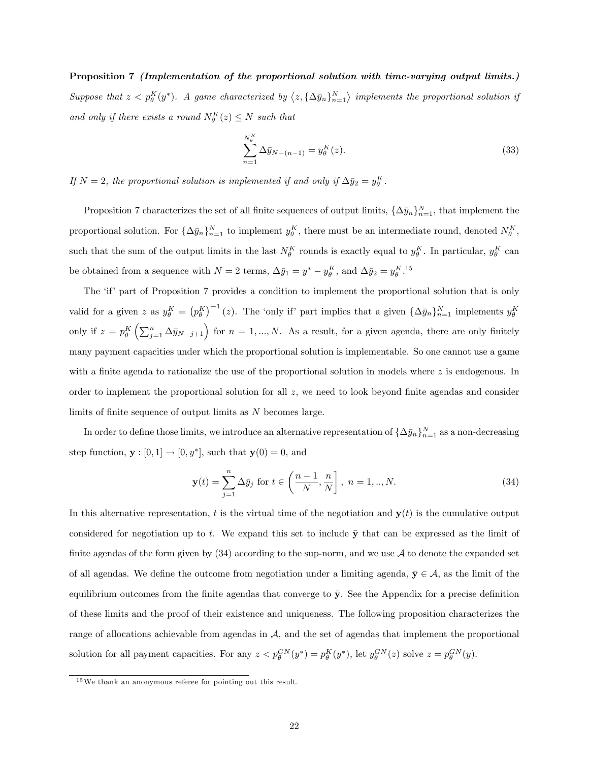**Proposition 7** ***(Implementation of the proportional solution with time-varying output limits.)*** *Suppose that $z < p_\theta^K(y^*)$. A game characterized by $\langle z, \{\Delta \bar{y}_n\}_{n=1}^N \rangle$ implements the proportional solution if and only if there exists a round $N_\theta^K(z) \le N$ such that*

$$\sum_{n=1}^{N_\theta^K} \Delta \bar{y}_{N-(n-1)} = y_\theta^K(z). \tag{33}$$

*If $N = 2$, the proportional solution is implemented if and only if $\Delta \bar{y}_2 = y_\theta^K$.*

Proposition 7 characterizes the set of all finite sequences of output limits, $\{\Delta \bar{y}_n\}_{n=1}^N$, that implement the proportional solution. For $\{\Delta \bar{y}_n\}_{n=1}^N$ to implement $y_\theta^K$, there must be an intermediate round, denoted $N_\theta^K$, such that the sum of the output limits in the last $N_\theta^K$ rounds is exactly equal to $y_\theta^K$. In particular, $y_\theta^K$ can be obtained from a sequence with $N = 2$ terms, $\Delta \bar{y}_1 = y^* - y_\theta^K$, and $\Delta \bar{y}_2 = y_\theta^K$.[15]

The 'if' part of Proposition 7 provides a condition to implement the proportional solution that is only valid for a given $z$ as $y_\theta^K = \left(p_\theta^K\right)^{-1}(z)$. The 'only if' part implies that a given $\{\Delta \bar{y}_n\}_{n=1}^N$ implements $y_\theta^K$ only if $z = p_\theta^K\left(\sum_{j=1}^n \Delta \bar{y}_{N-j+1}\right)$ for $n = 1, ..., N$. As a result, for a given agenda, there are only finitely many payment capacities under which the proportional solution is implementable. So one cannot use a game with a finite agenda to rationalize the use of the proportional solution in models where $z$ is endogenous. In order to implement the proportional solution for all $z$, we need to look beyond finite agendas and consider limits of finite sequence of output limits as $N$ becomes large.

In order to define those limits, we introduce an alternative representation of $\{\Delta \bar{y}_n\}_{n=1}^N$ as a non-decreasing step function, $\mathbf{y} : [0, 1] \to [0, y^*]$, such that $\mathbf{y}(0) = 0$, and

$$\mathbf{y}(t) = \sum_{j=1}^n \Delta \bar{y}_j \text{ for } t \in \left(\frac{n-1}{N}, \frac{n}{N}\right], \; n = 1, .., N. \tag{34}$$

In this alternative representation, $t$ is the virtual time of the negotiation and $\mathbf{y}(t)$ is the cumulative output considered for negotiation up to $t$. We expand this set to include $\bar{\mathbf{y}}$ that can be expressed as the limit of finite agendas of the form given by (34) according to the sup-norm, and we use $\mathcal{A}$ to denote the expanded set of all agendas. We define the outcome from negotiation under a limiting agenda, $\bar{\mathbf{y}} \in \mathcal{A}$, as the limit of the equilibrium outcomes from the finite agendas that converge to $\bar{\mathbf{y}}$. See the Appendix for a precise definition of these limits and the proof of their existence and uniqueness. The following proposition characterizes the range of allocations achievable from agendas in $\mathcal{A}$, and the set of agendas that implement the proportional solution for all payment capacities. For any $z < p_\theta^{GN}(y^*) = p_\theta^K(y^*)$, let $y_\theta^{GN}(z)$ solve $z = p_\theta^{GN}(y)$.

[15] We thank an anonymous referee for pointing out this result.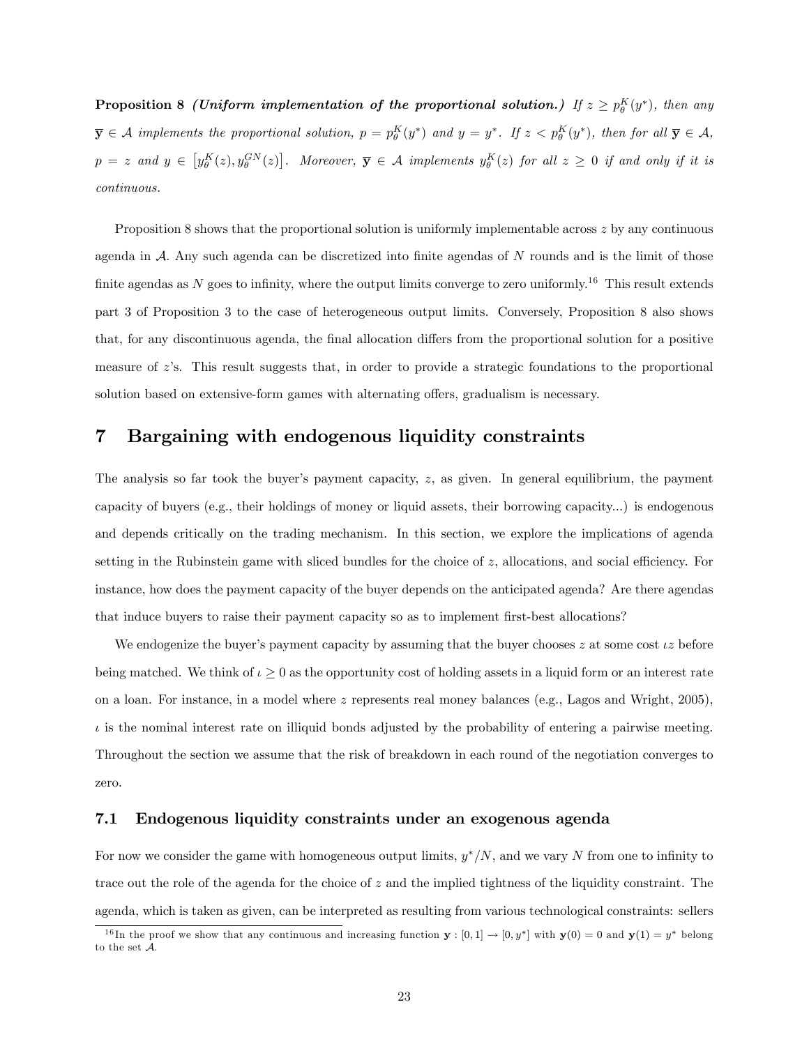**Proposition 8** ***(Uniform implementation of the proportional solution.)*** *If $z \geq p^K_\theta(y^*)$, then any $\bar{\mathbf{y}} \in \mathcal{A}$ implements the proportional solution, $p = p^K_\theta(y^*)$ and $y = y^*$. If $z < p^K_\theta(y^*)$, then for all $\bar{\mathbf{y}} \in \mathcal{A}$, $p = z$ and $y \in \left[y^K_\theta(z), y^{GN}_\theta(z)\right]$. Moreover, $\bar{\mathbf{y}} \in \mathcal{A}$ implements $y^K_\theta(z)$ for all $z \geq 0$ if and only if it is continuous.*

Proposition 8 shows that the proportional solution is uniformly implementable across $z$ by any continuous agenda in $\mathcal{A}$. Any such agenda can be discretized into finite agendas of $N$ rounds and is the limit of those finite agendas as $N$ goes to infinity, where the output limits converge to zero uniformly.[16] This result extends part 3 of Proposition 3 to the case of heterogeneous output limits. Conversely, Proposition 8 also shows that, for any discontinuous agenda, the final allocation differs from the proportional solution for a positive measure of $z$'s. This result suggests that, in order to provide a strategic foundations to the proportional solution based on extensive-form games with alternating offers, gradualism is necessary.

# 7 Bargaining with endogenous liquidity constraints

The analysis so far took the buyer's payment capacity, $z$, as given. In general equilibrium, the payment capacity of buyers (e.g., their holdings of money or liquid assets, their borrowing capacity...) is endogenous and depends critically on the trading mechanism. In this section, we explore the implications of agenda setting in the Rubinstein game with sliced bundles for the choice of $z$, allocations, and social efficiency. For instance, how does the payment capacity of the buyer depends on the anticipated agenda? Are there agendas that induce buyers to raise their payment capacity so as to implement first-best allocations?

We endogenize the buyer's payment capacity by assuming that the buyer chooses $z$ at some cost $\iota z$ before being matched. We think of $\iota \geq 0$ as the opportunity cost of holding assets in a liquid form or an interest rate on a loan. For instance, in a model where $z$ represents real money balances (e.g., Lagos and Wright, 2005), $\iota$ is the nominal interest rate on illiquid bonds adjusted by the probability of entering a pairwise meeting. Throughout the section we assume that the risk of breakdown in each round of the negotiation converges to zero.

## 7.1 Endogenous liquidity constraints under an exogenous agenda

For now we consider the game with homogeneous output limits, $y^*/N$, and we vary $N$ from one to infinity to trace out the role of the agenda for the choice of $z$ and the implied tightness of the liquidity constraint. The agenda, which is taken as given, can be interpreted as resulting from various technological constraints: sellers

[16] In the proof we show that any continuous and increasing function $\mathbf{y} : [0, 1] \to [0, y^*]$ with $\mathbf{y}(0) = 0$ and $\mathbf{y}(1) = y^*$ belong to the set $\mathcal{A}$.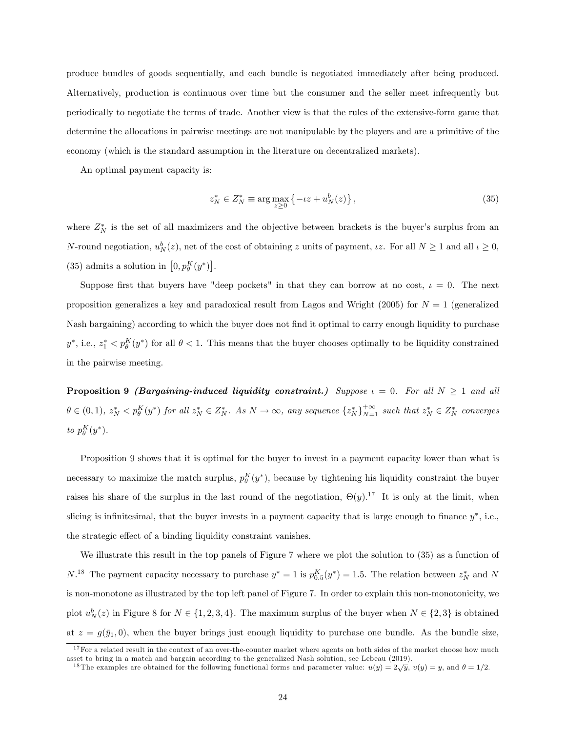produce bundles of goods sequentially, and each bundle is negotiated immediately after being produced. Alternatively, production is continuous over time but the consumer and the seller meet infrequently but periodically to negotiate the terms of trade. Another view is that the rules of the extensive-form game that determine the allocations in pairwise meetings are not manipulable by the players and are a primitive of the economy (which is the standard assumption in the literature on decentralized markets).

An optimal payment capacity is:

$$z_N^* \in Z_N^* \equiv \arg\max_{z \geq 0} \left\{ -\iota z + u_N^b(z) \right\}, \tag{35}$$

where $Z_N^*$ is the set of all maximizers and the objective between brackets is the buyer's surplus from an $N$-round negotiation, $u_N^b(z)$, net of the cost of obtaining $z$ units of payment, $\iota z$. For all $N \geq 1$ and all $\iota \geq 0$, (35) admits a solution in $\left[0, p_\theta^K(y^*)\right]$.

Suppose first that buyers have "deep pockets" in that they can borrow at no cost, $\iota = 0$. The next proposition generalizes a key and paradoxical result from Lagos and Wright (2005) for $N = 1$ (generalized Nash bargaining) according to which the buyer does not find it optimal to carry enough liquidity to purchase $y^*$, i.e., $z_1^* < p_\theta^K(y^*)$ for all $\theta < 1$. This means that the buyer chooses optimally to be liquidity constrained in the pairwise meeting.

**Proposition 9** ***(Bargaining-induced liquidity constraint.)*** *Suppose $\iota = 0$. For all $N \geq 1$ and all $\theta \in (0,1)$, $z_N^* < p_\theta^K(y^*)$ for all $z_N^* \in Z_N^*$. As $N \to \infty$, any sequence $\{z_N^*\}_{N=1}^{+\infty}$ such that $z_N^* \in Z_N^*$ converges to $p_\theta^K(y^*)$.*

Proposition 9 shows that it is optimal for the buyer to invest in a payment capacity lower than what is necessary to maximize the match surplus, $p_\theta^K(y^*)$, because by tightening his liquidity constraint the buyer raises his share of the surplus in the last round of the negotiation, $\Theta(y)$.[17] It is only at the limit, when slicing is infinitesimal, that the buyer invests in a payment capacity that is large enough to finance $y^*$, i.e., the strategic effect of a binding liquidity constraint vanishes.

We illustrate this result in the top panels of Figure 7 where we plot the solution to (35) as a function of $N$.[18] The payment capacity necessary to purchase $y^* = 1$ is $p_{0.5}^K(y^*) = 1.5$. The relation between $z_N^*$ and $N$ is non-monotone as illustrated by the top left panel of Figure 7. In order to explain this non-monotonicity, we plot $u_N^b(z)$ in Figure 8 for $N \in \{1, 2, 3, 4\}$. The maximum surplus of the buyer when $N \in \{2, 3\}$ is obtained at $z = g(\bar{y}_1, 0)$, when the buyer brings just enough liquidity to purchase one bundle. As the bundle size,

[17] For a related result in the context of an over-the-counter market where agents on both sides of the market choose how much asset to bring in a match and bargain according to the generalized Nash solution, see Lebeau (2019).

[18] The examples are obtained for the following functional forms and parameter value: $u(y) = 2\sqrt{y}$, $\upsilon(y) = y$, and $\theta = 1/2$.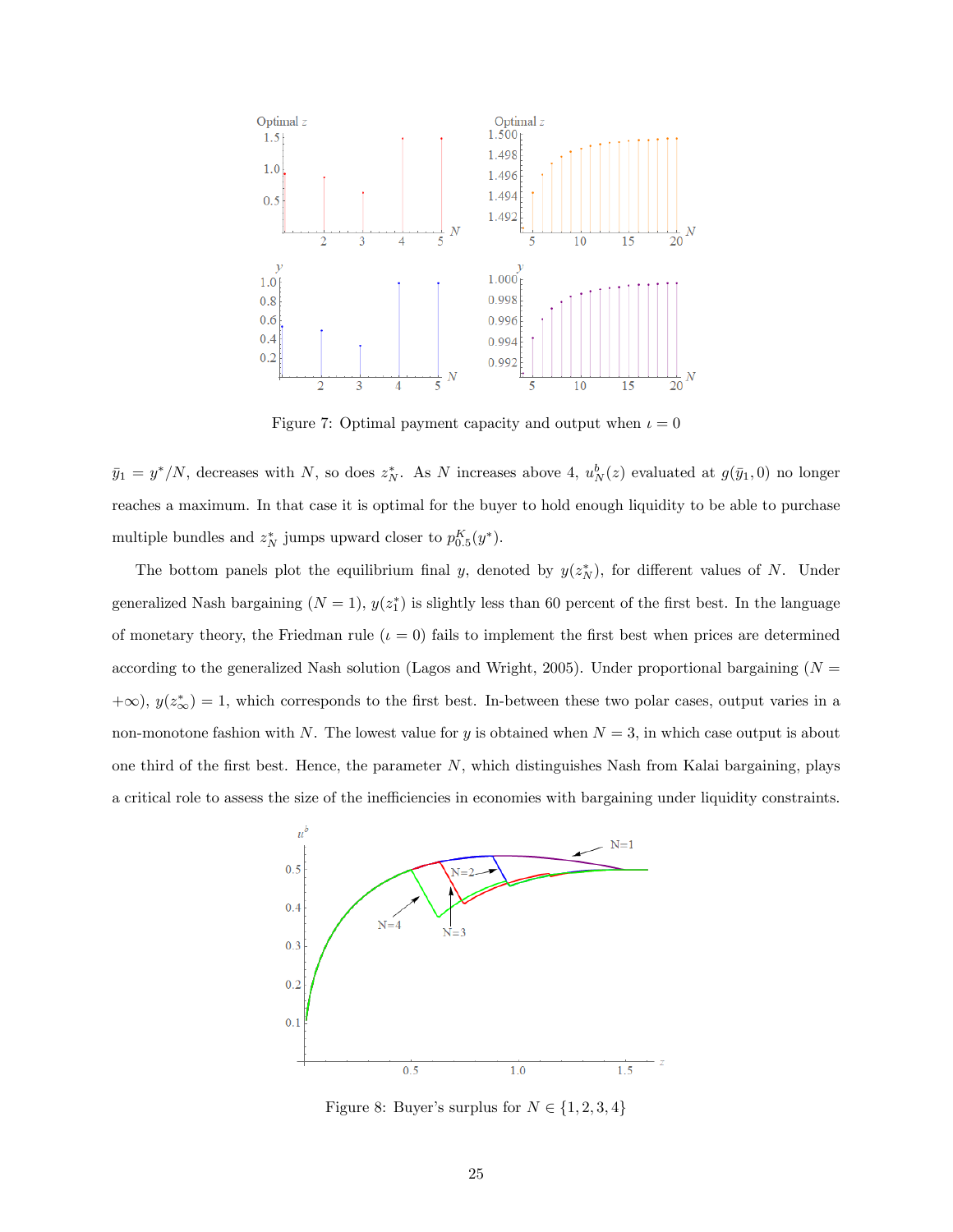Figure 7: Optimal payment capacity and output when $\iota = 0$

$\bar{y}_1 = y^*/N$, decreases with $N$, so does $z_N^*$. As $N$ increases above 4, $u_N^b(z)$ evaluated at $g(\bar{y}_1, 0)$ no longer reaches a maximum. In that case it is optimal for the buyer to hold enough liquidity to be able to purchase multiple bundles and $z_N^*$ jumps upward closer to $p_{0.5}^K(y^*)$.

The bottom panels plot the equilibrium final $y$, denoted by $y(z_N^*)$, for different values of $N$. Under generalized Nash bargaining ($N = 1$), $y(z_1^*)$ is slightly less than 60 percent of the first best. In the language of monetary theory, the Friedman rule ($\iota = 0$) fails to implement the first best when prices are determined according to the generalized Nash solution (Lagos and Wright, 2005). Under proportional bargaining ($N = +\infty$), $y(z_\infty^*) = 1$, which corresponds to the first best. In-between these two polar cases, output varies in a non-monotone fashion with $N$. The lowest value for $y$ is obtained when $N = 3$, in which case output is about one third of the first best. Hence, the parameter $N$, which distinguishes Nash from Kalai bargaining, plays a critical role to assess the size of the inefficiencies in economies with bargaining under liquidity constraints.

Figure 8: Buyer's surplus for $N \in \{1, 2, 3, 4\}$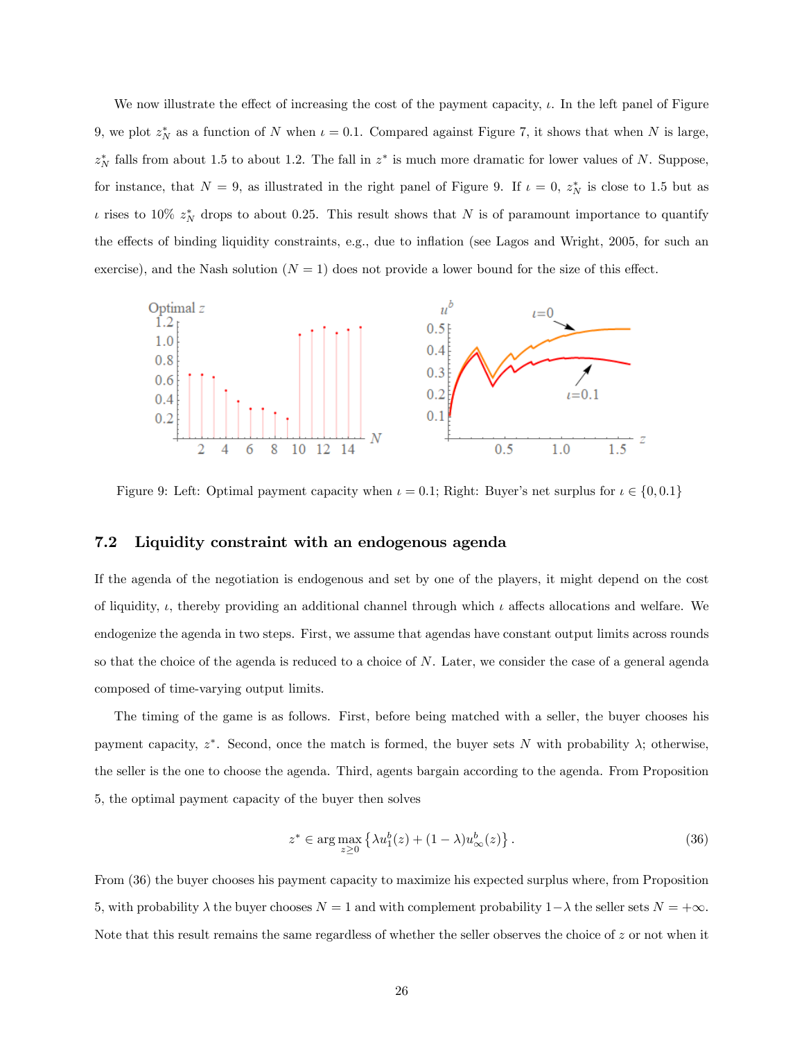We now illustrate the effect of increasing the cost of the payment capacity, $\iota$. In the left panel of Figure 9, we plot $z_N^*$ as a function of $N$ when $\iota = 0.1$. Compared against Figure 7, it shows that when $N$ is large, $z_N^*$ falls from about 1.5 to about 1.2. The fall in $z^*$ is much more dramatic for lower values of $N$. Suppose, for instance, that $N = 9$, as illustrated in the right panel of Figure 9. If $\iota = 0$, $z_N^*$ is close to 1.5 but as $\iota$ rises to 10% $z_N^*$ drops to about 0.25. This result shows that $N$ is of paramount importance to quantify the effects of binding liquidity constraints, e.g., due to inflation (see Lagos and Wright, 2005, for such an exercise), and the Nash solution ($N = 1$) does not provide a lower bound for the size of this effect.

Figure 9: Left: Optimal payment capacity when $\iota = 0.1$; Right: Buyer's net surplus for $\iota \in \{0, 0.1\}$

### 7.2 Liquidity constraint with an endogenous agenda

If the agenda of the negotiation is endogenous and set by one of the players, it might depend on the cost of liquidity, $\iota$, thereby providing an additional channel through which $\iota$ affects allocations and welfare. We endogenize the agenda in two steps. First, we assume that agendas have constant output limits across rounds so that the choice of the agenda is reduced to a choice of $N$. Later, we consider the case of a general agenda composed of time-varying output limits.

The timing of the game is as follows. First, before being matched with a seller, the buyer chooses his payment capacity, $z^*$. Second, once the match is formed, the buyer sets $N$ with probability $\lambda$; otherwise, the seller is the one to choose the agenda. Third, agents bargain according to the agenda. From Proposition 5, the optimal payment capacity of the buyer then solves

$$z^* \in \arg\max_{z \geq 0} \left\{ \lambda u_1^b(z) + (1 - \lambda) u_\infty^b(z) \right\}. \tag{36}$$

From (36) the buyer chooses his payment capacity to maximize his expected surplus where, from Proposition 5, with probability $\lambda$ the buyer chooses $N = 1$ and with complement probability $1 - \lambda$ the seller sets $N = +\infty$. Note that this result remains the same regardless of whether the seller observes the choice of $z$ or not when it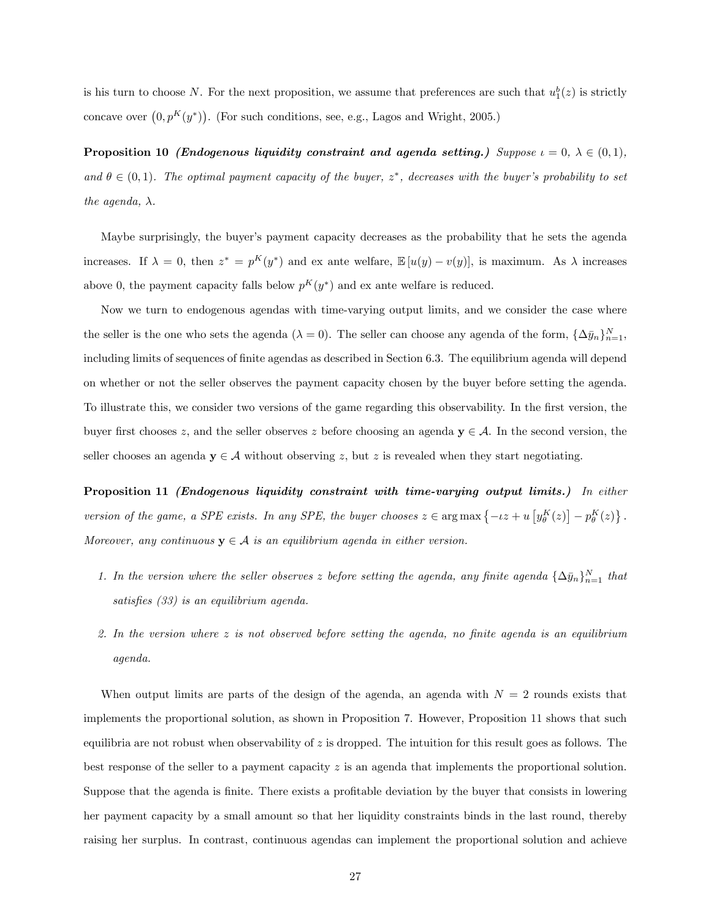is his turn to choose $N$. For the next proposition, we assume that preferences are such that $u_1^b(z)$ is strictly concave over $\left(0, p^K(y^*)\right)$. (For such conditions, see, e.g., Lagos and Wright, 2005.)

**Proposition 10** ***(Endogenous liquidity constraint and agenda setting.)*** *Suppose $\iota = 0$, $\lambda \in (0,1)$, and $\theta \in (0,1)$. The optimal payment capacity of the buyer, $z^*$, decreases with the buyer's probability to set the agenda, $\lambda$.*

Maybe surprisingly, the buyer's payment capacity decreases as the probability that he sets the agenda increases. If $\lambda = 0$, then $z^* = p^K(y^*)$ and ex ante welfare, $\mathbb{E}\left[u(y) - v(y)\right]$, is maximum. As $\lambda$ increases above 0, the payment capacity falls below $p^K(y^*)$ and ex ante welfare is reduced.

Now we turn to endogenous agendas with time-varying output limits, and we consider the case where the seller is the one who sets the agenda ($\lambda = 0$). The seller can choose any agenda of the form, $\{\Delta\bar{y}_n\}_{n=1}^N$, including limits of sequences of finite agendas as described in Section 6.3. The equilibrium agenda will depend on whether or not the seller observes the payment capacity chosen by the buyer before setting the agenda. To illustrate this, we consider two versions of the game regarding this observability. In the first version, the buyer first chooses $z$, and the seller observes $z$ before choosing an agenda $\mathbf{y} \in \mathcal{A}$. In the second version, the seller chooses an agenda $\mathbf{y} \in \mathcal{A}$ without observing $z$, but $z$ is revealed when they start negotiating.

**Proposition 11** ***(Endogenous liquidity constraint with time-varying output limits.)*** *In either version of the game, a SPE exists. In any SPE, the buyer chooses $z \in \arg\max\left\{-\iota z + u\left[y_\theta^K(z)\right] - p_\theta^K(z)\right\}$. Moreover, any continuous $\mathbf{y} \in \mathcal{A}$ is an equilibrium agenda in either version.*

1. *In the version where the seller observes $z$ before setting the agenda, any finite agenda $\{\Delta\bar{y}_n\}_{n=1}^N$ that satisfies (33) is an equilibrium agenda.*

2. *In the version where $z$ is not observed before setting the agenda, no finite agenda is an equilibrium agenda.*

When output limits are parts of the design of the agenda, an agenda with $N = 2$ rounds exists that implements the proportional solution, as shown in Proposition 7. However, Proposition 11 shows that such equilibria are not robust when observability of $z$ is dropped. The intuition for this result goes as follows. The best response of the seller to a payment capacity $z$ is an agenda that implements the proportional solution. Suppose that the agenda is finite. There exists a profitable deviation by the buyer that consists in lowering her payment capacity by a small amount so that her liquidity constraints binds in the last round, thereby raising her surplus. In contrast, continuous agendas can implement the proportional solution and achieve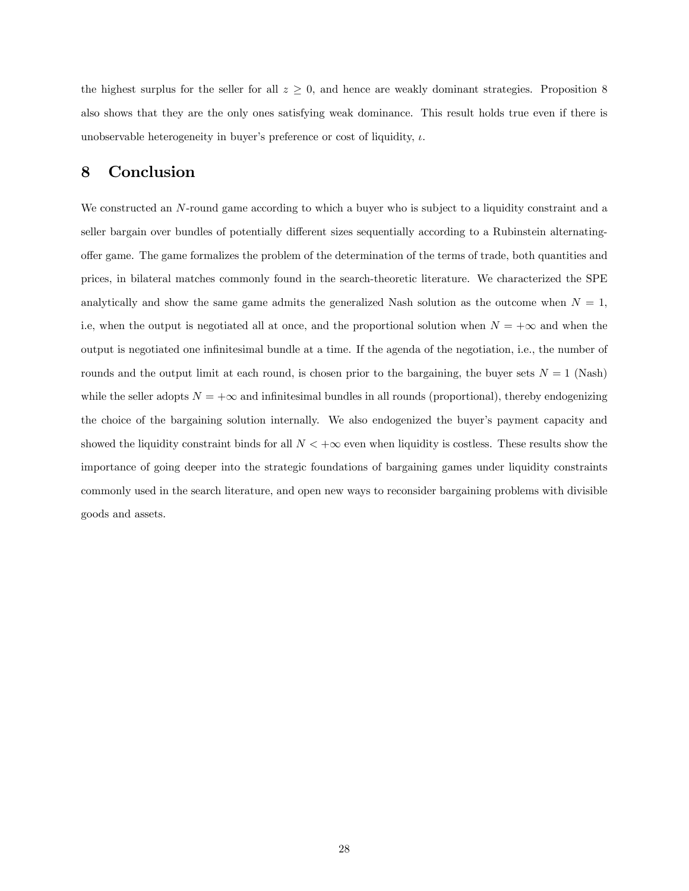the highest surplus for the seller for all $z \geq 0$, and hence are weakly dominant strategies. Proposition 8 also shows that they are the only ones satisfying weak dominance. This result holds true even if there is unobservable heterogeneity in buyer's preference or cost of liquidity, $\iota$.

# 8 Conclusion

We constructed an $N$-round game according to which a buyer who is subject to a liquidity constraint and a seller bargain over bundles of potentially different sizes sequentially according to a Rubinstein alternating-offer game. The game formalizes the problem of the determination of the terms of trade, both quantities and prices, in bilateral matches commonly found in the search-theoretic literature. We characterized the SPE analytically and show the same game admits the generalized Nash solution as the outcome when $N = 1$, i.e, when the output is negotiated all at once, and the proportional solution when $N = +\infty$ and when the output is negotiated one infinitesimal bundle at a time. If the agenda of the negotiation, i.e., the number of rounds and the output limit at each round, is chosen prior to the bargaining, the buyer sets $N = 1$ (Nash) while the seller adopts $N = +\infty$ and infinitesimal bundles in all rounds (proportional), thereby endogenizing the choice of the bargaining solution internally. We also endogenized the buyer's payment capacity and showed the liquidity constraint binds for all $N < +\infty$ even when liquidity is costless. These results show the importance of going deeper into the strategic foundations of bargaining games under liquidity constraints commonly used in the search literature, and open new ways to reconsider bargaining problems with divisible goods and assets.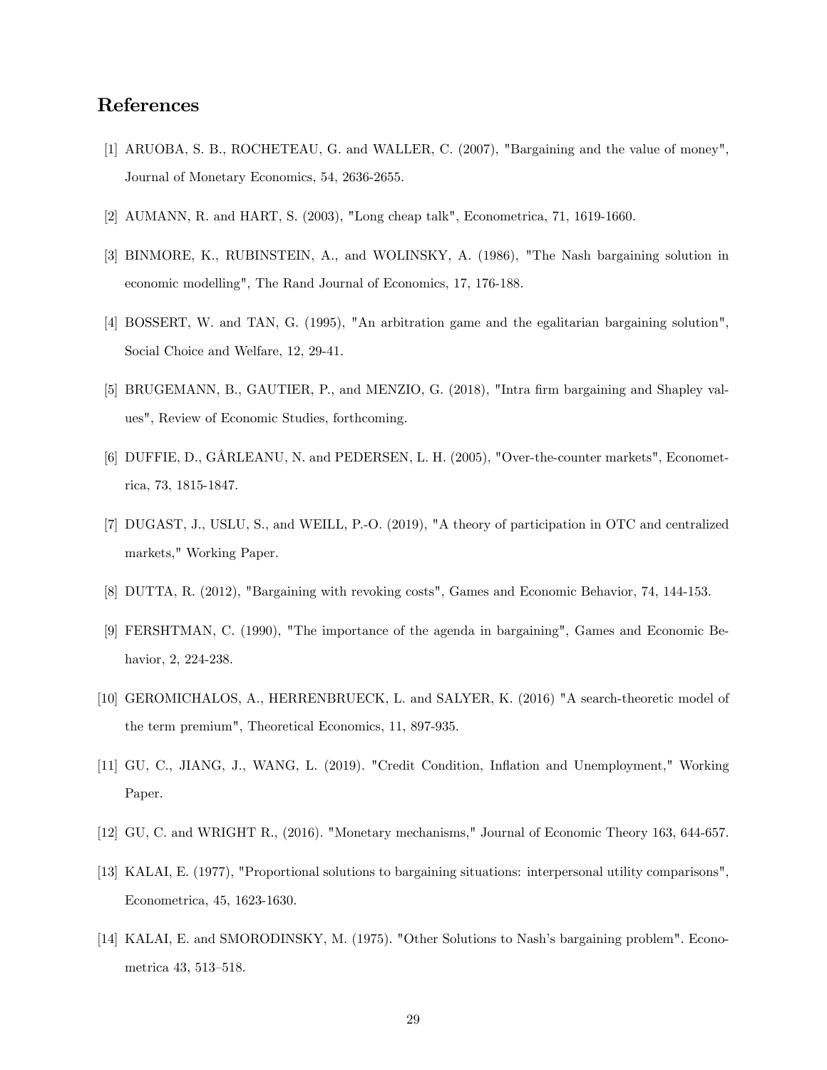# References

[1] ARUOBA, S. B., ROCHETEAU, G. and WALLER, C. (2007), "Bargaining and the value of money", Journal of Monetary Economics, 54, 2636-2655.

[2] AUMANN, R. and HART, S. (2003), "Long cheap talk", Econometrica, 71, 1619-1660.

[3] BINMORE, K., RUBINSTEIN, A., and WOLINSKY, A. (1986), "The Nash bargaining solution in economic modelling", The Rand Journal of Economics, 17, 176-188.

[4] BOSSERT, W. and TAN, G. (1995), "An arbitration game and the egalitarian bargaining solution", Social Choice and Welfare, 12, 29-41.

[5] BRUGEMANN, B., GAUTIER, P., and MENZIO, G. (2018), "Intra firm bargaining and Shapley values", Review of Economic Studies, forthcoming.

[6] DUFFIE, D., GÂRLEANU, N. and PEDERSEN, L. H. (2005), "Over-the-counter markets", Econometrica, 73, 1815-1847.

[7] DUGAST, J., USLU, S., and WEILL, P.-O. (2019), "A theory of participation in OTC and centralized markets," Working Paper.

[8] DUTTA, R. (2012), "Bargaining with revoking costs", Games and Economic Behavior, 74, 144-153.

[9] FERSHTMAN, C. (1990), "The importance of the agenda in bargaining", Games and Economic Behavior, 2, 224-238.

[10] GEROMICHALOS, A., HERRENBRUECK, L. and SALYER, K. (2016) "A search-theoretic model of the term premium", Theoretical Economics, 11, 897-935.

[11] GU, C., JIANG, J., WANG, L. (2019). "Credit Condition, Inflation and Unemployment," Working Paper.

[12] GU, C. and WRIGHT R., (2016). "Monetary mechanisms," Journal of Economic Theory 163, 644-657.

[13] KALAI, E. (1977), "Proportional solutions to bargaining situations: interpersonal utility comparisons", Econometrica, 45, 1623-1630.

[14] KALAI, E. and SMORODINSKY, M. (1975). "Other Solutions to Nash's bargaining problem". Econometrica 43, 513–518.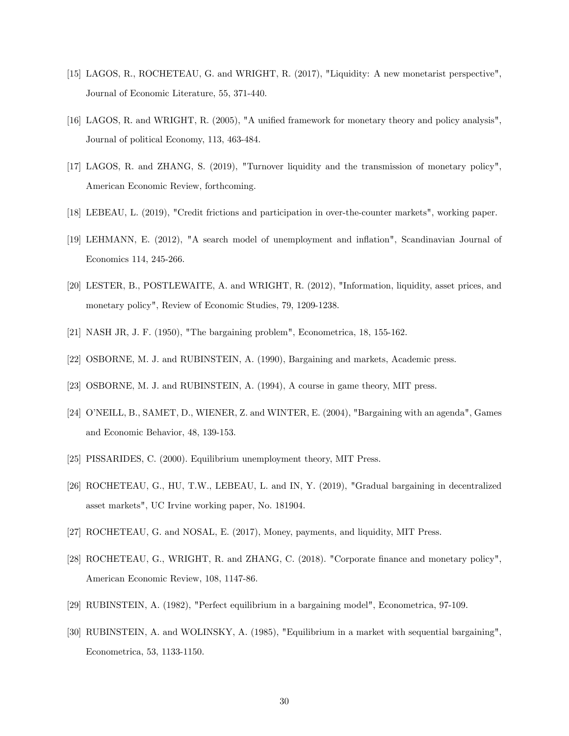[15] LAGOS, R., ROCHETEAU, G. and WRIGHT, R. (2017), "Liquidity: A new monetarist perspective", Journal of Economic Literature, 55, 371-440.

[16] LAGOS, R. and WRIGHT, R. (2005), "A unified framework for monetary theory and policy analysis", Journal of political Economy, 113, 463-484.

[17] LAGOS, R. and ZHANG, S. (2019), "Turnover liquidity and the transmission of monetary policy", American Economic Review, forthcoming.

[18] LEBEAU, L. (2019), "Credit frictions and participation in over-the-counter markets", working paper.

[19] LEHMANN, E. (2012), "A search model of unemployment and inflation", Scandinavian Journal of Economics 114, 245-266.

[20] LESTER, B., POSTLEWAITE, A. and WRIGHT, R. (2012), "Information, liquidity, asset prices, and monetary policy", Review of Economic Studies, 79, 1209-1238.

[21] NASH JR, J. F. (1950), "The bargaining problem", Econometrica, 18, 155-162.

[22] OSBORNE, M. J. and RUBINSTEIN, A. (1990), Bargaining and markets, Academic press.

[23] OSBORNE, M. J. and RUBINSTEIN, A. (1994), A course in game theory, MIT press.

[24] O'NEILL, B., SAMET, D., WIENER, Z. and WINTER, E. (2004), "Bargaining with an agenda", Games and Economic Behavior, 48, 139-153.

[25] PISSARIDES, C. (2000). Equilibrium unemployment theory, MIT Press.

[26] ROCHETEAU, G., HU, T.W., LEBEAU, L. and IN, Y. (2019), "Gradual bargaining in decentralized asset markets", UC Irvine working paper, No. 181904.

[27] ROCHETEAU, G. and NOSAL, E. (2017), Money, payments, and liquidity, MIT Press.

[28] ROCHETEAU, G., WRIGHT, R. and ZHANG, C. (2018). "Corporate finance and monetary policy", American Economic Review, 108, 1147-86.

[29] RUBINSTEIN, A. (1982), "Perfect equilibrium in a bargaining model", Econometrica, 97-109.

[30] RUBINSTEIN, A. and WOLINSKY, A. (1985), "Equilibrium in a market with sequential bargaining", Econometrica, 53, 1133-1150.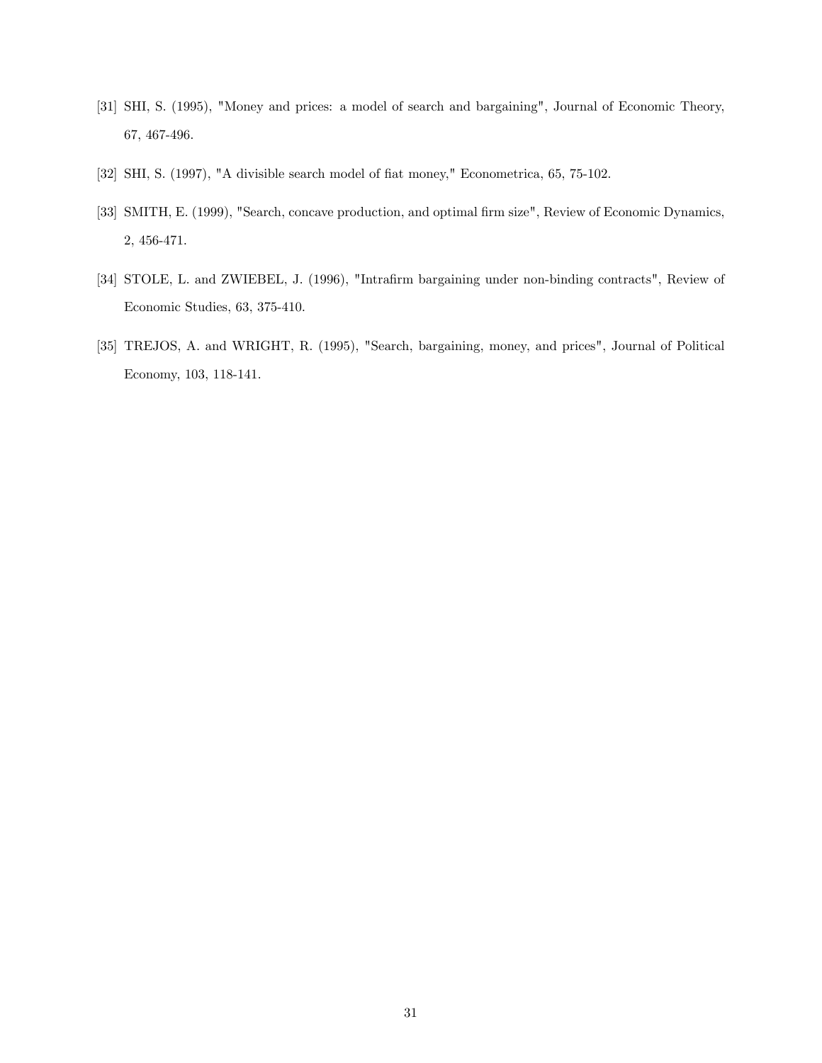[31] SHI, S. (1995), "Money and prices: a model of search and bargaining", Journal of Economic Theory, 67, 467-496.

[32] SHI, S. (1997), "A divisible search model of fiat money," Econometrica, 65, 75-102.

[33] SMITH, E. (1999), "Search, concave production, and optimal firm size", Review of Economic Dynamics, 2, 456-471.

[34] STOLE, L. and ZWIEBEL, J. (1996), "Intrafirm bargaining under non-binding contracts", Review of Economic Studies, 63, 375-410.

[35] TREJOS, A. and WRIGHT, R. (1995), "Search, bargaining, money, and prices", Journal of Political Economy, 103, 118-141.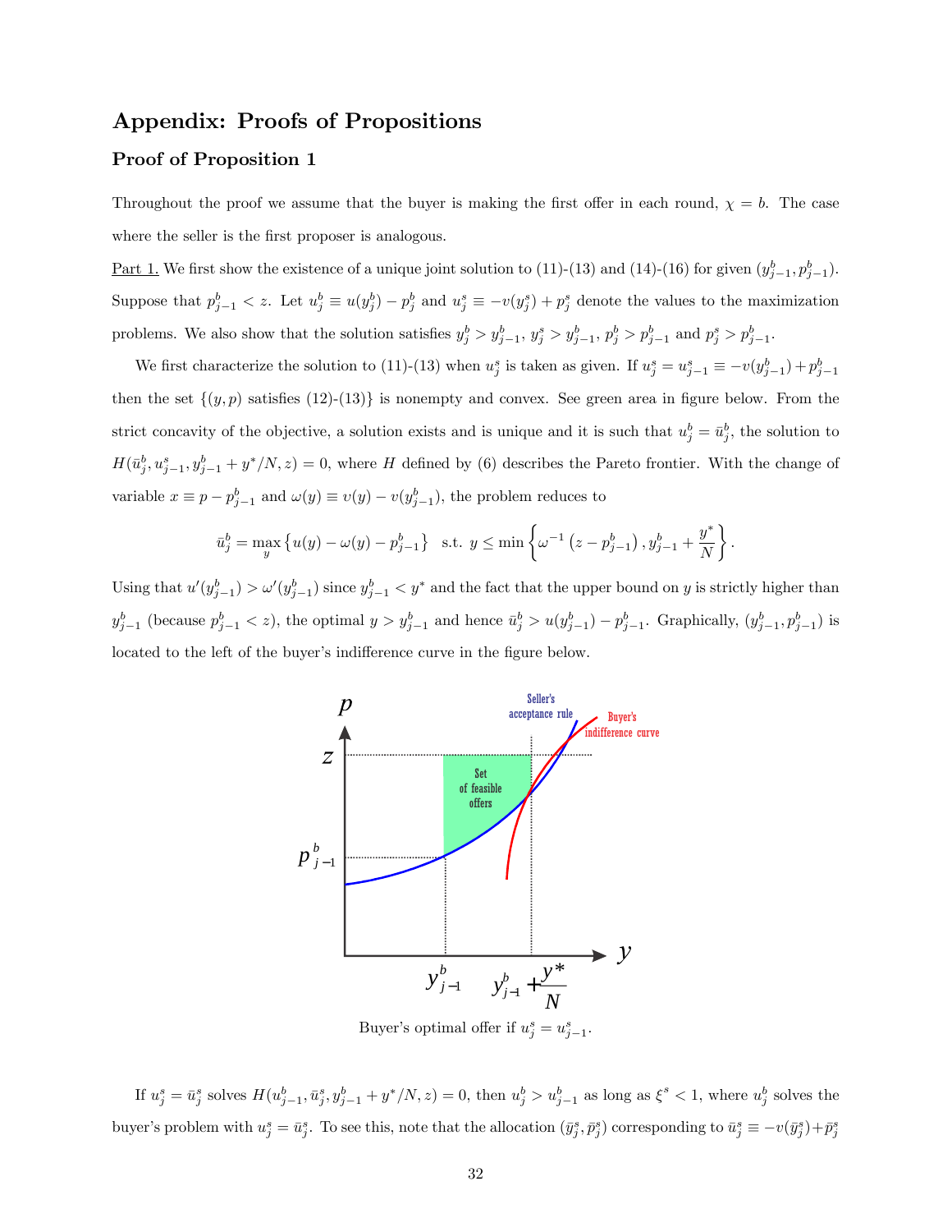# Appendix: Proofs of Propositions

## Proof of Proposition 1

Throughout the proof we assume that the buyer is making the first offer in each round, $\chi = b$. The case where the seller is the first proposer is analogous.

Part 1. We first show the existence of a unique joint solution to (11)-(13) and (14)-(16) for given $(y^b_{j-1}, p^b_{j-1})$. Suppose that $p^b_{j-1} < z$. Let $u^b_j \equiv u(y^b_j) - p^b_j$ and $u^s_j \equiv -v(y^s_j) + p^s_j$ denote the values to the maximization problems. We also show that the solution satisfies $y^b_j > y^b_{j-1}$, $y^s_j > y^b_{j-1}$, $p^b_j > p^b_{j-1}$ and $p^s_j > p^b_{j-1}$.

We first characterize the solution to (11)-(13) when $u^s_j$ is taken as given. If $u^s_j = u^s_{j-1} \equiv -v(y^b_{j-1}) + p^b_{j-1}$ then the set $\{(y,p)$ satisfies (12)-(13)$\}$ is nonempty and convex. See green area in figure below. From the strict concavity of the objective, a solution exists and is unique and it is such that $u^b_j = \bar{u}^b_j$, the solution to $H(\bar{u}^b_j, u^s_{j-1}, y^b_{j-1} + y^*/N, z) = 0$, where $H$ defined by (6) describes the Pareto frontier. With the change of variable $x \equiv p - p^b_{j-1}$ and $\omega(y) \equiv v(y) - v(y^b_{j-1})$, the problem reduces to

$$\bar{u}^b_j = \max_y \left\{ u(y) - \omega(y) - p^b_{j-1} \right\} \quad \text{s.t. } y \leq \min\left\{ \omega^{-1}\left(z - p^b_{j-1}\right), y^b_{j-1} + \frac{y^*}{N} \right\}.$$

Using that $u'(y^b_{j-1}) > \omega'(y^b_{j-1})$ since $y^b_{j-1} < y^*$ and the fact that the upper bound on $y$ is strictly higher than $y^b_{j-1}$ (because $p^b_{j-1} < z$), the optimal $y > y^b_{j-1}$ and hence $\bar{u}^b_j > u(y^b_{j-1}) - p^b_{j-1}$. Graphically, $(y^b_{j-1}, p^b_{j-1})$ is located to the left of the buyer's indifference curve in the figure below.

Buyer's optimal offer if $u^s_j = u^s_{j-1}$.

If $u^s_j = \bar{u}^s_j$ solves $H(u^b_{j-1}, \bar{u}^s_j, y^b_{j-1} + y^*/N, z) = 0$, then $u^b_j > u^b_{j-1}$ as long as $\xi^s < 1$, where $u^b_j$ solves the buyer's problem with $u^s_j = \bar{u}^s_j$. To see this, note that the allocation $(\bar{y}^s_j, \bar{p}^s_j)$ corresponding to $\bar{u}^s_j \equiv -v(\bar{y}^s_j) + \bar{p}^s_j$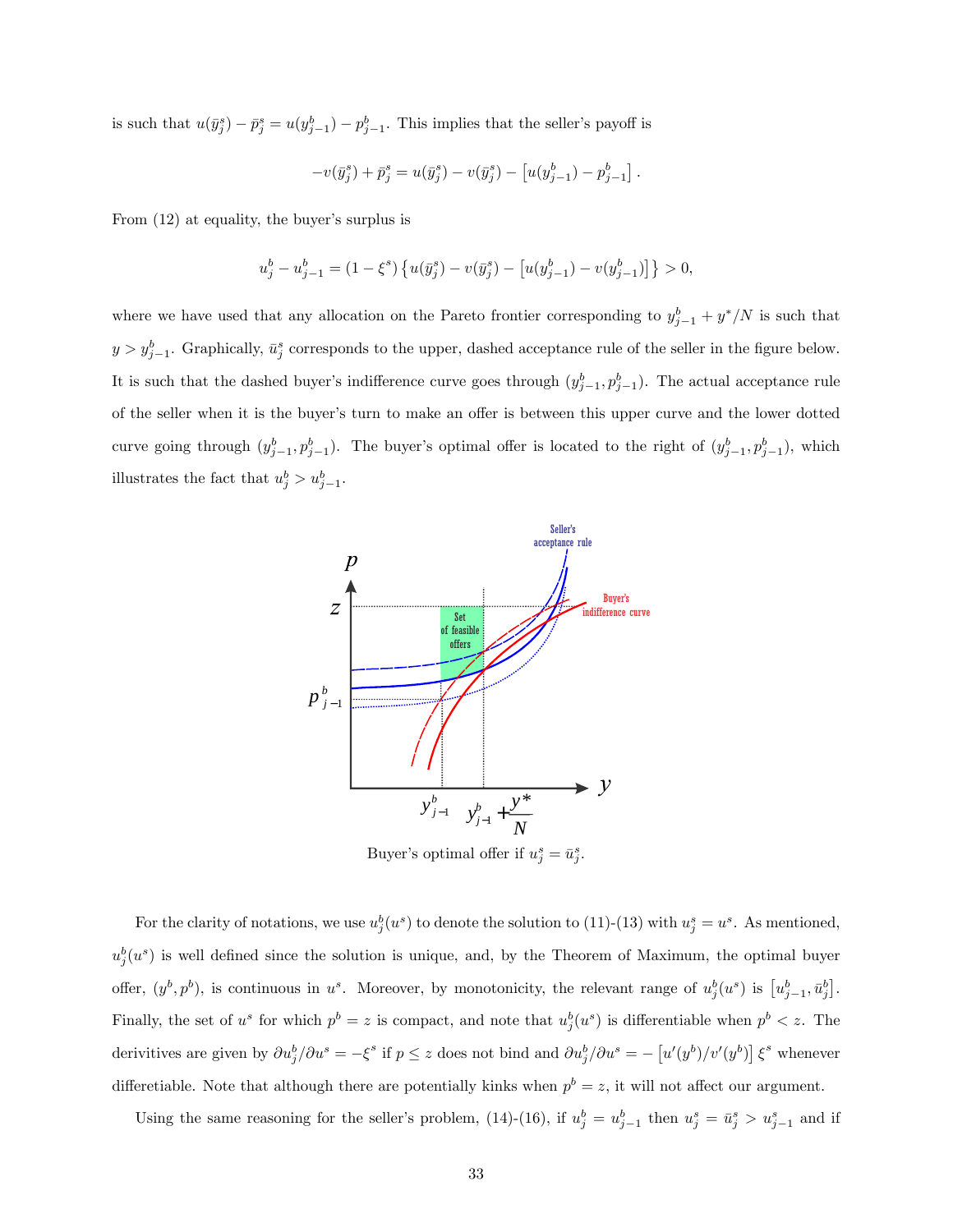is such that $u(\bar{y}^s_j) - \bar{p}^s_j = u(y^b_{j-1}) - p^b_{j-1}$. This implies that the seller's payoff is

$$-v(\bar{y}^s_j) + \bar{p}^s_j = u(\bar{y}^s_j) - v(\bar{y}^s_j) - \left[u(y^b_{j-1}) - p^b_{j-1}\right].$$

From (12) at equality, the buyer's surplus is

$$u^b_j - u^b_{j-1} = (1 - \xi^s)\left\{u(\bar{y}^s_j) - v(\bar{y}^s_j) - \left[u(y^b_{j-1}) - v(y^b_{j-1})\right]\right\} > 0,$$

where we have used that any allocation on the Pareto frontier corresponding to $y^b_{j-1} + y^*/N$ is such that $y > y^b_{j-1}$. Graphically, $\bar{u}^s_j$ corresponds to the upper, dashed acceptance rule of the seller in the figure below. It is such that the dashed buyer's indifference curve goes through $(y^b_{j-1}, p^b_{j-1})$. The actual acceptance rule of the seller when it is the buyer's turn to make an offer is between this upper curve and the lower dotted curve going through $(y^b_{j-1}, p^b_{j-1})$. The buyer's optimal offer is located to the right of $(y^b_{j-1}, p^b_{j-1})$, which illustrates the fact that $u^b_j > u^b_{j-1}$.

Buyer's optimal offer if $u^s_j = \bar{u}^s_j$.

For the clarity of notations, we use $u^b_j(u^s)$ to denote the solution to (11)-(13) with $u^s_j = u^s$. As mentioned, $u^b_j(u^s)$ is well defined since the solution is unique, and, by the Theorem of Maximum, the optimal buyer offer, $(y^b, p^b)$, is continuous in $u^s$. Moreover, by monotonicity, the relevant range of $u^b_j(u^s)$ is $\left[u^b_{j-1}, \bar{u}^b_j\right]$. Finally, the set of $u^s$ for which $p^b = z$ is compact, and note that $u^b_j(u^s)$ is differentiable when $p^b < z$. The derivitives are given by $\partial u^b_j / \partial u^s = -\xi^s$ if $p \leq z$ does not bind and $\partial u^b_j / \partial u^s = -\left[u'(y^b)/v'(y^b)\right]\xi^s$ whenever differetiable. Note that although there are potentially kinks when $p^b = z$, it will not affect our argument.

Using the same reasoning for the seller's problem, (14)-(16), if $u^b_j = u^b_{j-1}$ then $u^s_j = \bar{u}^s_j > u^s_{j-1}$ and if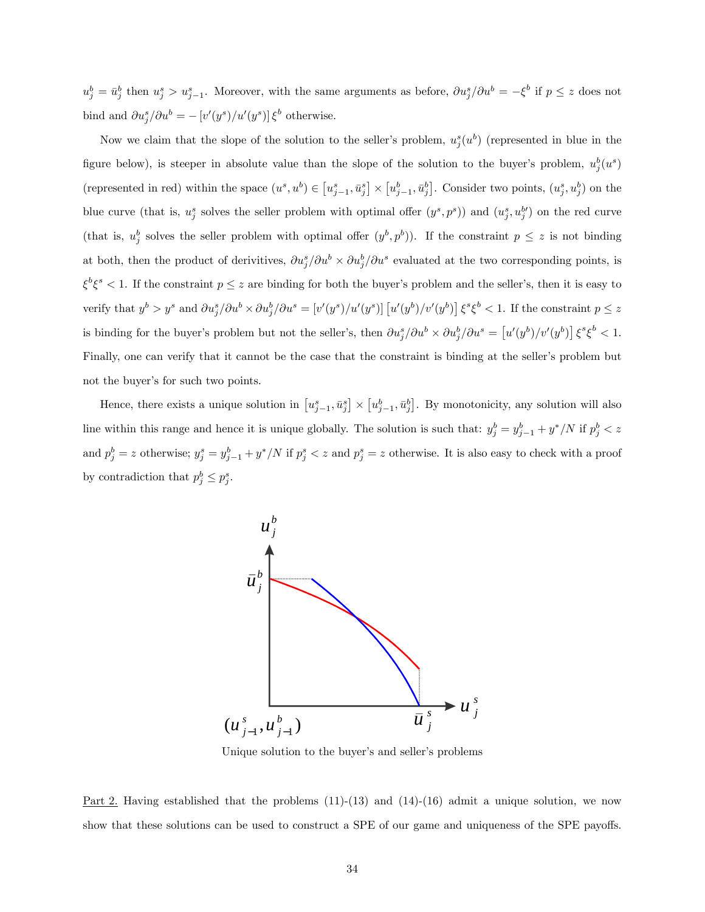$u_j^b = \bar{u}_j^b$ then $u_j^s > u_{j-1}^s$. Moreover, with the same arguments as before, $\partial u_j^s / \partial u^b = -\xi^b$ if $p \leq z$ does not bind and $\partial u_j^s / \partial u^b = -[v'(y^s)/u'(y^s)]\,\xi^b$ otherwise.

Now we claim that the slope of the solution to the seller's problem, $u_j^s(u^b)$ (represented in blue in the figure below), is steeper in absolute value than the slope of the solution to the buyer's problem, $u_j^b(u^s)$ (represented in red) within the space $(u^s, u^b) \in [u_{j-1}^s, \bar{u}_j^s] \times [u_{j-1}^b, \bar{u}_j^b]$. Consider two points, $(u_j^s, u_j^b)$ on the blue curve (that is, $u_j^s$ solves the seller problem with optimal offer $(y^s, p^s)$) and $(u_j^s, u_j^{b\prime})$ on the red curve (that is, $u_j^b$ solves the seller problem with optimal offer $(y^b, p^b)$). If the constraint $p \leq z$ is not binding at both, then the product of derivitives, $\partial u_j^s / \partial u^b \times \partial u_j^b / \partial u^s$ evaluated at the two corresponding points, is $\xi^b \xi^s < 1$. If the constraint $p \leq z$ are binding for both the buyer's problem and the seller's, then it is easy to verify that $y^b > y^s$ and $\partial u_j^s / \partial u^b \times \partial u_j^b / \partial u^s = [v'(y^s)/u'(y^s)]\,[u'(y^b)/v'(y^b)]\,\xi^s \xi^b < 1$. If the constraint $p \leq z$ is binding for the buyer's problem but not the seller's, then $\partial u_j^s / \partial u^b \times \partial u_j^b / \partial u^s = [u'(y^b)/v'(y^b)]\,\xi^s \xi^b < 1$. Finally, one can verify that it cannot be the case that the constraint is binding at the seller's problem but not the buyer's for such two points.

Hence, there exists a unique solution in $[u_{j-1}^s, \bar{u}_j^s] \times [u_{j-1}^b, \bar{u}_j^b]$. By monotonicity, any solution will also line within this range and hence it is unique globally. The solution is such that: $y_j^b = y_{j-1}^b + y^*/N$ if $p_j^b < z$ and $p_j^b = z$ otherwise; $y_j^s = y_{j-1}^b + y^*/N$ if $p_j^s < z$ and $p_j^s = z$ otherwise. It is also easy to check with a proof by contradiction that $p_j^b \leq p_j^s$.

Unique solution to the buyer's and seller's problems

Part 2. Having established that the problems (11)-(13) and (14)-(16) admit a unique solution, we now show that these solutions can be used to construct a SPE of our game and uniqueness of the SPE payoffs.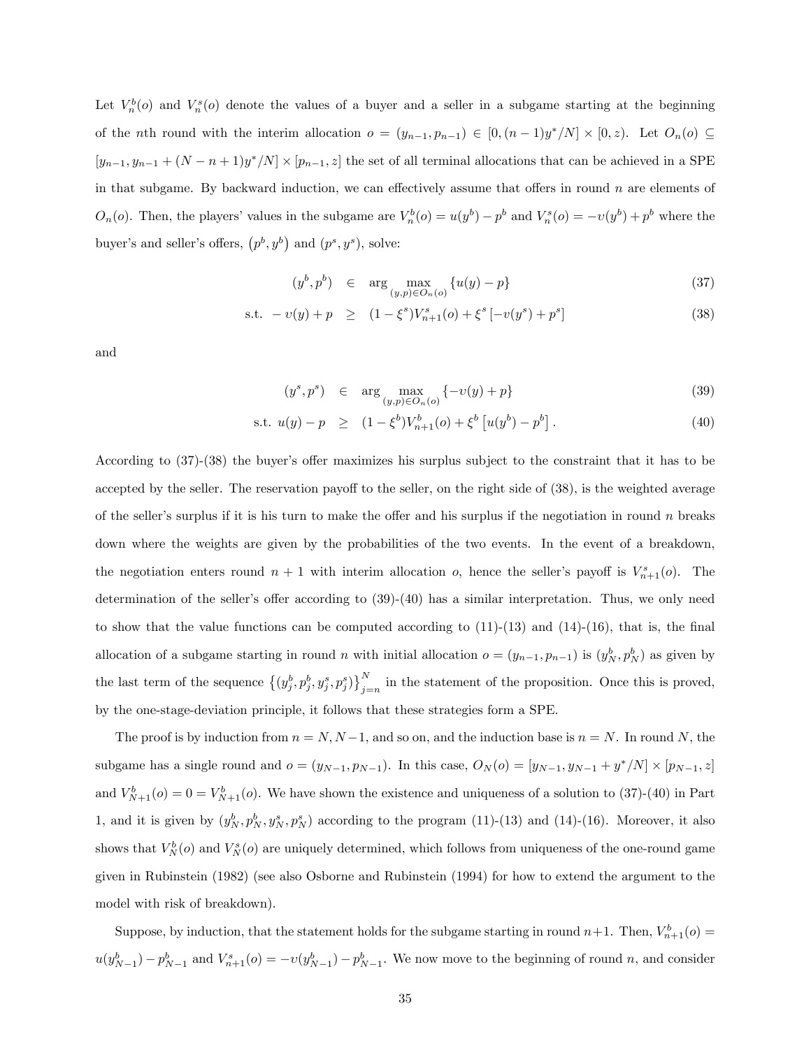Let $V_n^b(o)$ and $V_n^s(o)$ denote the values of a buyer and a seller in a subgame starting at the beginning of the $n$th round with the interim allocation $o = (y_{n-1}, p_{n-1}) \in [0, (n-1)y^*/N] \times [0, z)$. Let $O_n(o) \subseteq [y_{n-1}, y_{n-1} + (N-n+1)y^*/N] \times [p_{n-1}, z]$ the set of all terminal allocations that can be achieved in a SPE in that subgame. By backward induction, we can effectively assume that offers in round $n$ are elements of $O_n(o)$. Then, the players' values in the subgame are $V_n^b(o) = u(y^b) - p^b$ and $V_n^s(o) = -\upsilon(y^b) + p^b$ where the buyer's and seller's offers, $(p^b, y^b)$ and $(p^s, y^s)$, solve:

$$(y^b, p^b) \in \arg\max_{(y,p)\in O_n(o)} \{u(y) - p\} \tag{37}$$

$$\text{s.t. } -\upsilon(y) + p \geq (1-\xi^s)V_{n+1}^s(o) + \xi^s\left[-\upsilon(y^s) + p^s\right] \tag{38}$$

and

$$(y^s, p^s) \in \arg\max_{(y,p)\in O_n(o)} \{-\upsilon(y) + p\} \tag{39}$$

$$\text{s.t. } u(y) - p \geq (1-\xi^b)V_{n+1}^b(o) + \xi^b\left[u(y^b) - p^b\right]. \tag{40}$$

According to (37)-(38) the buyer's offer maximizes his surplus subject to the constraint that it has to be accepted by the seller. The reservation payoff to the seller, on the right side of (38), is the weighted average of the seller's surplus if it is his turn to make the offer and his surplus if the negotiation in round $n$ breaks down where the weights are given by the probabilities of the two events. In the event of a breakdown, the negotiation enters round $n+1$ with interim allocation $o$, hence the seller's payoff is $V_{n+1}^s(o)$. The determination of the seller's offer according to (39)-(40) has a similar interpretation. Thus, we only need to show that the value functions can be computed according to (11)-(13) and (14)-(16), that is, the final allocation of a subgame starting in round $n$ with initial allocation $o = (y_{n-1}, p_{n-1})$ is $(y_N^b, p_N^b)$ as given by the last term of the sequence $\left\{(y_j^b, p_j^b, y_j^s, p_j^s)\right\}_{j=n}^N$ in the statement of the proposition. Once this is proved, by the one-stage-deviation principle, it follows that these strategies form a SPE.

The proof is by induction from $n = N, N-1$, and so on, and the induction base is $n = N$. In round $N$, the subgame has a single round and $o = (y_{N-1}, p_{N-1})$. In this case, $O_N(o) = [y_{N-1}, y_{N-1} + y^*/N] \times [p_{N-1}, z]$ and $V_{N+1}^b(o) = 0 = V_{N+1}^b(o)$. We have shown the existence and uniqueness of a solution to (37)-(40) in Part 1, and it is given by $(y_N^b, p_N^b, y_N^s, p_N^s)$ according to the program (11)-(13) and (14)-(16). Moreover, it also shows that $V_N^b(o)$ and $V_N^s(o)$ are uniquely determined, which follows from uniqueness of the one-round game given in Rubinstein (1982) (see also Osborne and Rubinstein (1994) for how to extend the argument to the model with risk of breakdown).

Suppose, by induction, that the statement holds for the subgame starting in round $n+1$. Then, $V_{n+1}^b(o) = u(y_{N-1}^b) - p_{N-1}^b$ and $V_{n+1}^s(o) = -\upsilon(y_{N-1}^b) - p_{N-1}^b$. We now move to the beginning of round $n$, and consider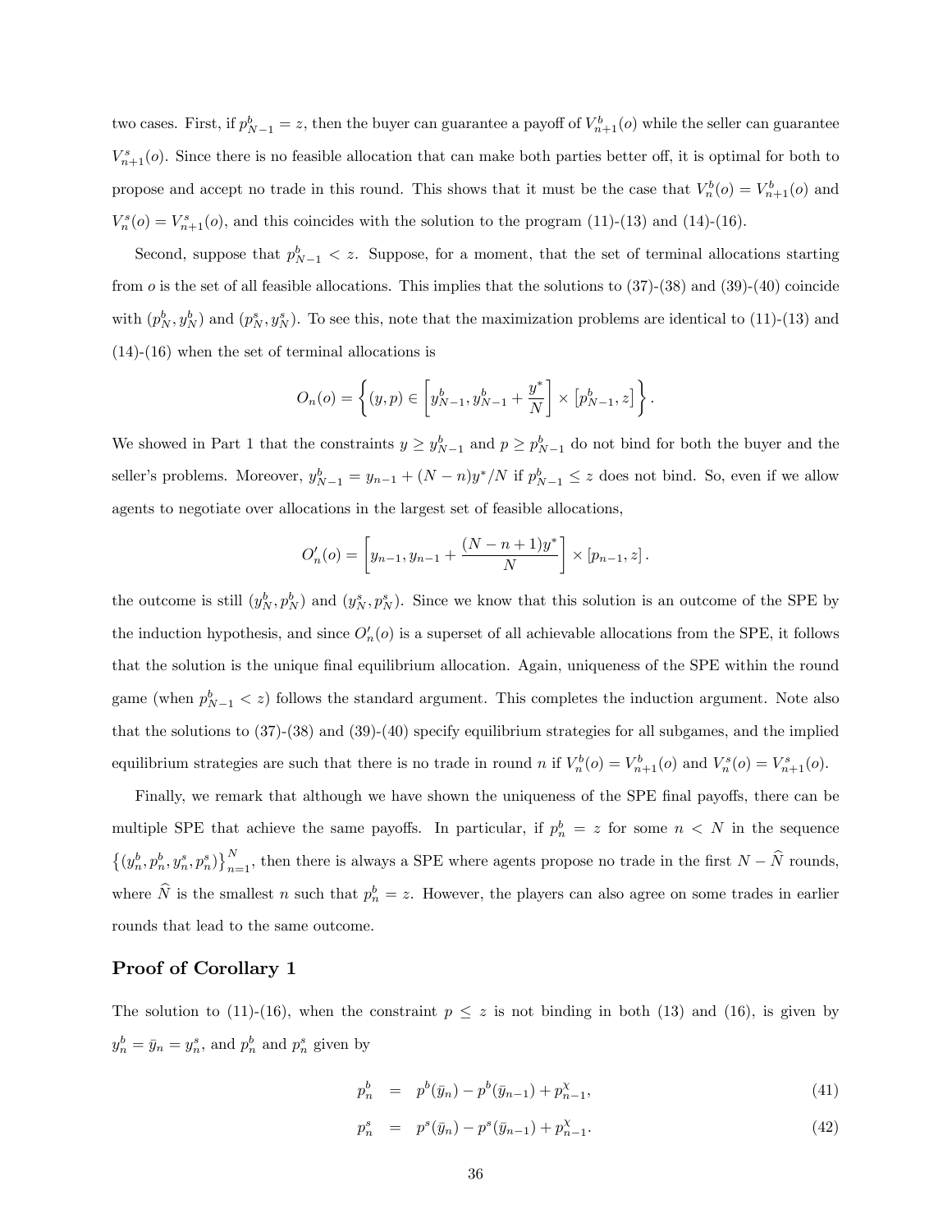two cases. First, if $p^b_{N-1} = z$, then the buyer can guarantee a payoff of $V^b_{n+1}(o)$ while the seller can guarantee $V^s_{n+1}(o)$. Since there is no feasible allocation that can make both parties better off, it is optimal for both to propose and accept no trade in this round. This shows that it must be the case that $V^b_n(o) = V^b_{n+1}(o)$ and $V^s_n(o) = V^s_{n+1}(o)$, and this coincides with the solution to the program (11)-(13) and (14)-(16).

Second, suppose that $p^b_{N-1} < z$. Suppose, for a moment, that the set of terminal allocations starting from $o$ is the set of all feasible allocations. This implies that the solutions to (37)-(38) and (39)-(40) coincide with $(p^b_N, y^b_N)$ and $(p^s_N, y^s_N)$. To see this, note that the maximization problems are identical to (11)-(13) and (14)-(16) when the set of terminal allocations is

$$O_n(o) = \left\{ (y, p) \in \left[ y^b_{N-1}, y^b_{N-1} + \frac{y^*}{N} \right] \times \left[ p^b_{N-1}, z \right] \right\}.$$

We showed in Part 1 that the constraints $y \geq y^b_{N-1}$ and $p \geq p^b_{N-1}$ do not bind for both the buyer and the seller's problems. Moreover, $y^b_{N-1} = y_{n-1} + (N-n)y^*/N$ if $p^b_{N-1} \leq z$ does not bind. So, even if we allow agents to negotiate over allocations in the largest set of feasible allocations,

$$O'_n(o) = \left[ y_{n-1}, y_{n-1} + \frac{(N-n+1)y^*}{N} \right] \times \left[ p_{n-1}, z \right].$$

the outcome is still $(y^b_N, p^b_N)$ and $(y^s_N, p^s_N)$. Since we know that this solution is an outcome of the SPE by the induction hypothesis, and since $O'_n(o)$ is a superset of all achievable allocations from the SPE, it follows that the solution is the unique final equilibrium allocation. Again, uniqueness of the SPE within the round game (when $p^b_{N-1} < z$) follows the standard argument. This completes the induction argument. Note also that the solutions to (37)-(38) and (39)-(40) specify equilibrium strategies for all subgames, and the implied equilibrium strategies are such that there is no trade in round $n$ if $V^b_n(o) = V^b_{n+1}(o)$ and $V^s_n(o) = V^s_{n+1}(o)$.

Finally, we remark that although we have shown the uniqueness of the SPE final payoffs, there can be multiple SPE that achieve the same payoffs. In particular, if $p^b_n = z$ for some $n < N$ in the sequence $\left\{ (y^b_n, p^b_n, y^s_n, p^s_n) \right\}_{n=1}^N$, then there is always a SPE where agents propose no trade in the first $N - \widehat{N}$ rounds, where $\widehat{N}$ is the smallest $n$ such that $p^b_n = z$. However, the players can also agree on some trades in earlier rounds that lead to the same outcome.

## Proof of Corollary 1

The solution to (11)-(16), when the constraint $p \leq z$ is not binding in both (13) and (16), is given by $y^b_n = \bar{y}_n = y^s_n$, and $p^b_n$ and $p^s_n$ given by

$$p^b_n = p^b(\bar{y}_n) - p^b(\bar{y}_{n-1}) + p^{\chi}_{n-1}, \tag{41}$$

$$p^s_n = p^s(\bar{y}_n) - p^s(\bar{y}_{n-1}) + p^{\chi}_{n-1}. \tag{42}$$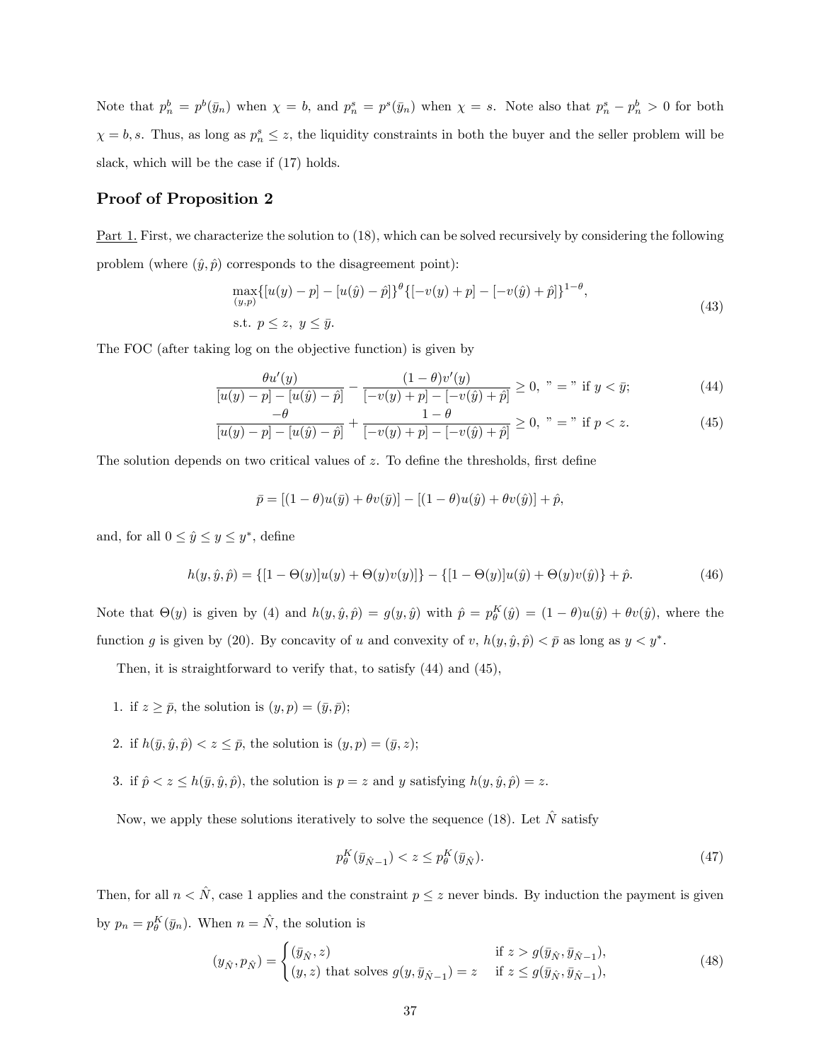Note that $p_n^b = p^b(\bar{y}_n)$ when $\chi = b$, and $p_n^s = p^s(\bar{y}_n)$ when $\chi = s$. Note also that $p_n^s - p_n^b > 0$ for both $\chi = b, s$. Thus, as long as $p_n^s \leq z$, the liquidity constraints in both the buyer and the seller problem will be slack, which will be the case if (17) holds.

## Proof of Proposition 2

Part 1. First, we characterize the solution to (18), which can be solved recursively by considering the following problem (where $(\hat{y}, \hat{p})$ corresponds to the disagreement point):

$$\max_{(y,p)} \{[u(y) - p] - [u(\hat{y}) - \hat{p}]\}^{\theta} \{[-v(y) + p] - [-v(\hat{y}) + \hat{p}]\}^{1-\theta},$$
$$\text{s.t. } p \leq z, \ y \leq \bar{y}. \tag{43}$$

The FOC (after taking log on the objective function) is given by

$$\frac{\theta u'(y)}{[u(y) - p] - [u(\hat{y}) - \hat{p}]} - \frac{(1-\theta)v'(y)}{[-v(y) + p] - [-v(\hat{y}) + \hat{p}]} \geq 0, \text{ "} = \text{" if } y < \bar{y}; \tag{44}$$

$$\frac{-\theta}{[u(y) - p] - [u(\hat{y}) - \hat{p}]} + \frac{1-\theta}{[-v(y) + p] - [-v(\hat{y}) + \hat{p}]} \geq 0, \text{ "} = \text{" if } p < z. \tag{45}$$

The solution depends on two critical values of $z$. To define the thresholds, first define

$$\bar{p} = [(1-\theta)u(\bar{y}) + \theta v(\bar{y})] - [(1-\theta)u(\hat{y}) + \theta v(\hat{y})] + \hat{p},$$

and, for all $0 \leq \hat{y} \leq y \leq y^*$, define

$$h(y, \hat{y}, \hat{p}) = \{[1 - \Theta(y)]u(y) + \Theta(y)v(y)]\} - \{[1 - \Theta(y)]u(\hat{y}) + \Theta(y)v(\hat{y})\} + \hat{p}. \tag{46}$$

Note that $\Theta(y)$ is given by (4) and $h(y, \hat{y}, \hat{p}) = g(y, \hat{y})$ with $\hat{p} = p_\theta^K(\hat{y}) = (1-\theta)u(\hat{y}) + \theta v(\hat{y})$, where the function $g$ is given by (20). By concavity of $u$ and convexity of $v$, $h(y, \hat{y}, \hat{p}) < \bar{p}$ as long as $y < y^*$.

Then, it is straightforward to verify that, to satisfy (44) and (45),

1. if $z \geq \bar{p}$, the solution is $(y, p) = (\bar{y}, \bar{p})$;
2. if $h(\bar{y}, \hat{y}, \hat{p}) < z \leq \bar{p}$, the solution is $(y, p) = (\bar{y}, z)$;
3. if $\hat{p} < z \leq h(\bar{y}, \hat{y}, \hat{p})$, the solution is $p = z$ and $y$ satisfying $h(y, \hat{y}, \hat{p}) = z$.

Now, we apply these solutions iteratively to solve the sequence (18). Let $\hat{N}$ satisfy

$$p_\theta^K(\bar{y}_{\hat{N}-1}) < z \leq p_\theta^K(\bar{y}_{\hat{N}}). \tag{47}$$

Then, for all $n < \hat{N}$, case 1 applies and the constraint $p \leq z$ never binds. By induction the payment is given by $p_n = p_\theta^K(\bar{y}_n)$. When $n = \hat{N}$, the solution is

$$(y_{\hat{N}}, p_{\hat{N}}) = \begin{cases} (\bar{y}_{\hat{N}}, z) & \text{if } z > g(\bar{y}_{\hat{N}}, \bar{y}_{\hat{N}-1}), \\ (y, z) \text{ that solves } g(y, \bar{y}_{\hat{N}-1}) = z & \text{if } z \leq g(\bar{y}_{\hat{N}}, \bar{y}_{\hat{N}-1}), \end{cases} \tag{48}$$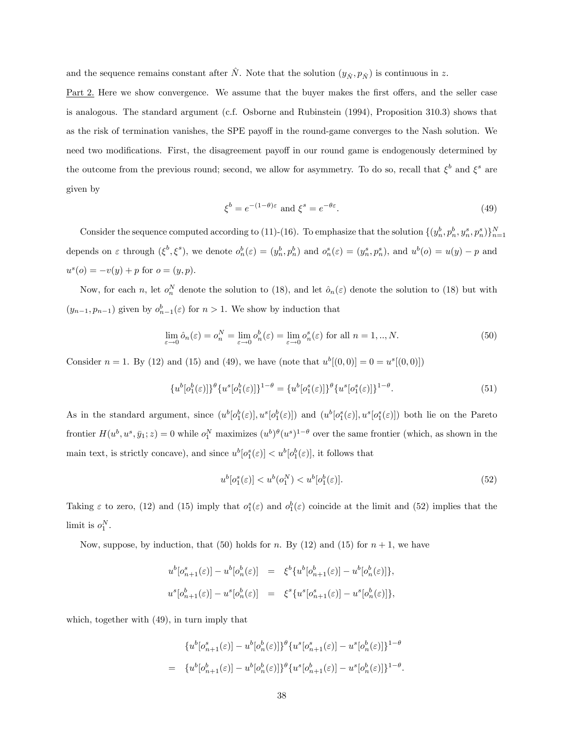and the sequence remains constant after $\hat{N}$. Note that the solution $(y_{\hat{N}}, p_{\hat{N}})$ is continuous in $z$.

Part 2. Here we show convergence. We assume that the buyer makes the first offers, and the seller case is analogous. The standard argument (c.f. Osborne and Rubinstein (1994), Proposition 310.3) shows that as the risk of termination vanishes, the SPE payoff in the round-game converges to the Nash solution. We need two modifications. First, the disagreement payoff in our round game is endogenously determined by the outcome from the previous round; second, we allow for asymmetry. To do so, recall that $\xi^b$ and $\xi^s$ are given by

$$\xi^b = e^{-(1-\theta)\varepsilon} \text{ and } \xi^s = e^{-\theta\varepsilon}. \tag{49}$$

Consider the sequence computed according to (11)-(16). To emphasize that the solution $\{(y_n^b, p_n^b, y_n^s, p_n^s)\}_{n=1}^N$ depends on $\varepsilon$ through $(\xi^b, \xi^s)$, we denote $o_n^b(\varepsilon) = (y_n^b, p_n^b)$ and $o_n^s(\varepsilon) = (y_n^s, p_n^s)$, and $u^b(o) = u(y) - p$ and $u^s(o) = -v(y) + p$ for $o = (y, p)$.

Now, for each $n$, let $o_n^N$ denote the solution to (18), and let $\hat{o}_n(\varepsilon)$ denote the solution to (18) but with $(y_{n-1}, p_{n-1})$ given by $o_{n-1}^b(\varepsilon)$ for $n > 1$. We show by induction that

$$\lim_{\varepsilon \to 0} \hat{o}_n(\varepsilon) = o_n^N = \lim_{\varepsilon \to 0} o_n^b(\varepsilon) = \lim_{\varepsilon \to 0} o_n^s(\varepsilon) \text{ for all } n = 1, .., N. \tag{50}$$

Consider $n = 1$. By (12) and (15) and (49), we have (note that $u^b[(0,0)] = 0 = u^s[(0,0)]$)

$$\{u^b[o_1^b(\varepsilon)]\}^\theta \{u^s[o_1^b(\varepsilon)]\}^{1-\theta} = \{u^b[o_1^s(\varepsilon)]\}^\theta \{u^s[o_1^s(\varepsilon)]\}^{1-\theta}. \tag{51}$$

As in the standard argument, since $(u^b[o_1^b(\varepsilon)], u^s[o_1^b(\varepsilon)])$ and $(u^b[o_1^s(\varepsilon)], u^s[o_1^s(\varepsilon)])$ both lie on the Pareto frontier $H(u^b, u^s, \bar{y}_1; z) = 0$ while $o_1^N$ maximizes $(u^b)^\theta (u^s)^{1-\theta}$ over the same frontier (which, as shown in the main text, is strictly concave), and since $u^b[o_1^s(\varepsilon)] < u^b[o_1^b(\varepsilon)]$, it follows that

$$u^b[o_1^s(\varepsilon)] < u^b(o_1^N) < u^b[o_1^b(\varepsilon)]. \tag{52}$$

Taking $\varepsilon$ to zero, (12) and (15) imply that $o_1^s(\varepsilon)$ and $o_1^b(\varepsilon)$ coincide at the limit and (52) implies that the limit is $o_1^N$.

Now, suppose, by induction, that (50) holds for $n$. By (12) and (15) for $n+1$, we have

$$\begin{aligned}
u^b[o_{n+1}^s(\varepsilon)] - u^b[o_n^b(\varepsilon)] &= \xi^b \{u^b[o_{n+1}^b(\varepsilon)] - u^b[o_n^b(\varepsilon)]\}, \\
u^s[o_{n+1}^b(\varepsilon)] - u^s[o_n^b(\varepsilon)] &= \xi^s \{u^s[o_{n+1}^s(\varepsilon)] - u^s[o_n^b(\varepsilon)]\},
\end{aligned}$$

which, together with (49), in turn imply that

$$\begin{aligned}
& \{u^b[o_{n+1}^s(\varepsilon)] - u^b[o_n^b(\varepsilon)]\}^\theta \{u^s[o_{n+1}^s(\varepsilon)] - u^s[o_n^b(\varepsilon)]\}^{1-\theta} \\
= \; & \{u^b[o_{n+1}^b(\varepsilon)] - u^b[o_n^b(\varepsilon)]\}^\theta \{u^s[o_{n+1}^b(\varepsilon)] - u^s[o_n^b(\varepsilon)]\}^{1-\theta}.
\end{aligned}$$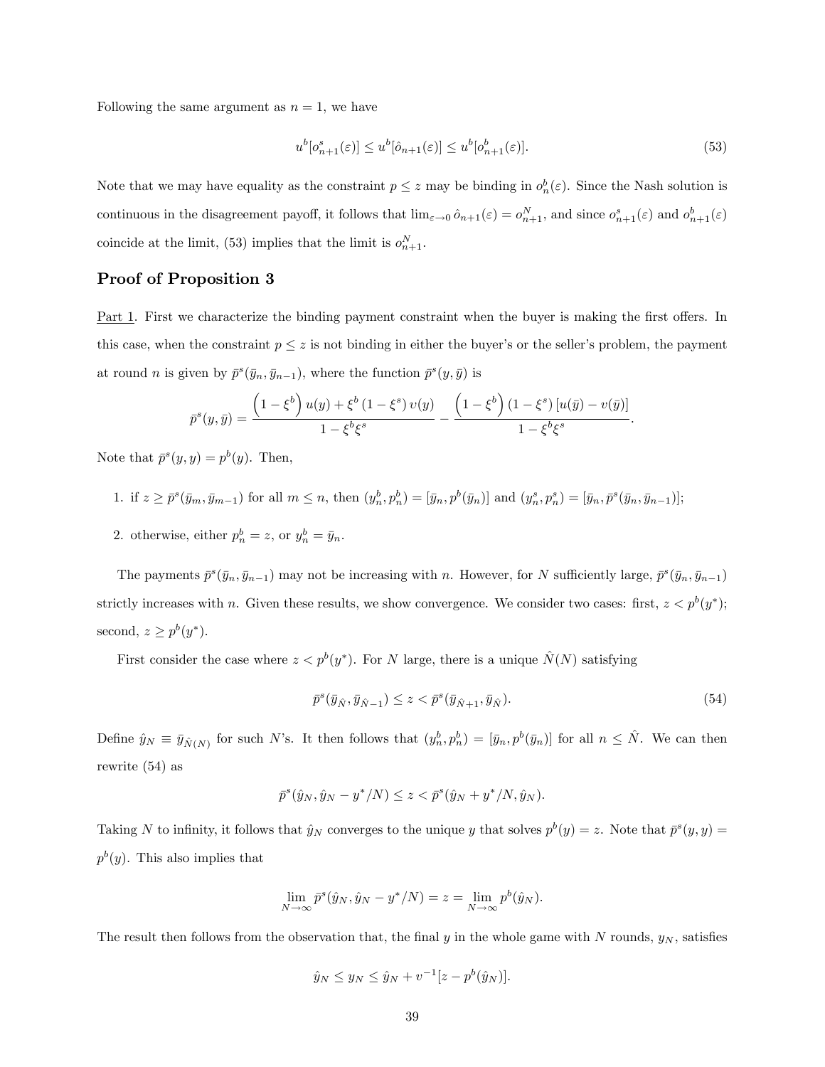Following the same argument as $n = 1$, we have

$$u^b[o^s_{n+1}(\varepsilon)] \leq u^b[\hat{o}_{n+1}(\varepsilon)] \leq u^b[o^b_{n+1}(\varepsilon)]. \tag{53}$$

Note that we may have equality as the constraint $p \leq z$ may be binding in $o^b_n(\varepsilon)$. Since the Nash solution is continuous in the disagreement payoff, it follows that $\lim_{\varepsilon \to 0} \hat{o}_{n+1}(\varepsilon) = o^N_{n+1}$, and since $o^s_{n+1}(\varepsilon)$ and $o^b_{n+1}(\varepsilon)$ coincide at the limit, (53) implies that the limit is $o^N_{n+1}$.

## Proof of Proposition 3

Part 1. First we characterize the binding payment constraint when the buyer is making the first offers. In this case, when the constraint $p \leq z$ is not binding in either the buyer's or the seller's problem, the payment at round $n$ is given by $\bar{p}^s(\bar{y}_n, \bar{y}_{n-1})$, where the function $\bar{p}^s(y, \bar{y})$ is

$$\bar{p}^s(y, \bar{y}) = \frac{\left(1 - \xi^b\right) u(y) + \xi^b \left(1 - \xi^s\right) v(y)}{1 - \xi^b \xi^s} - \frac{\left(1 - \xi^b\right) \left(1 - \xi^s\right) [u(\bar{y}) - v(\bar{y})]}{1 - \xi^b \xi^s}.$$

Note that $\bar{p}^s(y, y) = p^b(y)$. Then,

1. if $z \geq \bar{p}^s(\bar{y}_m, \bar{y}_{m-1})$ for all $m \leq n$, then $(y^b_n, p^b_n) = [\bar{y}_n, p^b(\bar{y}_n)]$ and $(y^s_n, p^s_n) = [\bar{y}_n, \bar{p}^s(\bar{y}_n, \bar{y}_{n-1})]$;
2. otherwise, either $p^b_n = z$, or $y^b_n = \bar{y}_n$.

The payments $\bar{p}^s(\bar{y}_n, \bar{y}_{n-1})$ may not be increasing with $n$. However, for $N$ sufficiently large, $\bar{p}^s(\bar{y}_n, \bar{y}_{n-1})$ strictly increases with $n$. Given these results, we show convergence. We consider two cases: first, $z < p^b(y^*)$; second, $z \geq p^b(y^*)$.

First consider the case where $z < p^b(y^*)$. For $N$ large, there is a unique $\hat{N}(N)$ satisfying

$$\bar{p}^s(\bar{y}_{\hat{N}}, \bar{y}_{\hat{N}-1}) \leq z < \bar{p}^s(\bar{y}_{\hat{N}+1}, \bar{y}_{\hat{N}}). \tag{54}$$

Define $\hat{y}_N \equiv \bar{y}_{\hat{N}(N)}$ for such $N$'s. It then follows that $(y^b_n, p^b_n) = [\bar{y}_n, p^b(\bar{y}_n)]$ for all $n \leq \hat{N}$. We can then rewrite (54) as

$$\bar{p}^s(\hat{y}_N, \hat{y}_N - y^*/N) \leq z < \bar{p}^s(\hat{y}_N + y^*/N, \hat{y}_N).$$

Taking $N$ to infinity, it follows that $\hat{y}_N$ converges to the unique $y$ that solves $p^b(y) = z$. Note that $\bar{p}^s(y, y) = p^b(y)$. This also implies that

$$\lim_{N \to \infty} \bar{p}^s(\hat{y}_N, \hat{y}_N - y^*/N) = z = \lim_{N \to \infty} p^b(\hat{y}_N).$$

The result then follows from the observation that, the final $y$ in the whole game with $N$ rounds, $y_N$, satisfies

$$\hat{y}_N \leq y_N \leq \hat{y}_N + v^{-1}[z - p^b(\hat{y}_N)].$$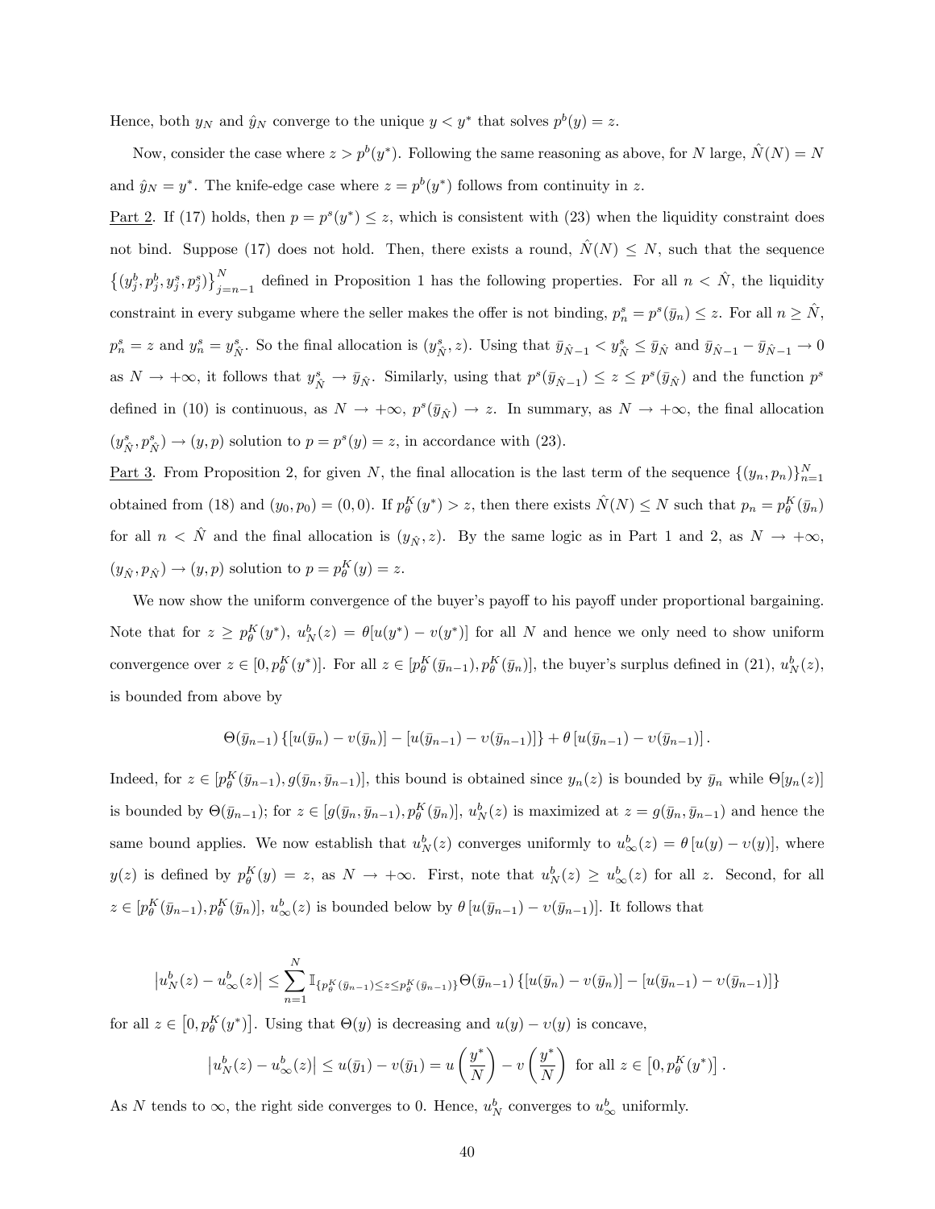Hence, both $y_N$ and $\hat{y}_N$ converge to the unique $y < y^*$ that solves $p^b(y) = z$.

Now, consider the case where $z > p^b(y^*)$. Following the same reasoning as above, for $N$ large, $\hat{N}(N) = N$ and $\hat{y}_N = y^*$. The knife-edge case where $z = p^b(y^*)$ follows from continuity in $z$.

<u>Part 2</u>. If (17) holds, then $p = p^s(y^*) \leq z$, which is consistent with (23) when the liquidity constraint does not bind. Suppose (17) does not hold. Then, there exists a round, $\hat{N}(N) \leq N$, such that the sequence $\left\{(y^b_j, p^b_j, y^s_j, p^s_j)\right\}_{j=n-1}^{N}$ defined in Proposition 1 has the following properties. For all $n < \hat{N}$, the liquidity constraint in every subgame where the seller makes the offer is not binding, $p^s_n = p^s(\bar{y}_n) \leq z$. For all $n \geq \hat{N}$, $p^s_n = z$ and $y^s_n = y^s_{\hat{N}}$. So the final allocation is $(y^s_{\hat{N}}, z)$. Using that $\bar{y}_{\hat{N}-1} < y^s_{\hat{N}} \leq \bar{y}_{\hat{N}}$ and $\bar{y}_{\hat{N}-1} - \bar{y}_{\hat{N}-1} \to 0$ as $N \to +\infty$, it follows that $y^s_{\hat{N}} \to \bar{y}_{\hat{N}}$. Similarly, using that $p^s(\bar{y}_{\hat{N}-1}) \leq z \leq p^s(\bar{y}_{\hat{N}})$ and the function $p^s$ defined in (10) is continuous, as $N \to +\infty$, $p^s(\bar{y}_{\hat{N}}) \to z$. In summary, as $N \to +\infty$, the final allocation $(y^s_{\hat{N}}, p^s_{\hat{N}}) \to (y, p)$ solution to $p = p^s(y) = z$, in accordance with (23).

<u>Part 3</u>. From Proposition 2, for given $N$, the final allocation is the last term of the sequence $\{(y_n, p_n)\}_{n=1}^{N}$ obtained from (18) and $(y_0, p_0) = (0, 0)$. If $p^K_\theta(y^*) > z$, then there exists $\hat{N}(N) \leq N$ such that $p_n = p^K_\theta(\bar{y}_n)$ for all $n < \hat{N}$ and the final allocation is $(y_{\hat{N}}, z)$. By the same logic as in Part 1 and 2, as $N \to +\infty$, $(y_{\hat{N}}, p_{\hat{N}}) \to (y, p)$ solution to $p = p^K_\theta(y) = z$.

We now show the uniform convergence of the buyer's payoff to his payoff under proportional bargaining. Note that for $z \geq p^K_\theta(y^*)$, $u^b_N(z) = \theta[u(y^*) - v(y^*)]$ for all $N$ and hence we only need to show uniform convergence over $z \in [0, p^K_\theta(y^*)]$. For all $z \in [p^K_\theta(\bar{y}_{n-1}), p^K_\theta(\bar{y}_n)]$, the buyer's surplus defined in (21), $u^b_N(z)$, is bounded from above by

$$\Theta(\bar{y}_{n-1}) \left\{[u(\bar{y}_n) - v(\bar{y}_n)] - [u(\bar{y}_{n-1}) - v(\bar{y}_{n-1})]\right\} + \theta \left[u(\bar{y}_{n-1}) - v(\bar{y}_{n-1})\right].$$

Indeed, for $z \in [p^K_\theta(\bar{y}_{n-1}), g(\bar{y}_n, \bar{y}_{n-1})]$, this bound is obtained since $y_n(z)$ is bounded by $\bar{y}_n$ while $\Theta[y_n(z)]$ is bounded by $\Theta(\bar{y}_{n-1})$; for $z \in [g(\bar{y}_n, \bar{y}_{n-1}), p^K_\theta(\bar{y}_n)]$, $u^b_N(z)$ is maximized at $z = g(\bar{y}_n, \bar{y}_{n-1})$ and hence the same bound applies. We now establish that $u^b_N(z)$ converges uniformly to $u^b_\infty(z) = \theta\left[u(y) - v(y)\right]$, where $y(z)$ is defined by $p^K_\theta(y) = z$, as $N \to +\infty$. First, note that $u^b_N(z) \geq u^b_\infty(z)$ for all $z$. Second, for all $z \in [p^K_\theta(\bar{y}_{n-1}), p^K_\theta(\bar{y}_n)]$, $u^b_\infty(z)$ is bounded below by $\theta\left[u(\bar{y}_{n-1}) - v(\bar{y}_{n-1})\right]$. It follows that

$$\left|u^b_N(z) - u^b_\infty(z)\right| \leq \sum_{n=1}^{N} \mathbb{I}_{\{p^K_\theta(\bar{y}_{n-1}) \leq z \leq p^K_\theta(\bar{y}_{n-1})\}} \Theta(\bar{y}_{n-1}) \left\{[u(\bar{y}_n) - v(\bar{y}_n)] - [u(\bar{y}_{n-1}) - v(\bar{y}_{n-1})]\right\}$$

for all $z \in \left[0, p^K_\theta(y^*)\right]$. Using that $\Theta(y)$ is decreasing and $u(y) - v(y)$ is concave,

$$\left|u^b_N(z) - u^b_\infty(z)\right| \leq u(\bar{y}_1) - v(\bar{y}_1) = u\left(\frac{y^*}{N}\right) - v\left(\frac{y^*}{N}\right) \text{ for all } z \in \left[0, p^K_\theta(y^*)\right].$$

As $N$ tends to $\infty$, the right side converges to 0. Hence, $u^b_N$ converges to $u^b_\infty$ uniformly.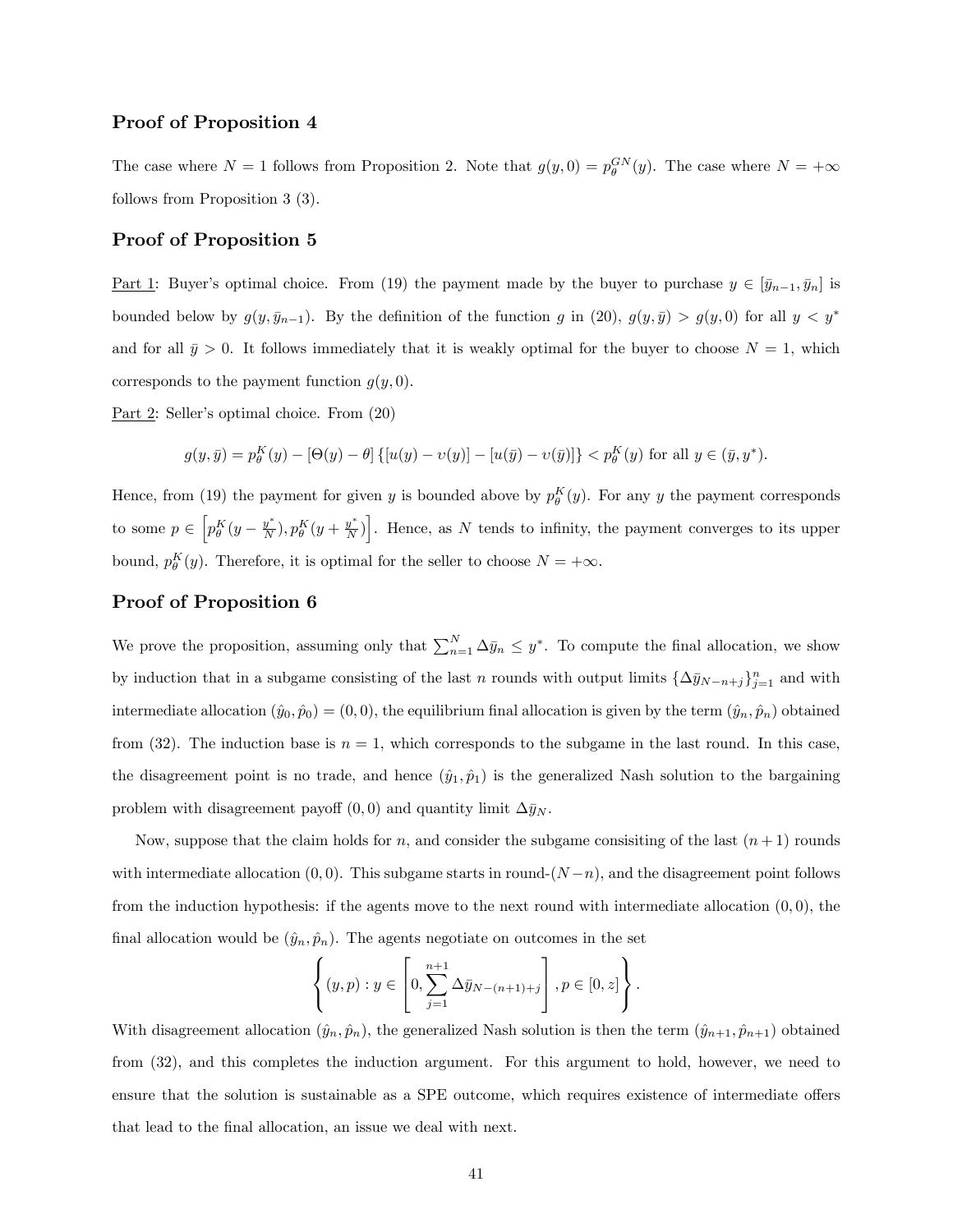### Proof of Proposition 4

The case where $N = 1$ follows from Proposition 2. Note that $g(y, 0) = p_\theta^{GN}(y)$. The case where $N = +\infty$ follows from Proposition 3 (3).

### Proof of Proposition 5

Part 1: Buyer's optimal choice. From (19) the payment made by the buyer to purchase $y \in [\bar{y}_{n-1}, \bar{y}_n]$ is bounded below by $g(y, \bar{y}_{n-1})$. By the definition of the function $g$ in (20), $g(y, \bar{y}) > g(y, 0)$ for all $y < y^*$ and for all $\bar{y} > 0$. It follows immediately that it is weakly optimal for the buyer to choose $N = 1$, which corresponds to the payment function $g(y, 0)$.

Part 2: Seller's optimal choice. From (20)

$$g(y, \bar{y}) = p_\theta^K(y) - [\Theta(y) - \theta] \{[u(y) - \upsilon(y)] - [u(\bar{y}) - \upsilon(\bar{y})]\} < p_\theta^K(y) \text{ for all } y \in (\bar{y}, y^*).$$

Hence, from (19) the payment for given $y$ is bounded above by $p_\theta^K(y)$. For any $y$ the payment corresponds to some $p \in \left[p_\theta^K(y - \frac{y^*}{N}), p_\theta^K(y + \frac{y^*}{N})\right]$. Hence, as $N$ tends to infinity, the payment converges to its upper bound, $p_\theta^K(y)$. Therefore, it is optimal for the seller to choose $N = +\infty$.

### Proof of Proposition 6

We prove the proposition, assuming only that $\sum_{n=1}^{N} \Delta\bar{y}_n \leq y^*$. To compute the final allocation, we show by induction that in a subgame consisting of the last $n$ rounds with output limits $\{\Delta\bar{y}_{N-n+j}\}_{j=1}^{n}$ and with intermediate allocation $(\hat{y}_0, \hat{p}_0) = (0, 0)$, the equilibrium final allocation is given by the term $(\hat{y}_n, \hat{p}_n)$ obtained from (32). The induction base is $n = 1$, which corresponds to the subgame in the last round. In this case, the disagreement point is no trade, and hence $(\hat{y}_1, \hat{p}_1)$ is the generalized Nash solution to the bargaining problem with disagreement payoff $(0, 0)$ and quantity limit $\Delta\bar{y}_N$.

Now, suppose that the claim holds for $n$, and consider the subgame consisiting of the last $(n+1)$ rounds with intermediate allocation $(0, 0)$. This subgame starts in round-$(N - n)$, and the disagreement point follows from the induction hypothesis: if the agents move to the next round with intermediate allocation $(0, 0)$, the final allocation would be $(\hat{y}_n, \hat{p}_n)$. The agents negotiate on outcomes in the set

$$\left\{(y, p) : y \in \left[0, \sum_{j=1}^{n+1} \Delta\bar{y}_{N-(n+1)+j}\right], p \in [0, z]\right\}.$$

With disagreement allocation $(\hat{y}_n, \hat{p}_n)$, the generalized Nash solution is then the term $(\hat{y}_{n+1}, \hat{p}_{n+1})$ obtained from (32), and this completes the induction argument. For this argument to hold, however, we need to ensure that the solution is sustainable as a SPE outcome, which requires existence of intermediate offers that lead to the final allocation, an issue we deal with next.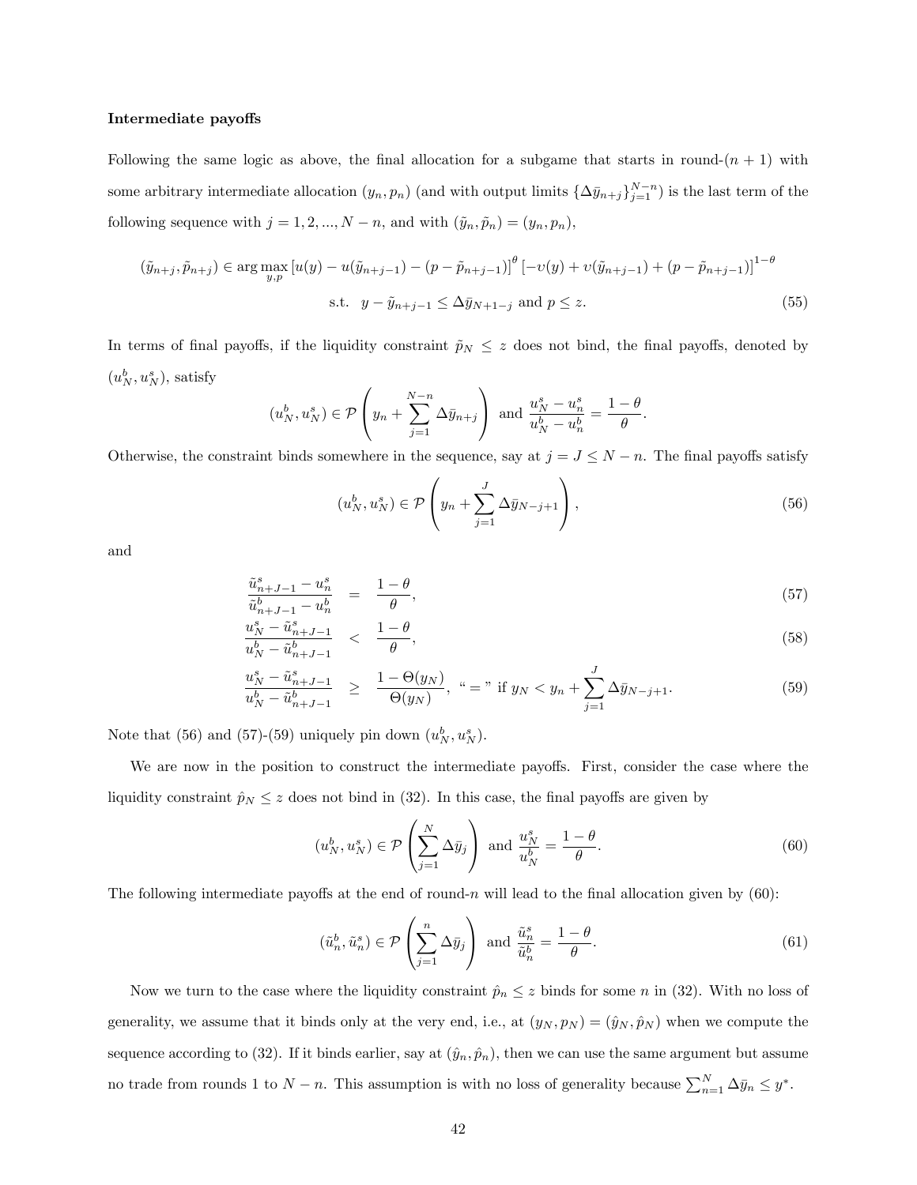**Intermediate payoffs**

Following the same logic as above, the final allocation for a subgame that starts in round-$(n+1)$ with some arbitrary intermediate allocation $(y_n, p_n)$ (and with output limits $\{\Delta \bar{y}_{n+j}\}_{j=1}^{N-n}$) is the last term of the following sequence with $j = 1, 2, ..., N-n$, and with $(\tilde{y}_n, \tilde{p}_n) = (y_n, p_n)$,

$$(\tilde{y}_{n+j}, \tilde{p}_{n+j}) \in \arg\max_{y,p} \left[u(y) - u(\tilde{y}_{n+j-1}) - (p - \tilde{p}_{n+j-1})\right]^{\theta} \left[-\upsilon(y) + \upsilon(\tilde{y}_{n+j-1}) + (p - \tilde{p}_{n+j-1})\right]^{1-\theta}$$

$$\text{s.t.} \quad y - \tilde{y}_{n+j-1} \leq \Delta \bar{y}_{N+1-j} \text{ and } p \leq z. \tag{55}$$

In terms of final payoffs, if the liquidity constraint $\tilde{p}_N \leq z$ does not bind, the final payoffs, denoted by $(u_N^b, u_N^s)$, satisfy

$$(u_N^b, u_N^s) \in \mathcal{P}\left(y_n + \sum_{j=1}^{N-n} \Delta \bar{y}_{n+j}\right) \text{ and } \frac{u_N^s - u_n^s}{u_N^b - u_n^b} = \frac{1-\theta}{\theta}.$$

Otherwise, the constraint binds somewhere in the sequence, say at $j = J \leq N - n$. The final payoffs satisfy

$$(u_N^b, u_N^s) \in \mathcal{P}\left(y_n + \sum_{j=1}^{J} \Delta \bar{y}_{N-j+1}\right), \tag{56}$$

and

$$\frac{\tilde{u}_{n+J-1}^s - u_n^s}{\tilde{u}_{n+J-1}^b - u_n^b} = \frac{1-\theta}{\theta}, \tag{57}$$

$$\frac{u_N^s - \tilde{u}_{n+J-1}^s}{u_N^b - \tilde{u}_{n+J-1}^b} < \frac{1-\theta}{\theta}, \tag{58}$$

$$\frac{u_N^s - \tilde{u}_{n+J-1}^s}{u_N^b - \tilde{u}_{n+J-1}^b} \geq \frac{1-\Theta(y_N)}{\Theta(y_N)}, \text{ “} = \text{” if } y_N < y_n + \sum_{j=1}^{J} \Delta \bar{y}_{N-j+1}. \tag{59}$$

Note that (56) and (57)-(59) uniquely pin down $(u_N^b, u_N^s)$.

We are now in the position to construct the intermediate payoffs. First, consider the case where the liquidity constraint $\hat{p}_N \leq z$ does not bind in (32). In this case, the final payoffs are given by

$$(u_N^b, u_N^s) \in \mathcal{P}\left(\sum_{j=1}^{N} \Delta \bar{y}_j\right) \text{ and } \frac{u_N^s}{u_N^b} = \frac{1-\theta}{\theta}. \tag{60}$$

The following intermediate payoffs at the end of round-$n$ will lead to the final allocation given by (60):

$$(\tilde{u}_n^b, \tilde{u}_n^s) \in \mathcal{P}\left(\sum_{j=1}^{n} \Delta \bar{y}_j\right) \text{ and } \frac{\tilde{u}_n^s}{\tilde{u}_n^b} = \frac{1-\theta}{\theta}. \tag{61}$$

Now we turn to the case where the liquidity constraint $\hat{p}_n \leq z$ binds for some $n$ in (32). With no loss of generality, we assume that it binds only at the very end, i.e., at $(y_N, p_N) = (\hat{y}_N, \hat{p}_N)$ when we compute the sequence according to (32). If it binds earlier, say at $(\hat{y}_n, \hat{p}_n)$, then we can use the same argument but assume no trade from rounds 1 to $N - n$. This assumption is with no loss of generality because $\sum_{n=1}^{N} \Delta \bar{y}_n \leq y^*$.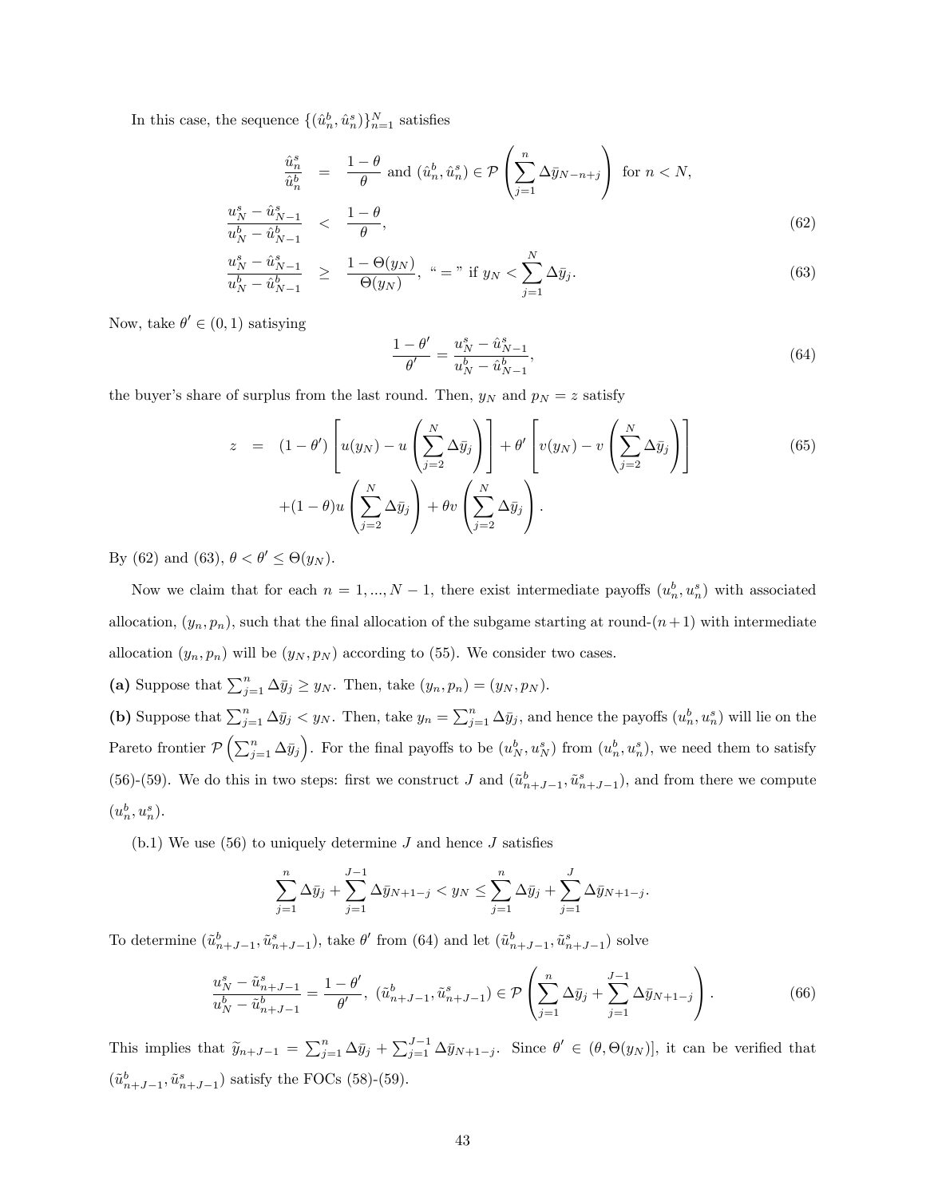In this case, the sequence $\{(\hat{u}_n^b, \hat{u}_n^s)\}_{n=1}^N$ satisfies

$$
\begin{aligned}
\frac{\hat{u}_n^s}{\hat{u}_n^b} &= \frac{1-\theta}{\theta} \text{ and } (\hat{u}_n^b, \hat{u}_n^s) \in \mathcal{P}\left(\sum_{j=1}^{n} \Delta\bar{y}_{N-n+j}\right) \text{ for } n < N, \\
\frac{u_N^s - \hat{u}_{N-1}^s}{u_N^b - \hat{u}_{N-1}^b} &< \frac{1-\theta}{\theta}, \qquad (62) \\
\frac{u_N^s - \hat{u}_{N-1}^s}{u_N^b - \hat{u}_{N-1}^b} &\geq \frac{1-\Theta(y_N)}{\Theta(y_N)}, \text{ “ = ” if } y_N < \sum_{j=1}^{N} \Delta\bar{y}_j. \qquad (63)
\end{aligned}
$$

Now, take $\theta' \in (0,1)$ satisying

$$
\frac{1-\theta'}{\theta'} = \frac{u_N^s - \hat{u}_{N-1}^s}{u_N^b - \hat{u}_{N-1}^b}, \qquad (64)
$$

the buyer's share of surplus from the last round. Then, $y_N$ and $p_N = z$ satisfy

$$
\begin{aligned}
z &= (1-\theta')\left[u(y_N) - u\left(\sum_{j=2}^{N} \Delta\bar{y}_j\right)\right] + \theta'\left[v(y_N) - v\left(\sum_{j=2}^{N} \Delta\bar{y}_j\right)\right] \qquad (65) \\
&\quad + (1-\theta)u\left(\sum_{j=2}^{N} \Delta\bar{y}_j\right) + \theta v\left(\sum_{j=2}^{N} \Delta\bar{y}_j\right).
\end{aligned}
$$

By (62) and (63), $\theta < \theta' \leq \Theta(y_N)$.

Now we claim that for each $n = 1, ..., N-1$, there exist intermediate payoffs $(u_n^b, u_n^s)$ with associated allocation, $(y_n, p_n)$, such that the final allocation of the subgame starting at round-$(n+1)$ with intermediate allocation $(y_n, p_n)$ will be $(y_N, p_N)$ according to (55). We consider two cases.

**(a)** Suppose that $\sum_{j=1}^{n} \Delta\bar{y}_j \geq y_N$. Then, take $(y_n, p_n) = (y_N, p_N)$.

**(b)** Suppose that $\sum_{j=1}^{n} \Delta\bar{y}_j < y_N$. Then, take $y_n = \sum_{j=1}^{n} \Delta\bar{y}_j$, and hence the payoffs $(u_n^b, u_n^s)$ will lie on the Pareto frontier $\mathcal{P}\left(\sum_{j=1}^{n} \Delta\bar{y}_j\right)$. For the final payoffs to be $(u_N^b, u_N^s)$ from $(u_n^b, u_n^s)$, we need them to satisfy (56)-(59). We do this in two steps: first we construct $J$ and $(\tilde{u}_{n+J-1}^b, \tilde{u}_{n+J-1}^s)$, and from there we compute $(u_n^b, u_n^s)$.

(b.1) We use (56) to uniquely determine $J$ and hence $J$ satisfies

$$
\sum_{j=1}^{n} \Delta\bar{y}_j + \sum_{j=1}^{J-1} \Delta\bar{y}_{N+1-j} < y_N \leq \sum_{j=1}^{n} \Delta\bar{y}_j + \sum_{j=1}^{J} \Delta\bar{y}_{N+1-j}.
$$

To determine $(\tilde{u}_{n+J-1}^b, \tilde{u}_{n+J-1}^s)$, take $\theta'$ from (64) and let $(\tilde{u}_{n+J-1}^b, \tilde{u}_{n+J-1}^s)$ solve

$$
\frac{u_N^s - \tilde{u}_{n+J-1}^s}{u_N^b - \tilde{u}_{n+J-1}^b} = \frac{1-\theta'}{\theta'}, \; (\tilde{u}_{n+J-1}^b, \tilde{u}_{n+J-1}^s) \in \mathcal{P}\left(\sum_{j=1}^{n} \Delta\bar{y}_j + \sum_{j=1}^{J-1} \Delta\bar{y}_{N+1-j}\right). \qquad (66)
$$

This implies that $\tilde{y}_{n+J-1} = \sum_{j=1}^{n} \Delta\bar{y}_j + \sum_{j=1}^{J-1} \Delta\bar{y}_{N+1-j}$. Since $\theta' \in (\theta, \Theta(y_N)]$, it can be verified that $(\tilde{u}_{n+J-1}^b, \tilde{u}_{n+J-1}^s)$ satisfy the FOCs (58)-(59).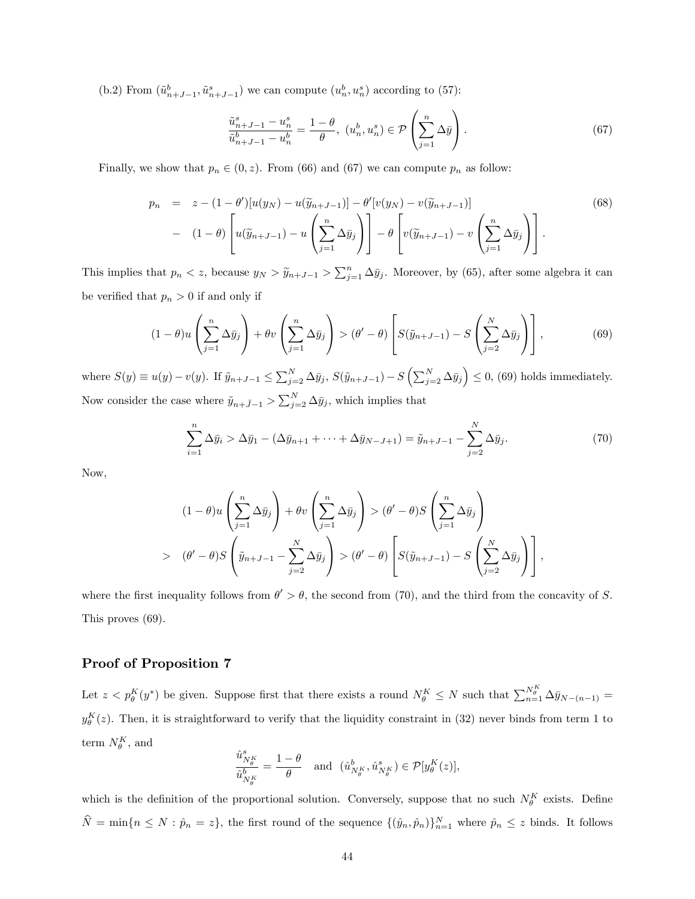(b.2) From $(\tilde{u}^b_{n+J-1}, \tilde{u}^s_{n+J-1})$ we can compute $(u^b_n, u^s_n)$ according to (57):

$$\frac{\tilde{u}^s_{n+J-1} - u^s_n}{\tilde{u}^b_{n+J-1} - u^b_n} = \frac{1-\theta}{\theta}, \ (u^b_n, u^s_n) \in \mathcal{P}\left(\sum_{j=1}^{n} \Delta \bar{y}\right). \tag{67}$$

Finally, we show that $p_n \in (0, z)$. From (66) and (67) we can compute $p_n$ as follow:

$$\begin{aligned} p_n &= z - (1-\theta')[u(y_N) - u(\widetilde{y}_{n+J-1})] - \theta'[v(y_N) - v(\widetilde{y}_{n+J-1})] \\ &- (1-\theta)\left[u(\widetilde{y}_{n+J-1}) - u\left(\sum_{j=1}^{n} \Delta \bar{y}_j\right)\right] - \theta\left[v(\widetilde{y}_{n+J-1}) - v\left(\sum_{j=1}^{n} \Delta \bar{y}_j\right)\right]. \end{aligned} \tag{68}$$

This implies that $p_n < z$, because $y_N > \widetilde{y}_{n+J-1} > \sum_{j=1}^{n} \Delta \bar{y}_j$. Moreover, by (65), after some algebra it can be verified that $p_n > 0$ if and only if

$$(1-\theta)u\left(\sum_{j=1}^{n} \Delta \bar{y}_j\right) + \theta v\left(\sum_{j=1}^{n} \Delta \bar{y}_j\right) > (\theta' - \theta)\left[S(\tilde{y}_{n+J-1}) - S\left(\sum_{j=2}^{N} \Delta \bar{y}_j\right)\right], \tag{69}$$

where $S(y) \equiv u(y) - v(y)$. If $\tilde{y}_{n+J-1} \leq \sum_{j=2}^{N} \Delta \bar{y}_j$, $S(\tilde{y}_{n+J-1}) - S\left(\sum_{j=2}^{N} \Delta \bar{y}_j\right) \leq 0$, (69) holds immediately. Now consider the case where $\tilde{y}_{n+\bar{J}-1} > \sum_{j=2}^{N} \Delta \bar{y}_j$, which implies that

$$\sum_{i=1}^{n} \Delta \bar{y}_i > \Delta \bar{y}_1 - (\Delta \bar{y}_{n+1} + \cdots + \Delta \bar{y}_{N-J+1}) = \tilde{y}_{n+J-1} - \sum_{j=2}^{N} \Delta \bar{y}_j. \tag{70}$$

Now,

$$\begin{aligned} & (1-\theta)u\left(\sum_{j=1}^{n} \Delta \bar{y}_j\right) + \theta v\left(\sum_{j=1}^{n} \Delta \bar{y}_j\right) > (\theta' - \theta) S\left(\sum_{j=1}^{n} \Delta \bar{y}_j\right) \\ > \ & (\theta' - \theta) S\left(\tilde{y}_{n+J-1} - \sum_{j=2}^{N} \Delta \bar{y}_j\right) > (\theta' - \theta)\left[S(\tilde{y}_{n+J-1}) - S\left(\sum_{j=2}^{N} \Delta \bar{y}_j\right)\right], \end{aligned}$$

where the first inequality follows from $\theta' > \theta$, the second from (70), and the third from the concavity of $S$. This proves (69).

## Proof of Proposition 7

Let $z < p^K_\theta(y^*)$ be given. Suppose first that there exists a round $N^K_\theta \leq N$ such that $\sum_{n=1}^{N^K_\theta} \Delta \bar{y}_{N-(n-1)} = y^K_\theta(z)$. Then, it is straightforward to verify that the liquidity constraint in (32) never binds from term 1 to term $N^K_\theta$, and

$$\frac{\hat{u}^s_{N^K_\theta}}{\hat{u}^b_{N^K_\theta}} = \frac{1-\theta}{\theta} \quad \text{and} \quad (\hat{u}^b_{N^K_\theta}, \hat{u}^s_{N^K_\theta}) \in \mathcal{P}[y^K_\theta(z)],$$

which is the definition of the proportional solution. Conversely, suppose that no such $N^K_\theta$ exists. Define $\widehat{N} = \min\{n \leq N : \hat{p}_n = z\}$, the first round of the sequence $\{(\hat{y}_n, \hat{p}_n)\}_{n=1}^{N}$ where $\hat{p}_n \leq z$ binds. It follows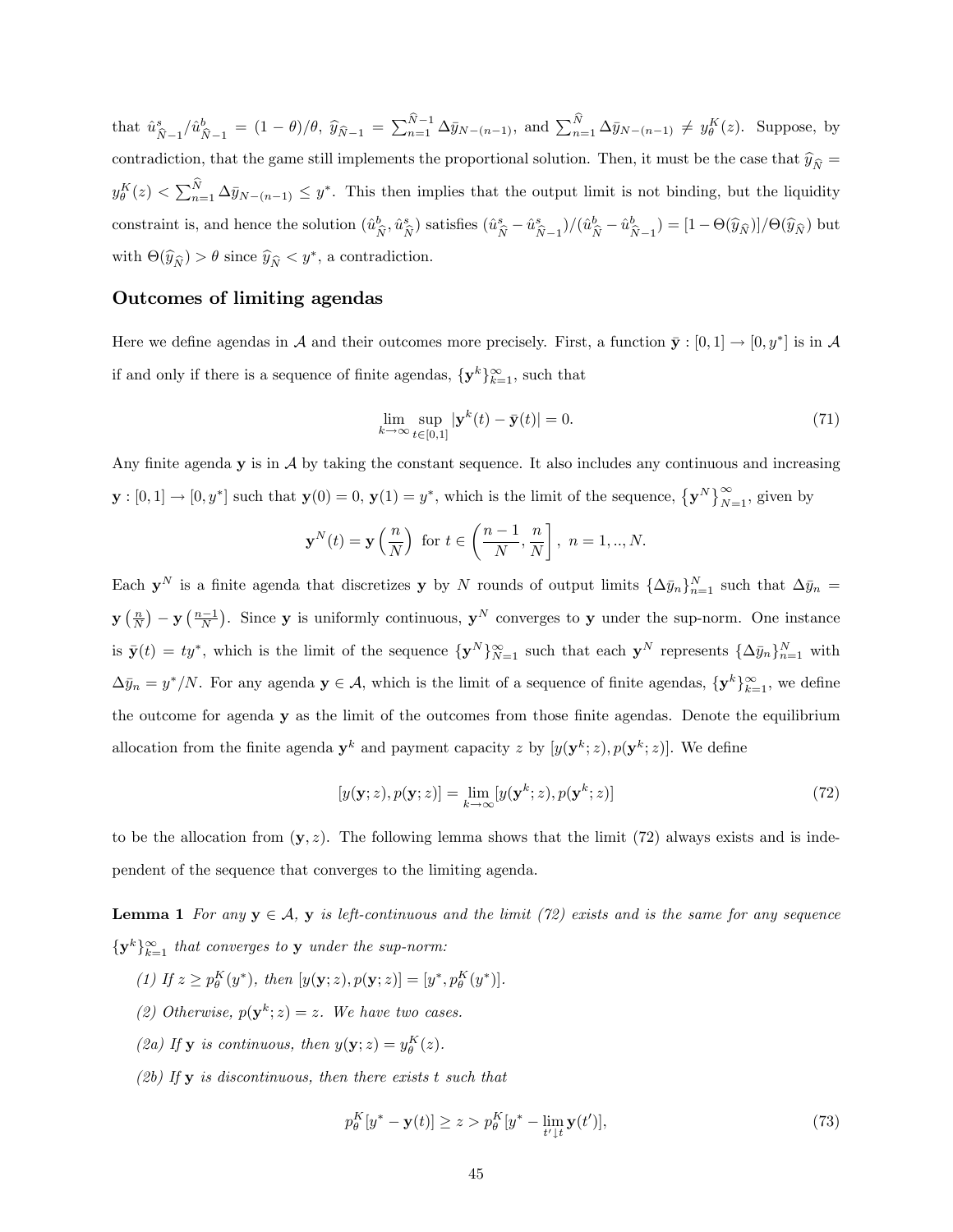that $\hat{u}^s_{\hat{N}-1}/\hat{u}^b_{\hat{N}-1} = (1-\theta)/\theta$, $\widehat{y}_{\hat{N}-1} = \sum_{n=1}^{\hat{N}-1} \Delta \bar{y}_{N-(n-1)}$, and $\sum_{n=1}^{\hat{N}} \Delta \bar{y}_{N-(n-1)} \neq y^K_\theta(z)$. Suppose, by contradiction, that the game still implements the proportional solution. Then, it must be the case that $\widehat{y}_{\hat{N}} = y^K_\theta(z) < \sum_{n=1}^{\hat{N}} \Delta \bar{y}_{N-(n-1)} \leq y^*$. This then implies that the output limit is not binding, but the liquidity constraint is, and hence the solution $(\hat{u}^b_{\hat{N}}, \hat{u}^s_{\hat{N}})$ satisfies $(\hat{u}^s_{\hat{N}} - \hat{u}^s_{\hat{N}-1})/(\hat{u}^b_{\hat{N}} - \hat{u}^b_{\hat{N}-1}) = [1-\Theta(\widehat{y}_{\hat{N}})]/\Theta(\widehat{y}_{\hat{N}})$ but with $\Theta(\widehat{y}_{\hat{N}}) > \theta$ since $\widehat{y}_{\hat{N}} < y^*$, a contradiction.

### Outcomes of limiting agendas

Here we define agendas in $\mathcal{A}$ and their outcomes more precisely. First, a function $\bar{\mathbf{y}} : [0,1] \to [0, y^*]$ is in $\mathcal{A}$ if and only if there is a sequence of finite agendas, $\{\mathbf{y}^k\}_{k=1}^\infty$, such that

$$\lim_{k\to\infty} \sup_{t\in[0,1]} |\mathbf{y}^k(t) - \bar{\mathbf{y}}(t)| = 0. \tag{71}$$

Any finite agenda $\mathbf{y}$ is in $\mathcal{A}$ by taking the constant sequence. It also includes any continuous and increasing $\mathbf{y} : [0,1] \to [0, y^*]$ such that $\mathbf{y}(0) = 0$, $\mathbf{y}(1) = y^*$, which is the limit of the sequence, $\{\mathbf{y}^N\}_{N=1}^\infty$, given by

$$\mathbf{y}^N(t) = \mathbf{y}\left(\frac{n}{N}\right) \text{ for } t \in \left(\frac{n-1}{N}, \frac{n}{N}\right], \; n = 1, .., N.$$

Each $\mathbf{y}^N$ is a finite agenda that discretizes $\mathbf{y}$ by $N$ rounds of output limits $\{\Delta \bar{y}_n\}_{n=1}^N$ such that $\Delta \bar{y}_n = \mathbf{y}\left(\frac{n}{N}\right) - \mathbf{y}\left(\frac{n-1}{N}\right)$. Since $\mathbf{y}$ is uniformly continuous, $\mathbf{y}^N$ converges to $\mathbf{y}$ under the sup-norm. One instance is $\bar{\mathbf{y}}(t) = ty^*$, which is the limit of the sequence $\{\mathbf{y}^N\}_{N=1}^\infty$ such that each $\mathbf{y}^N$ represents $\{\Delta \bar{y}_n\}_{n=1}^N$ with $\Delta \bar{y}_n = y^*/N$. For any agenda $\mathbf{y} \in \mathcal{A}$, which is the limit of a sequence of finite agendas, $\{\mathbf{y}^k\}_{k=1}^\infty$, we define the outcome for agenda $\mathbf{y}$ as the limit of the outcomes from those finite agendas. Denote the equilibrium allocation from the finite agenda $\mathbf{y}^k$ and payment capacity $z$ by $[y(\mathbf{y}^k; z), p(\mathbf{y}^k; z)]$. We define

$$[y(\mathbf{y}; z), p(\mathbf{y}; z)] = \lim_{k\to\infty} [y(\mathbf{y}^k; z), p(\mathbf{y}^k; z)] \tag{72}$$

to be the allocation from $(\mathbf{y}, z)$. The following lemma shows that the limit (72) always exists and is independent of the sequence that converges to the limiting agenda.

**Lemma 1** *For any $\mathbf{y} \in \mathcal{A}$, $\mathbf{y}$ is left-continuous and the limit (72) exists and is the same for any sequence $\{\mathbf{y}^k\}_{k=1}^\infty$ that converges to $\mathbf{y}$ under the sup-norm:*

*(1) If $z \geq p^K_\theta(y^*)$, then $[y(\mathbf{y}; z), p(\mathbf{y}; z)] = [y^*, p^K_\theta(y^*)]$.*

*(2) Otherwise, $p(\mathbf{y}^k; z) = z$. We have two cases.*

*(2a) If $\mathbf{y}$ is continuous, then $y(\mathbf{y}; z) = y^K_\theta(z)$.*

*(2b) If $\mathbf{y}$ is discontinuous, then there exists $t$ such that*

$$p^K_\theta[y^* - \mathbf{y}(t)] \geq z > p^K_\theta[y^* - \lim_{t'\downarrow t} \mathbf{y}(t')], \tag{73}$$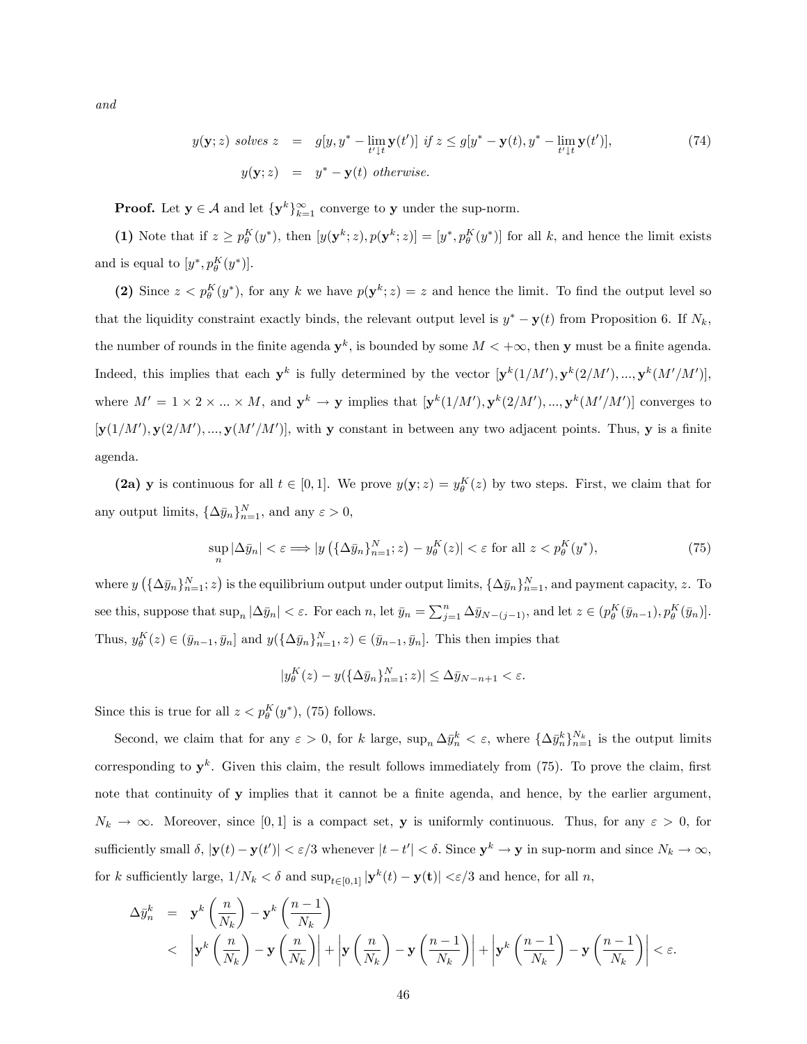*and*

$$y(\mathbf{y};z) \text{ solves } z = g[y, y^* - \lim_{t' \downarrow t} \mathbf{y}(t')] \text{ if } z \leq g[y^* - \mathbf{y}(t), y^* - \lim_{t' \downarrow t} \mathbf{y}(t')], \tag{74}$$
$$y(\mathbf{y};z) = y^* - \mathbf{y}(t) \text{ otherwise.}$$

**Proof.** Let $\mathbf{y} \in \mathcal{A}$ and let $\{\mathbf{y}^k\}_{k=1}^{\infty}$ converge to $\mathbf{y}$ under the sup-norm.

**(1)** Note that if $z \geq p_\theta^K(y^*)$, then $[y(\mathbf{y}^k;z), p(\mathbf{y}^k;z)] = [y^*, p_\theta^K(y^*)]$ for all $k$, and hence the limit exists and is equal to $[y^*, p_\theta^K(y^*)]$.

**(2)** Since $z < p_\theta^K(y^*)$, for any $k$ we have $p(\mathbf{y}^k;z) = z$ and hence the limit. To find the output level so that the liquidity constraint exactly binds, the relevant output level is $y^* - \mathbf{y}(t)$ from Proposition 6. If $N_k$, the number of rounds in the finite agenda $\mathbf{y}^k$, is bounded by some $M < +\infty$, then $\mathbf{y}$ must be a finite agenda. Indeed, this implies that each $\mathbf{y}^k$ is fully determined by the vector $[\mathbf{y}^k(1/M'), \mathbf{y}^k(2/M'), ..., \mathbf{y}^k(M'/M')]$, where $M' = 1 \times 2 \times ... \times M$, and $\mathbf{y}^k \to \mathbf{y}$ implies that $[\mathbf{y}^k(1/M'), \mathbf{y}^k(2/M'), ..., \mathbf{y}^k(M'/M')]$ converges to $[\mathbf{y}(1/M'), \mathbf{y}(2/M'), ..., \mathbf{y}(M'/M')]$, with $\mathbf{y}$ constant in between any two adjacent points. Thus, $\mathbf{y}$ is a finite agenda.

**(2a)** $\mathbf{y}$ is continuous for all $t \in [0,1]$. We prove $y(\mathbf{y};z) = y_\theta^K(z)$ by two steps. First, we claim that for any output limits, $\{\Delta\bar{y}_n\}_{n=1}^N$, and any $\varepsilon > 0$,

$$\sup_n |\Delta\bar{y}_n| < \varepsilon \Longrightarrow |y\left(\{\Delta\bar{y}_n\}_{n=1}^N; z\right) - y_\theta^K(z)| < \varepsilon \text{ for all } z < p_\theta^K(y^*), \tag{75}$$

where $y\left(\{\Delta\bar{y}_n\}_{n=1}^N; z\right)$ is the equilibrium output under output limits, $\{\Delta\bar{y}_n\}_{n=1}^N$, and payment capacity, $z$. To see this, suppose that $\sup_n |\Delta\bar{y}_n| < \varepsilon$. For each $n$, let $\bar{y}_n = \sum_{j=1}^n \Delta\bar{y}_{N-(j-1)}$, and let $z \in (p_\theta^K(\bar{y}_{n-1}), p_\theta^K(\bar{y}_n)]$. Thus, $y_\theta^K(z) \in (\bar{y}_{n-1}, \bar{y}_n]$ and $y(\{\Delta\bar{y}_n\}_{n=1}^N, z) \in (\bar{y}_{n-1}, \bar{y}_n]$. This then impies that

$$|y_\theta^K(z) - y(\{\Delta\bar{y}_n\}_{n=1}^N; z)| \leq \Delta\bar{y}_{N-n+1} < \varepsilon.$$

Since this is true for all $z < p_\theta^K(y^*)$, (75) follows.

Second, we claim that for any $\varepsilon > 0$, for $k$ large, $\sup_n \Delta\bar{y}_n^k < \varepsilon$, where $\{\Delta\bar{y}_n^k\}_{n=1}^{N_k}$ is the output limits corresponding to $\mathbf{y}^k$. Given this claim, the result follows immediately from (75). To prove the claim, first note that continuity of $\mathbf{y}$ implies that it cannot be a finite agenda, and hence, by the earlier argument, $N_k \to \infty$. Moreover, since $[0,1]$ is a compact set, $\mathbf{y}$ is uniformly continuous. Thus, for any $\varepsilon > 0$, for sufficiently small $\delta$, $|\mathbf{y}(t) - \mathbf{y}(t')| < \varepsilon/3$ whenever $|t - t'| < \delta$. Since $\mathbf{y}^k \to \mathbf{y}$ in sup-norm and since $N_k \to \infty$, for $k$ sufficiently large, $1/N_k < \delta$ and $\sup_{t\in[0,1]} |\mathbf{y}^k(t) - \mathbf{y}(\mathbf{t})| < \varepsilon/3$ and hence, for all $n$,

$$\begin{aligned}
\Delta\bar{y}_n^k &= \mathbf{y}^k\left(\frac{n}{N_k}\right) - \mathbf{y}^k\left(\frac{n-1}{N_k}\right) \\
&< \left|\mathbf{y}^k\left(\frac{n}{N_k}\right) - \mathbf{y}\left(\frac{n}{N_k}\right)\right| + \left|\mathbf{y}\left(\frac{n}{N_k}\right) - \mathbf{y}\left(\frac{n-1}{N_k}\right)\right| + \left|\mathbf{y}^k\left(\frac{n-1}{N_k}\right) - \mathbf{y}\left(\frac{n-1}{N_k}\right)\right| < \varepsilon.
\end{aligned}$$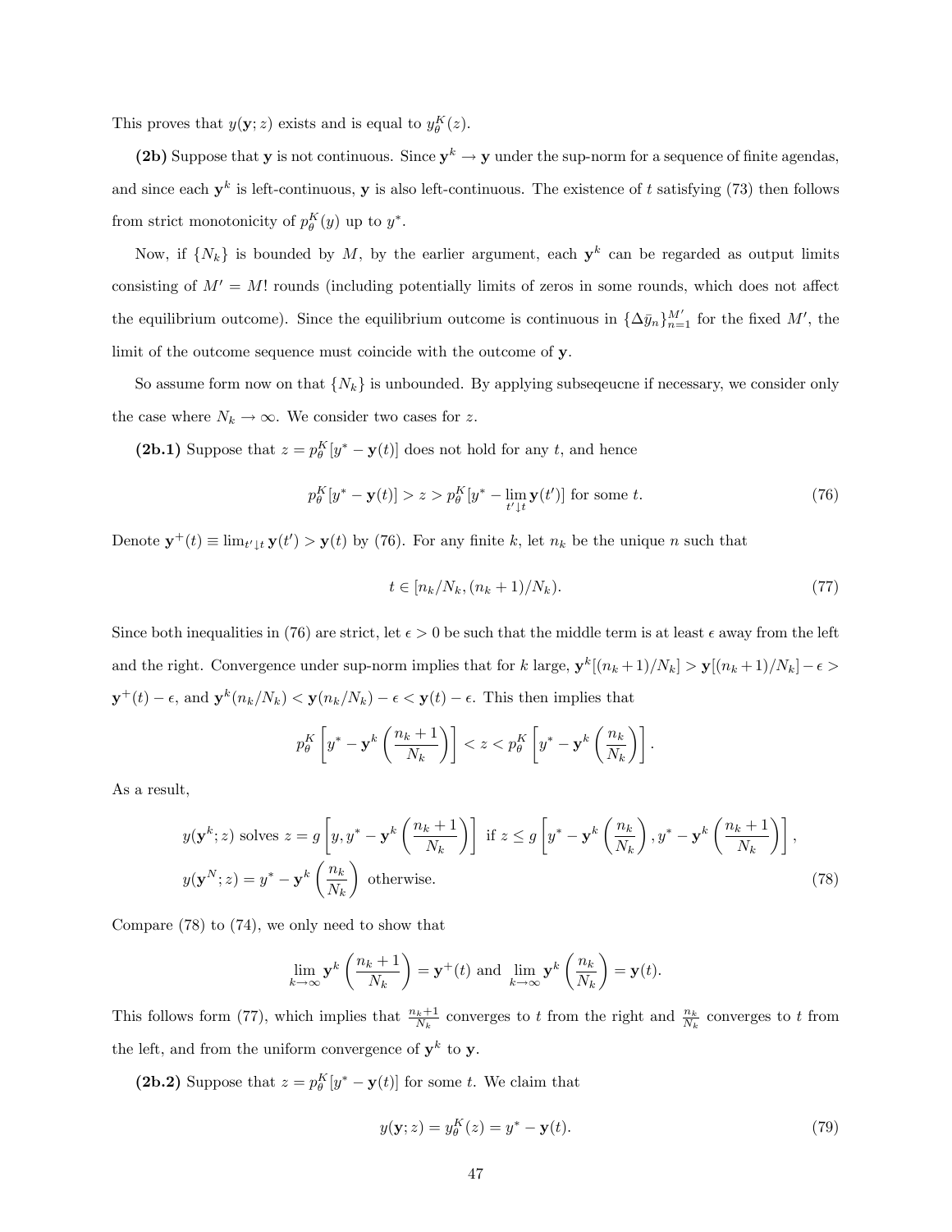This proves that $y(\mathbf{y}; z)$ exists and is equal to $y_\theta^K(z)$.

**(2b)** Suppose that $\mathbf{y}$ is not continuous. Since $\mathbf{y}^k \to \mathbf{y}$ under the sup-norm for a sequence of finite agendas, and since each $\mathbf{y}^k$ is left-continuous, $\mathbf{y}$ is also left-continuous. The existence of $t$ satisfying (73) then follows from strict monotonicity of $p_\theta^K(y)$ up to $y^*$.

Now, if $\{N_k\}$ is bounded by $M$, by the earlier argument, each $\mathbf{y}^k$ can be regarded as output limits consisting of $M' = M!$ rounds (including potentially limits of zeros in some rounds, which does not affect the equilibrium outcome). Since the equilibrium outcome is continuous in $\{\Delta \bar{y}_n\}_{n=1}^{M'}$ for the fixed $M'$, the limit of the outcome sequence must coincide with the outcome of $\mathbf{y}$.

So assume form now on that $\{N_k\}$ is unbounded. By applying subseqeucne if necessary, we consider only the case where $N_k \to \infty$. We consider two cases for $z$.

**(2b.1)** Suppose that $z = p_\theta^K[y^* - \mathbf{y}(t)]$ does not hold for any $t$, and hence

$$p_\theta^K[y^* - \mathbf{y}(t)] > z > p_\theta^K[y^* - \lim_{t' \downarrow t} \mathbf{y}(t')] \text{ for some } t. \tag{76}$$

Denote $\mathbf{y}^+(t) \equiv \lim_{t' \downarrow t} \mathbf{y}(t') > \mathbf{y}(t)$ by (76). For any finite $k$, let $n_k$ be the unique $n$ such that

$$t \in [n_k/N_k, (n_k + 1)/N_k). \tag{77}$$

Since both inequalities in (76) are strict, let $\epsilon > 0$ be such that the middle term is at least $\epsilon$ away from the left and the right. Convergence under sup-norm implies that for $k$ large, $\mathbf{y}^k[(n_k+1)/N_k] > \mathbf{y}[(n_k+1)/N_k] - \epsilon > \mathbf{y}^+(t) - \epsilon$, and $\mathbf{y}^k(n_k/N_k) < \mathbf{y}(n_k/N_k) - \epsilon < \mathbf{y}(t) - \epsilon$. This then implies that

$$p_\theta^K\left[y^* - \mathbf{y}^k\left(\frac{n_k+1}{N_k}\right)\right] < z < p_\theta^K\left[y^* - \mathbf{y}^k\left(\frac{n_k}{N_k}\right)\right].$$

As a result,

$$\begin{aligned} &y(\mathbf{y}^k; z) \text{ solves } z = g\left[y, y^* - \mathbf{y}^k\left(\frac{n_k+1}{N_k}\right)\right] \text{ if } z \le g\left[y^* - \mathbf{y}^k\left(\frac{n_k}{N_k}\right), y^* - \mathbf{y}^k\left(\frac{n_k+1}{N_k}\right)\right], \\ &y(\mathbf{y}^N; z) = y^* - \mathbf{y}^k\left(\frac{n_k}{N_k}\right) \text{ otherwise.} \end{aligned} \tag{78}$$

Compare (78) to (74), we only need to show that

$$\lim_{k\to\infty} \mathbf{y}^k\left(\frac{n_k+1}{N_k}\right) = \mathbf{y}^+(t) \text{ and } \lim_{k\to\infty} \mathbf{y}^k\left(\frac{n_k}{N_k}\right) = \mathbf{y}(t).$$

This follows form (77), which implies that $\frac{n_k+1}{N_k}$ converges to $t$ from the right and $\frac{n_k}{N_k}$ converges to $t$ from the left, and from the uniform convergence of $\mathbf{y}^k$ to $\mathbf{y}$.

**(2b.2)** Suppose that $z = p_\theta^K[y^* - \mathbf{y}(t)]$ for some $t$. We claim that

$$y(\mathbf{y}; z) = y_\theta^K(z) = y^* - \mathbf{y}(t). \tag{79}$$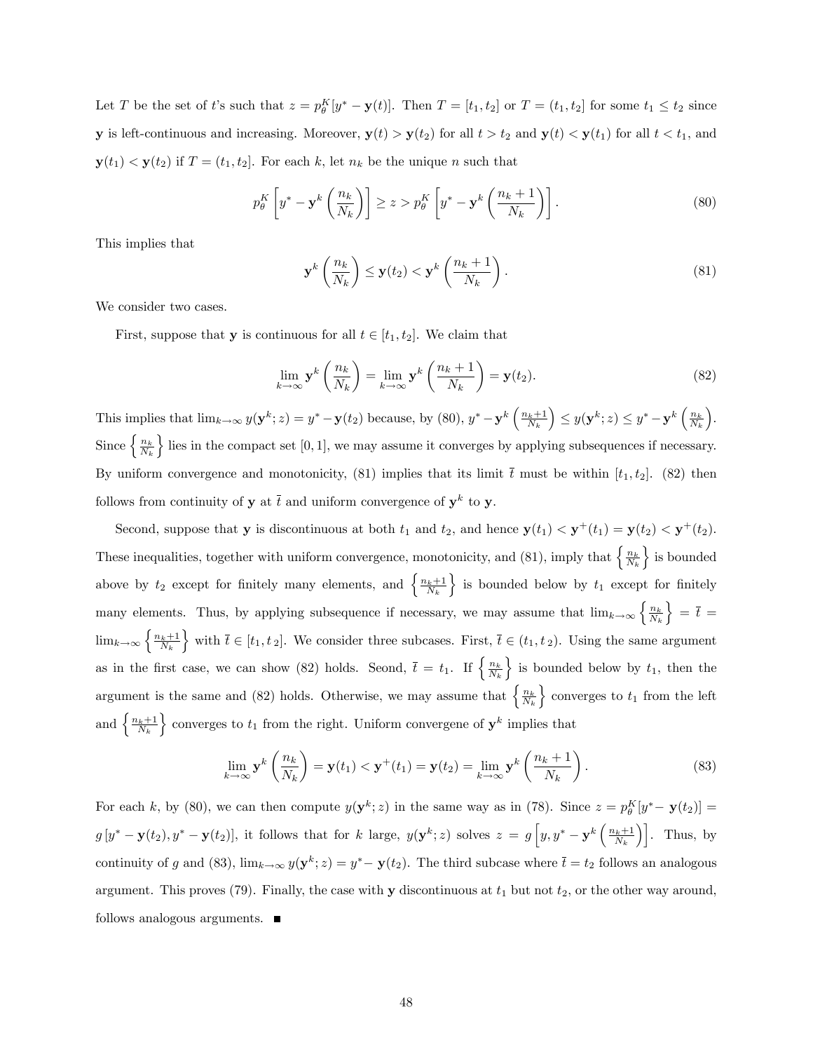Let $T$ be the set of $t$'s such that $z = p_\theta^K[y^* - \mathbf{y}(t)]$. Then $T = [t_1, t_2]$ or $T = (t_1, t_2]$ for some $t_1 \leq t_2$ since $\mathbf{y}$ is left-continuous and increasing. Moreover, $\mathbf{y}(t) > \mathbf{y}(t_2)$ for all $t > t_2$ and $\mathbf{y}(t) < \mathbf{y}(t_1)$ for all $t < t_1$, and $\mathbf{y}(t_1) < \mathbf{y}(t_2)$ if $T = (t_1, t_2]$. For each $k$, let $n_k$ be the unique $n$ such that

$$p_\theta^K \left[ y^* - \mathbf{y}^k \left( \frac{n_k}{N_k} \right) \right] \geq z > p_\theta^K \left[ y^* - \mathbf{y}^k \left( \frac{n_k + 1}{N_k} \right) \right]. \tag{80}$$

This implies that

$$\mathbf{y}^k \left( \frac{n_k}{N_k} \right) \leq \mathbf{y}(t_2) < \mathbf{y}^k \left( \frac{n_k + 1}{N_k} \right). \tag{81}$$

We consider two cases.

First, suppose that $\mathbf{y}$ is continuous for all $t \in [t_1, t_2]$. We claim that

$$\lim_{k \to \infty} \mathbf{y}^k \left( \frac{n_k}{N_k} \right) = \lim_{k \to \infty} \mathbf{y}^k \left( \frac{n_k + 1}{N_k} \right) = \mathbf{y}(t_2). \tag{82}$$

This implies that $\lim_{k \to \infty} y(\mathbf{y}^k; z) = y^* - \mathbf{y}(t_2)$ because, by (80), $y^* - \mathbf{y}^k \left( \frac{n_k+1}{N_k} \right) \leq y(\mathbf{y}^k; z) \leq y^* - \mathbf{y}^k \left( \frac{n_k}{N_k} \right)$. Since $\left\{ \frac{n_k}{N_k} \right\}$ lies in the compact set $[0, 1]$, we may assume it converges by applying subsequences if necessary. By uniform convergence and monotonicity, (81) implies that its limit $\bar{t}$ must be within $[t_1, t_2]$. (82) then follows from continuity of $\mathbf{y}$ at $\bar{t}$ and uniform convergence of $\mathbf{y}^k$ to $\mathbf{y}$.

Second, suppose that $\mathbf{y}$ is discontinuous at both $t_1$ and $t_2$, and hence $\mathbf{y}(t_1) < \mathbf{y}^+(t_1) = \mathbf{y}(t_2) < \mathbf{y}^+(t_2)$. These inequalities, together with uniform convergence, monotonicity, and (81), imply that $\left\{ \frac{n_k}{N_k} \right\}$ is bounded above by $t_2$ except for finitely many elements, and $\left\{ \frac{n_k+1}{N_k} \right\}$ is bounded below by $t_1$ except for finitely many elements. Thus, by applying subsequence if necessary, we may assume that $\lim_{k \to \infty} \left\{ \frac{n_k}{N_k} \right\} = \bar{t} = \lim_{k \to \infty} \left\{ \frac{n_k+1}{N_k} \right\}$ with $\bar{t} \in [t_1, t_2]$. We consider three subcases. First, $\bar{t} \in (t_1, t_2)$. Using the same argument as in the first case, we can show (82) holds. Seond, $\bar{t} = t_1$. If $\left\{ \frac{n_k}{N_k} \right\}$ is bounded below by $t_1$, then the argument is the same and (82) holds. Otherwise, we may assume that $\left\{ \frac{n_k}{N_k} \right\}$ converges to $t_1$ from the left and $\left\{ \frac{n_k+1}{N_k} \right\}$ converges to $t_1$ from the right. Uniform convergene of $\mathbf{y}^k$ implies that

$$\lim_{k \to \infty} \mathbf{y}^k \left( \frac{n_k}{N_k} \right) = \mathbf{y}(t_1) < \mathbf{y}^+(t_1) = \mathbf{y}(t_2) = \lim_{k \to \infty} \mathbf{y}^k \left( \frac{n_k + 1}{N_k} \right). \tag{83}$$

For each $k$, by (80), we can then compute $y(\mathbf{y}^k; z)$ in the same way as in (78). Since $z = p_\theta^K[y^* - \mathbf{y}(t_2)] = g[y^* - \mathbf{y}(t_2), y^* - \mathbf{y}(t_2)]$, it follows that for $k$ large, $y(\mathbf{y}^k; z)$ solves $z = g\left[y, y^* - \mathbf{y}^k\left(\frac{n_k+1}{N_k}\right)\right]$. Thus, by continuity of $g$ and (83), $\lim_{k \to \infty} y(\mathbf{y}^k; z) = y^* - \mathbf{y}(t_2)$. The third subcase where $\bar{t} = t_2$ follows an analogous argument. This proves (79). Finally, the case with $\mathbf{y}$ discontinuous at $t_1$ but not $t_2$, or the other way around, follows analogous arguments. ■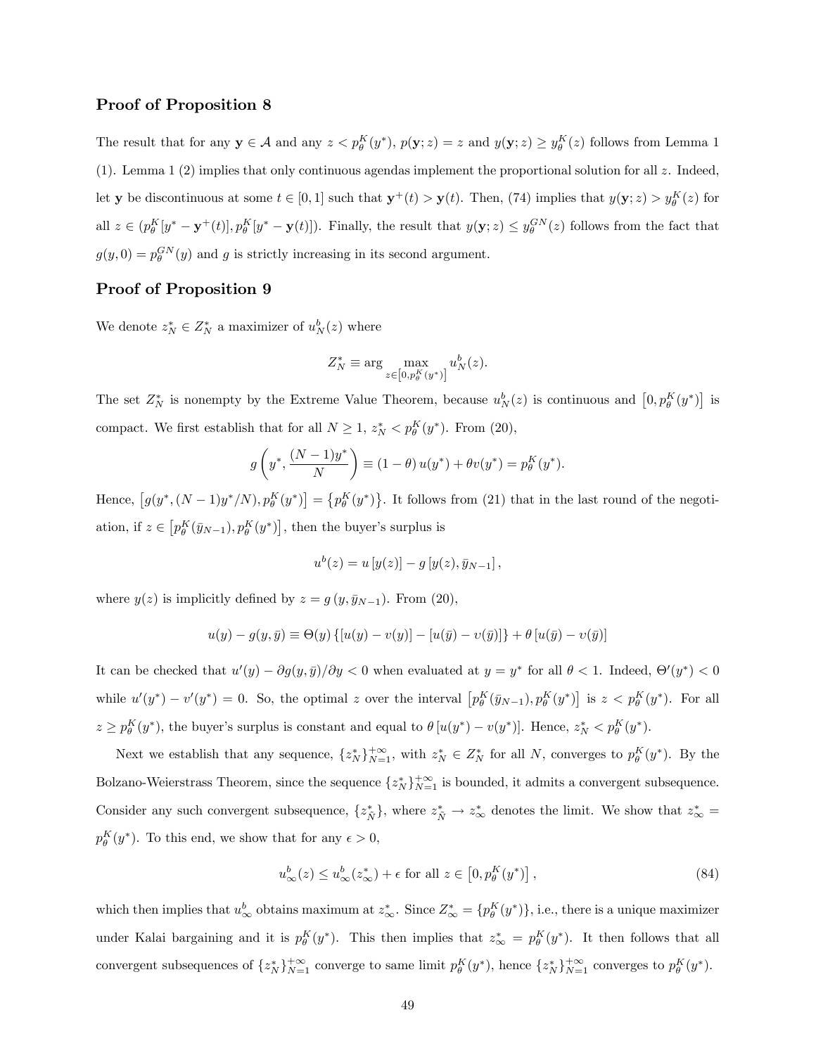## Proof of Proposition 8

The result that for any $\mathbf{y} \in \mathcal{A}$ and any $z < p^K_\theta(y^*)$, $p(\mathbf{y}; z) = z$ and $y(\mathbf{y}; z) \geq y^K_\theta(z)$ follows from Lemma 1 (1). Lemma 1 (2) implies that only continuous agendas implement the proportional solution for all $z$. Indeed, let $\mathbf{y}$ be discontinuous at some $t \in [0, 1]$ such that $\mathbf{y}^+(t) > \mathbf{y}(t)$. Then, (74) implies that $y(\mathbf{y}; z) > y^K_\theta(z)$ for all $z \in (p^K_\theta[y^* - \mathbf{y}^+(t)], p^K_\theta[y^* - \mathbf{y}(t)])$. Finally, the result that $y(\mathbf{y}; z) \leq y^{GN}_\theta(z)$ follows from the fact that $g(y, 0) = p^{GN}_\theta(y)$ and $g$ is strictly increasing in its second argument.

## Proof of Proposition 9

We denote $z^*_N \in Z^*_N$ a maximizer of $u^b_N(z)$ where

$$Z^*_N \equiv \arg \max_{z \in [0, p^K_\theta(y^*)]} u^b_N(z).$$

The set $Z^*_N$ is nonempty by the Extreme Value Theorem, because $u^b_N(z)$ is continuous and $[0, p^K_\theta(y^*)]$ is compact. We first establish that for all $N \geq 1$, $z^*_N < p^K_\theta(y^*)$. From (20),

$$g\left(y^*, \frac{(N-1)y^*}{N}\right) \equiv (1-\theta)\, u(y^*) + \theta v(y^*) = p^K_\theta(y^*).$$

Hence, $[g(y^*, (N-1)y^*/N), p^K_\theta(y^*)] = \{p^K_\theta(y^*)\}$. It follows from (21) that in the last round of the negotiation, if $z \in [p^K_\theta(\bar{y}_{N-1}), p^K_\theta(y^*)]$, then the buyer's surplus is

$$u^b(z) = u\left[y(z)\right] - g\left[y(z), \bar{y}_{N-1}\right],$$

where $y(z)$ is implicitly defined by $z = g\left(y, \bar{y}_{N-1}\right)$. From (20),

$$u(y) - g(y, \bar{y}) \equiv \Theta(y)\left\{[u(y) - v(y)] - [u(\bar{y}) - v(\bar{y})]\right\} + \theta\left[u(\bar{y}) - v(\bar{y})\right]$$

It can be checked that $u'(y) - \partial g(y, \bar{y})/\partial y < 0$ when evaluated at $y = y^*$ for all $\theta < 1$. Indeed, $\Theta'(y^*) < 0$ while $u'(y^*) - v'(y^*) = 0$. So, the optimal $z$ over the interval $[p^K_\theta(\bar{y}_{N-1}), p^K_\theta(y^*)]$ is $z < p^K_\theta(y^*)$. For all $z \geq p^K_\theta(y^*)$, the buyer's surplus is constant and equal to $\theta\left[u(y^*) - v(y^*)\right]$. Hence, $z^*_N < p^K_\theta(y^*)$.

Next we establish that any sequence, $\{z^*_N\}^{+\infty}_{N=1}$, with $z^*_N \in Z^*_N$ for all $N$, converges to $p^K_\theta(y^*)$. By the Bolzano-Weierstrass Theorem, since the sequence $\{z^*_N\}^{+\infty}_{N=1}$ is bounded, it admits a convergent subsequence. Consider any such convergent subsequence, $\{z^*_{\tilde{N}}\}$, where $z^*_{\tilde{N}} \to z^*_\infty$ denotes the limit. We show that $z^*_\infty = p^K_\theta(y^*)$. To this end, we show that for any $\epsilon > 0$,

$$u^b_\infty(z) \leq u^b_\infty(z^*_\infty) + \epsilon \text{ for all } z \in \left[0, p^K_\theta(y^*)\right], \tag{84}$$

which then implies that $u^b_\infty$ obtains maximum at $z^*_\infty$. Since $Z^*_\infty = \{p^K_\theta(y^*)\}$, i.e., there is a unique maximizer under Kalai bargaining and it is $p^K_\theta(y^*)$. This then implies that $z^*_\infty = p^K_\theta(y^*)$. It then follows that all convergent subsequences of $\{z^*_N\}^{+\infty}_{N=1}$ converge to same limit $p^K_\theta(y^*)$, hence $\{z^*_N\}^{+\infty}_{N=1}$ converges to $p^K_\theta(y^*)$.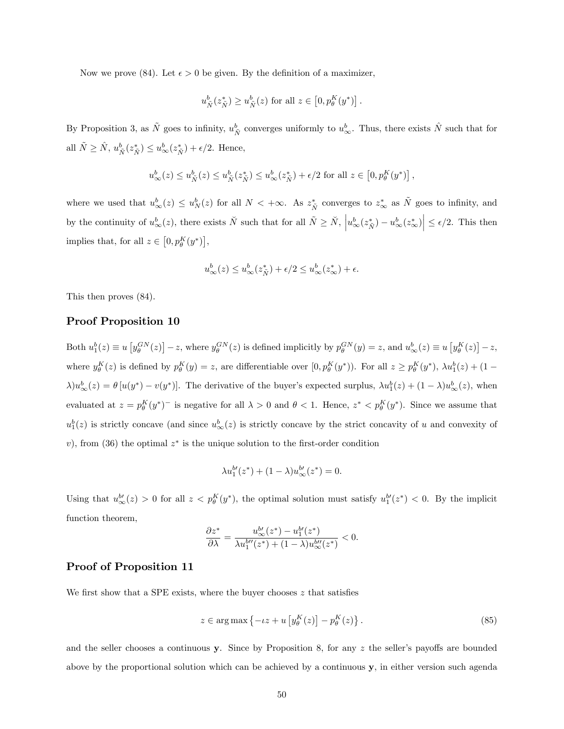Now we prove (84). Let $\epsilon > 0$ be given. By the definition of a maximizer,

$$u^b_{\tilde{N}}(z^*_{\tilde{N}}) \geq u^b_{\tilde{N}}(z) \text{ for all } z \in \left[0, p^K_\theta(y^*)\right].$$

By Proposition 3, as $\tilde{N}$ goes to infinity, $u^b_{\tilde{N}}$ converges uniformly to $u^b_\infty$. Thus, there exists $\hat{N}$ such that for all $\tilde{N} \geq \hat{N}$, $u^b_{\tilde{N}}(z^*_{\tilde{N}}) \leq u^b_\infty(z^*_{\tilde{N}}) + \epsilon/2$. Hence,

$$u^b_\infty(z) \leq u^b_{\tilde{N}}(z) \leq u^b_{\tilde{N}}(z^*_{\tilde{N}}) \leq u^b_\infty(z^*_{\tilde{N}}) + \epsilon/2 \text{ for all } z \in \left[0, p^K_\theta(y^*)\right],$$

where we used that $u^b_\infty(z) \leq u^b_N(z)$ for all $N < +\infty$. As $z^*_{\tilde{N}}$ converges to $z^*_\infty$ as $\tilde{N}$ goes to infinity, and by the continuity of $u^b_\infty(z)$, there exists $\check{N}$ such that for all $\tilde{N} \geq \check{N}$, $\left|u^b_\infty(z^*_{\tilde{N}}) - u^b_\infty(z^*_\infty)\right| \leq \epsilon/2$. This then implies that, for all $z \in \left[0, p^K_\theta(y^*)\right]$,

$$u^b_\infty(z) \leq u^b_\infty(z^*_{\tilde{N}}) + \epsilon/2 \leq u^b_\infty(z^*_\infty) + \epsilon.$$

This then proves (84).

## Proof Proposition 10

Both $u^b_1(z) \equiv u\left[y^{GN}_\theta(z)\right] - z$, where $y^{GN}_\theta(z)$ is defined implicitly by $p^{GN}_\theta(y) = z$, and $u^b_\infty(z) \equiv u\left[y^K_\theta(z)\right] - z$, where $y^K_\theta(z)$ is defined by $p^K_\theta(y) = z$, are differentiable over $[0, p^K_\theta(y^*))$. For all $z \geq p^K_\theta(y^*)$, $\lambda u^b_1(z) + (1-\lambda)u^b_\infty(z) = \theta\left[u(y^*) - v(y^*)\right]$. The derivative of the buyer's expected surplus, $\lambda u^b_1(z) + (1-\lambda)u^b_\infty(z)$, when evaluated at $z = p^K_\theta(y^*)^-$ is negative for all $\lambda > 0$ and $\theta < 1$. Hence, $z^* < p^K_\theta(y^*)$. Since we assume that $u^b_1(z)$ is strictly concave (and since $u^b_\infty(z)$ is strictly concave by the strict concavity of $u$ and convexity of $v$), from (36) the optimal $z^*$ is the unique solution to the first-order condition

$$\lambda u^{b\prime}_1(z^*) + (1-\lambda)u^{b\prime}_\infty(z^*) = 0.$$

Using that $u^{b\prime}_\infty(z) > 0$ for all $z < p^K_\theta(y^*)$, the optimal solution must satisfy $u^{b\prime}_1(z^*) < 0$. By the implicit function theorem,

$$\frac{\partial z^*}{\partial \lambda} = \frac{u^{b\prime}_\infty(z^*) - u^{b\prime}_1(z^*)}{\lambda u^{b\prime\prime}_1(z^*) + (1-\lambda)u^{b\prime\prime}_\infty(z^*)} < 0.$$

## Proof of Proposition 11

We first show that a SPE exists, where the buyer chooses $z$ that satisfies

$$z \in \arg\max\left\{-\iota z + u\left[y^K_\theta(z)\right] - p^K_\theta(z)\right\}. \tag{85}$$

and the seller chooses a continuous $\mathbf{y}$. Since by Proposition 8, for any $z$ the seller's payoffs are bounded above by the proportional solution which can be achieved by a continuous $\mathbf{y}$, in either version such agenda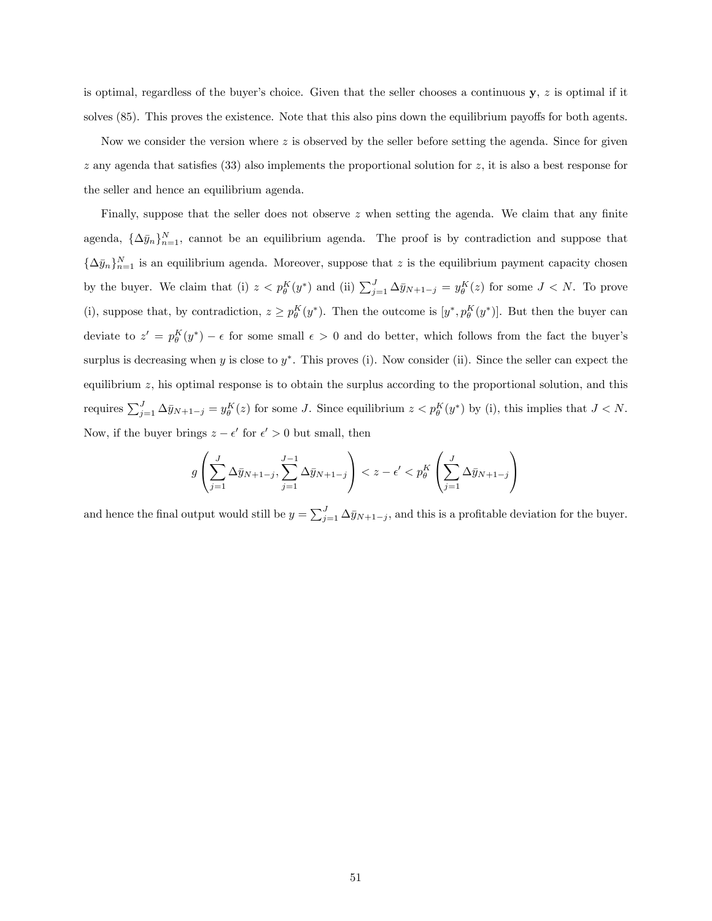is optimal, regardless of the buyer's choice. Given that the seller chooses a continuous $\mathbf{y}$, $z$ is optimal if it solves (85). This proves the existence. Note that this also pins down the equilibrium payoffs for both agents.

Now we consider the version where $z$ is observed by the seller before setting the agenda. Since for given $z$ any agenda that satisfies (33) also implements the proportional solution for $z$, it is also a best response for the seller and hence an equilibrium agenda.

Finally, suppose that the seller does not observe $z$ when setting the agenda. We claim that any finite agenda, $\{\Delta\bar{y}_n\}_{n=1}^N$, cannot be an equilibrium agenda. The proof is by contradiction and suppose that $\{\Delta\bar{y}_n\}_{n=1}^N$ is an equilibrium agenda. Moreover, suppose that $z$ is the equilibrium payment capacity chosen by the buyer. We claim that (i) $z < p_\theta^K(y^*)$ and (ii) $\sum_{j=1}^J \Delta\bar{y}_{N+1-j} = y_\theta^K(z)$ for some $J < N$. To prove (i), suppose that, by contradiction, $z \geq p_\theta^K(y^*)$. Then the outcome is $[y^*, p_\theta^K(y^*)]$. But then the buyer can deviate to $z' = p_\theta^K(y^*) - \epsilon$ for some small $\epsilon > 0$ and do better, which follows from the fact the buyer's surplus is decreasing when $y$ is close to $y^*$. This proves (i). Now consider (ii). Since the seller can expect the equilibrium $z$, his optimal response is to obtain the surplus according to the proportional solution, and this requires $\sum_{j=1}^J \Delta\bar{y}_{N+1-j} = y_\theta^K(z)$ for some $J$. Since equilibrium $z < p_\theta^K(y^*)$ by (i), this implies that $J < N$. Now, if the buyer brings $z - \epsilon'$ for $\epsilon' > 0$ but small, then

$$g\left(\sum_{j=1}^J \Delta\bar{y}_{N+1-j}, \sum_{j=1}^{J-1} \Delta\bar{y}_{N+1-j}\right) < z - \epsilon' < p_\theta^K\left(\sum_{j=1}^J \Delta\bar{y}_{N+1-j}\right)$$

and hence the final output would still be $y = \sum_{j=1}^J \Delta\bar{y}_{N+1-j}$, and this is a profitable deviation for the buyer.